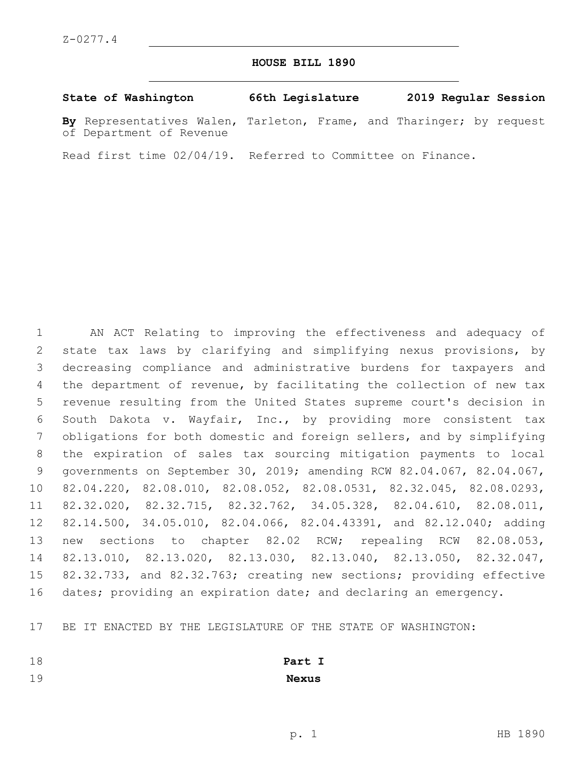Z-0277.4

# HOUSE BILL 1890

**State of Washington 66th Legislature 2019 Regular Session**

**By** Representatives Walen, Tarleton, Frame, and Tharinger; by request of Department of Revenue

Read first time 02/04/19. Referred to Committee on Finance.

AN ACT Relating to improving the effectiveness and adequacy of state tax laws by clarifying and simplifying nexus provisions, by decreasing compliance and administrative burdens for taxpayers and the department of revenue, by facilitating the collection of new tax revenue resulting from the United States supreme court's decision in South Dakota v. Wayfair, Inc., by providing more consistent tax obligations for both domestic and foreign sellers, and by simplifying the expiration of sales tax sourcing mitigation payments to local governments on September 30, 2019; amending RCW 82.04.067, 82.04.067, 82.04.220, 82.08.010, 82.08.052, 82.08.0531, 82.32.045, 82.08.0293, 82.32.020, 82.32.715, 82.32.762, 34.05.328, 82.04.610, 82.08.011, 82.14.500, 34.05.010, 82.04.066, 82.04.43391, and 82.12.040; adding new sections to chapter 82.02 RCW; repealing RCW 82.08.053, 82.13.010, 82.13.020, 82.13.030, 82.13.040, 82.13.050, 82.32.047, 82.32.733, and 82.32.763; creating new sections; providing effective dates; providing an expiration date; and declaring an emergency.

BE IT ENACTED BY THE LEGISLATURE OF THE STATE OF WASHINGTON:

## Part I
## Nexus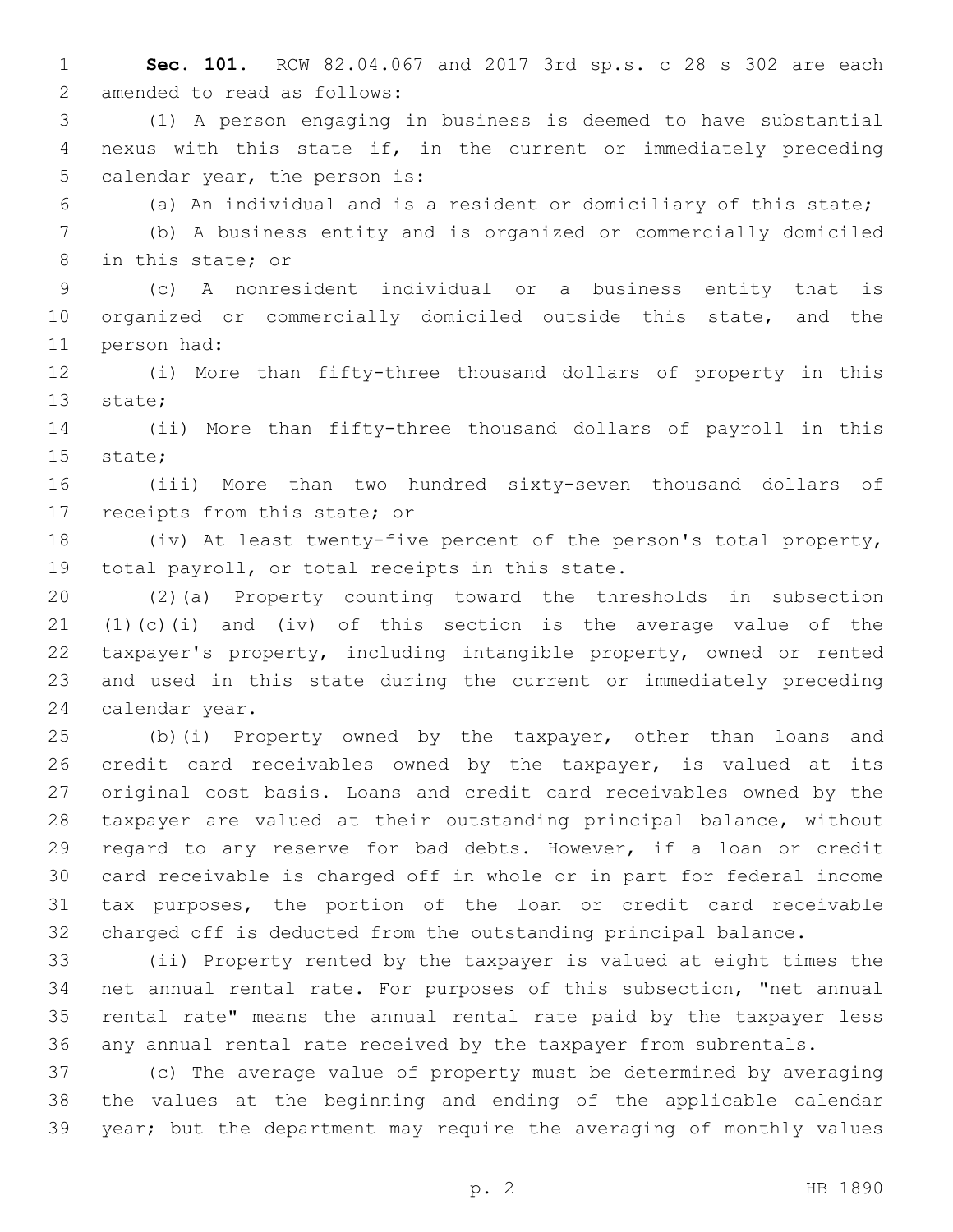**Sec. 101.** RCW 82.04.067 and 2017 3rd sp.s. c 28 s 302 are each amended to read as follows:

(1) A person engaging in business is deemed to have substantial nexus with this state if, in the current or immediately preceding calendar year, the person is:

(a) An individual and is a resident or domiciliary of this state;

(b) A business entity and is organized or commercially domiciled in this state; or

(c) A nonresident individual or a business entity that is organized or commercially domiciled outside this state, and the person had:

(i) More than fifty-three thousand dollars of property in this state;

(ii) More than fifty-three thousand dollars of payroll in this state;

(iii) More than two hundred sixty-seven thousand dollars of receipts from this state; or

(iv) At least twenty-five percent of the person's total property, total payroll, or total receipts in this state.

(2)(a) Property counting toward the thresholds in subsection (1)(c)(i) and (iv) of this section is the average value of the taxpayer's property, including intangible property, owned or rented and used in this state during the current or immediately preceding calendar year.

(b)(i) Property owned by the taxpayer, other than loans and credit card receivables owned by the taxpayer, is valued at its original cost basis. Loans and credit card receivables owned by the taxpayer are valued at their outstanding principal balance, without regard to any reserve for bad debts. However, if a loan or credit card receivable is charged off in whole or in part for federal income tax purposes, the portion of the loan or credit card receivable charged off is deducted from the outstanding principal balance.

(ii) Property rented by the taxpayer is valued at eight times the net annual rental rate. For purposes of this subsection, "net annual rental rate" means the annual rental rate paid by the taxpayer less any annual rental rate received by the taxpayer from subrentals.

(c) The average value of property must be determined by averaging the values at the beginning and ending of the applicable calendar year; but the department may require the averaging of monthly values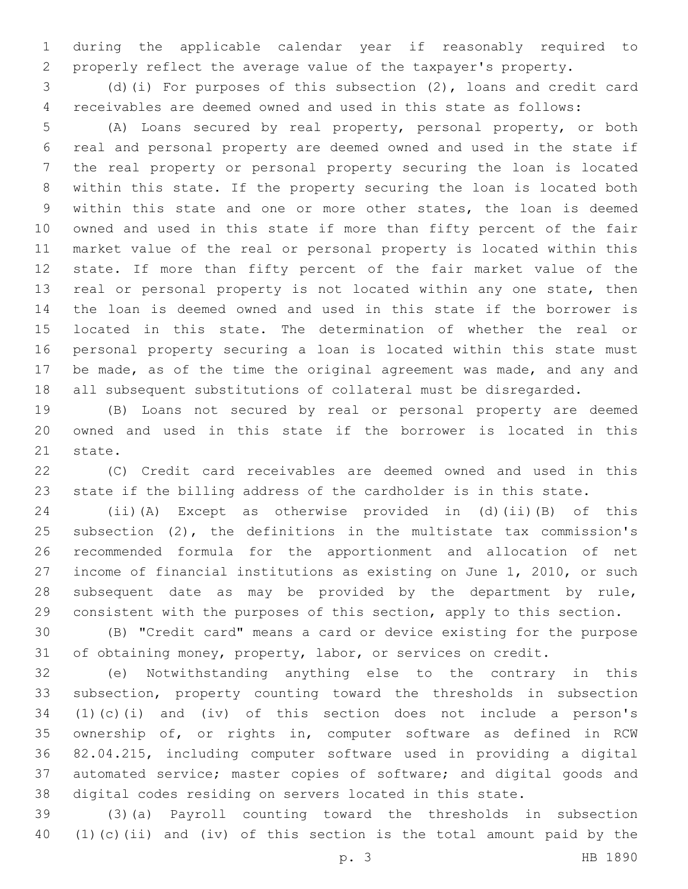during the applicable calendar year if reasonably required to properly reflect the average value of the taxpayer's property.

(d)(i) For purposes of this subsection (2), loans and credit card receivables are deemed owned and used in this state as follows:

(A) Loans secured by real property, personal property, or both real and personal property are deemed owned and used in the state if the real property or personal property securing the loan is located within this state. If the property securing the loan is located both within this state and one or more other states, the loan is deemed owned and used in this state if more than fifty percent of the fair market value of the real or personal property is located within this state. If more than fifty percent of the fair market value of the real or personal property is not located within any one state, then the loan is deemed owned and used in this state if the borrower is located in this state. The determination of whether the real or personal property securing a loan is located within this state must be made, as of the time the original agreement was made, and any and all subsequent substitutions of collateral must be disregarded.

(B) Loans not secured by real or personal property are deemed owned and used in this state if the borrower is located in this state.

(C) Credit card receivables are deemed owned and used in this state if the billing address of the cardholder is in this state.

(ii)(A) Except as otherwise provided in (d)(ii)(B) of this subsection (2), the definitions in the multistate tax commission's recommended formula for the apportionment and allocation of net income of financial institutions as existing on June 1, 2010, or such subsequent date as may be provided by the department by rule, consistent with the purposes of this section, apply to this section.

(B) "Credit card" means a card or device existing for the purpose of obtaining money, property, labor, or services on credit.

(e) Notwithstanding anything else to the contrary in this subsection, property counting toward the thresholds in subsection (1)(c)(i) and (iv) of this section does not include a person's ownership of, or rights in, computer software as defined in RCW 82.04.215, including computer software used in providing a digital automated service; master copies of software; and digital goods and digital codes residing on servers located in this state.

(3)(a) Payroll counting toward the thresholds in subsection (1)(c)(ii) and (iv) of this section is the total amount paid by the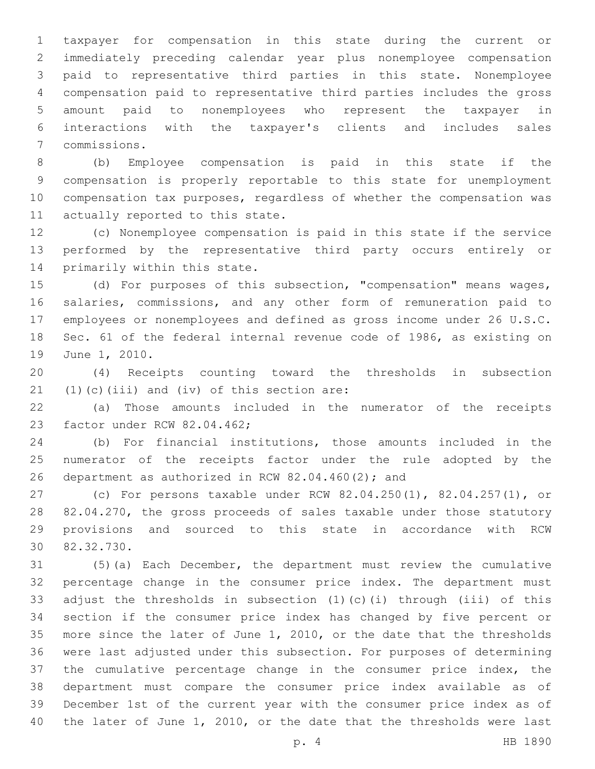taxpayer for compensation in this state during the current or immediately preceding calendar year plus nonemployee compensation paid to representative third parties in this state. Nonemployee compensation paid to representative third parties includes the gross amount paid to nonemployees who represent the taxpayer in interactions with the taxpayer's clients and includes sales commissions.

(b) Employee compensation is paid in this state if the compensation is properly reportable to this state for unemployment compensation tax purposes, regardless of whether the compensation was actually reported to this state.

(c) Nonemployee compensation is paid in this state if the service performed by the representative third party occurs entirely or primarily within this state.

(d) For purposes of this subsection, "compensation" means wages, salaries, commissions, and any other form of remuneration paid to employees or nonemployees and defined as gross income under 26 U.S.C. Sec. 61 of the federal internal revenue code of 1986, as existing on June 1, 2010.

(4) Receipts counting toward the thresholds in subsection (1)(c)(iii) and (iv) of this section are:

(a) Those amounts included in the numerator of the receipts factor under RCW 82.04.462;

(b) For financial institutions, those amounts included in the numerator of the receipts factor under the rule adopted by the department as authorized in RCW 82.04.460(2); and

(c) For persons taxable under RCW 82.04.250(1), 82.04.257(1), or 82.04.270, the gross proceeds of sales taxable under those statutory provisions and sourced to this state in accordance with RCW 82.32.730.

(5)(a) Each December, the department must review the cumulative percentage change in the consumer price index. The department must adjust the thresholds in subsection (1)(c)(i) through (iii) of this section if the consumer price index has changed by five percent or more since the later of June 1, 2010, or the date that the thresholds were last adjusted under this subsection. For purposes of determining the cumulative percentage change in the consumer price index, the department must compare the consumer price index available as of December 1st of the current year with the consumer price index as of the later of June 1, 2010, or the date that the thresholds were last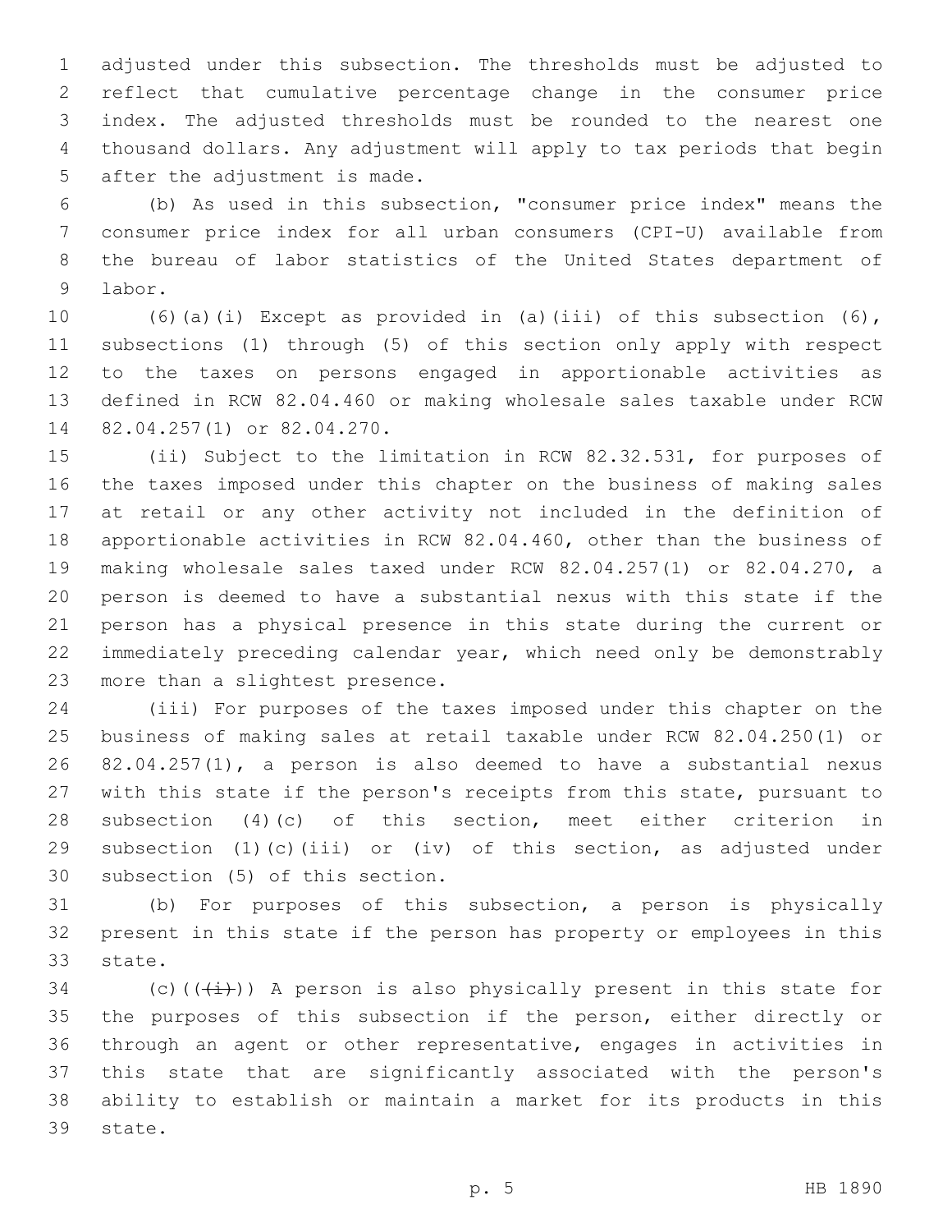adjusted under this subsection. The thresholds must be adjusted to reflect that cumulative percentage change in the consumer price index. The adjusted thresholds must be rounded to the nearest one thousand dollars. Any adjustment will apply to tax periods that begin after the adjustment is made.

(b) As used in this subsection, "consumer price index" means the consumer price index for all urban consumers (CPI-U) available from the bureau of labor statistics of the United States department of labor.

(6)(a)(i) Except as provided in (a)(iii) of this subsection (6), subsections (1) through (5) of this section only apply with respect to the taxes on persons engaged in apportionable activities as defined in RCW 82.04.460 or making wholesale sales taxable under RCW 82.04.257(1) or 82.04.270.

(ii) Subject to the limitation in RCW 82.32.531, for purposes of the taxes imposed under this chapter on the business of making sales at retail or any other activity not included in the definition of apportionable activities in RCW 82.04.460, other than the business of making wholesale sales taxed under RCW 82.04.257(1) or 82.04.270, a person is deemed to have a substantial nexus with this state if the person has a physical presence in this state during the current or immediately preceding calendar year, which need only be demonstrably more than a slightest presence.

(iii) For purposes of the taxes imposed under this chapter on the business of making sales at retail taxable under RCW 82.04.250(1) or 82.04.257(1), a person is also deemed to have a substantial nexus with this state if the person's receipts from this state, pursuant to subsection (4)(c) of this section, meet either criterion in subsection (1)(c)(iii) or (iv) of this section, as adjusted under subsection (5) of this section.

(b) For purposes of this subsection, a person is physically present in this state if the person has property or employees in this state.

(c)((~~(i)~~)) A person is also physically present in this state for the purposes of this subsection if the person, either directly or through an agent or other representative, engages in activities in this state that are significantly associated with the person's ability to establish or maintain a market for its products in this state.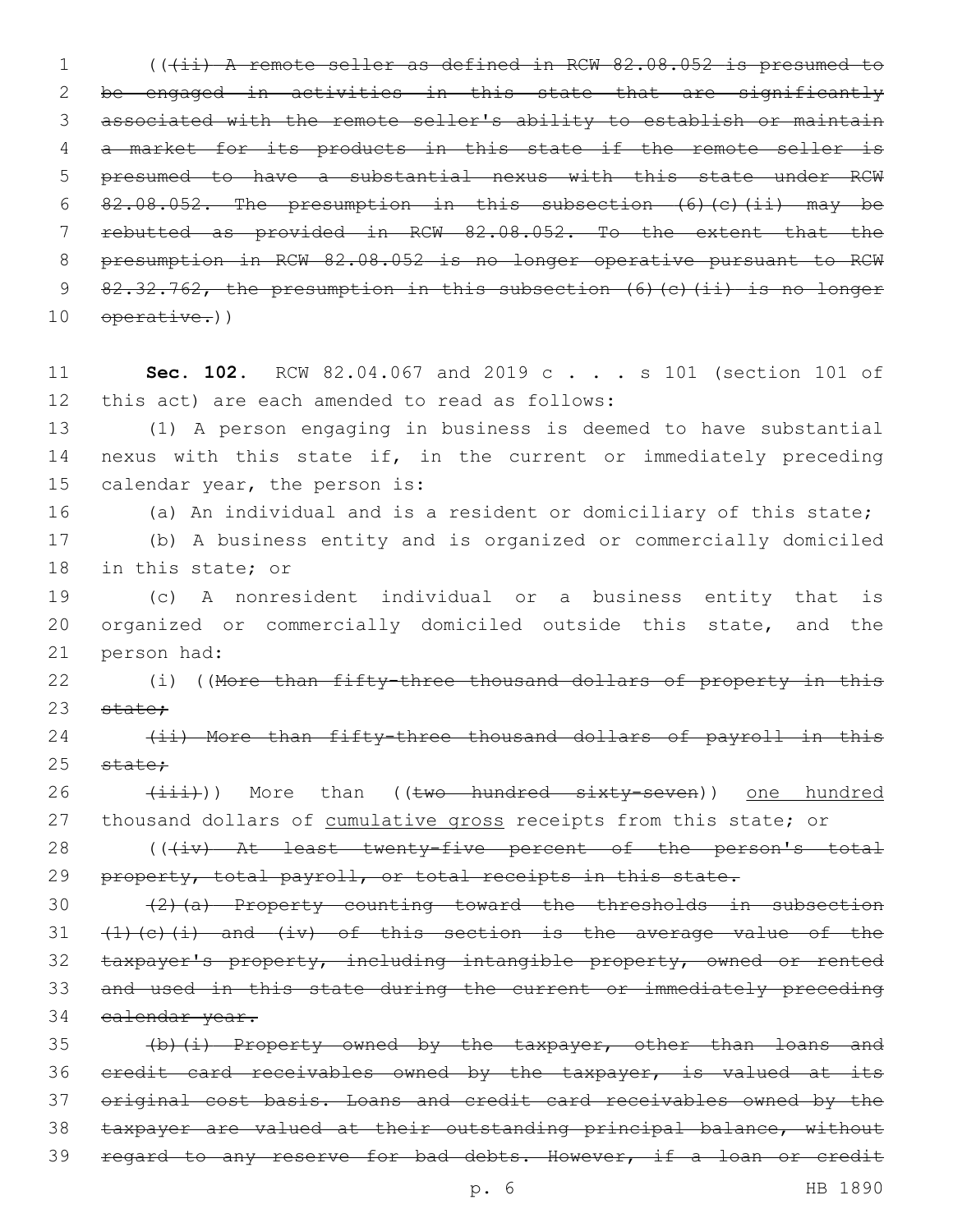(((ii) A remote seller as defined in RCW 82.08.052 is presumed to be engaged in activities in this state that are significantly associated with the remote seller's ability to establish or maintain a market for its products in this state if the remote seller is presumed to have a substantial nexus with this state under RCW 82.08.052. The presumption in this subsection (6)(c)(ii) may be rebutted as provided in RCW 82.08.052. To the extent that the presumption in RCW 82.08.052 is no longer operative pursuant to RCW 82.32.762, the presumption in this subsection (6)(c)(ii) is no longer operative.))

**Sec. 102.** RCW 82.04.067 and 2019 c . . . s 101 (section 101 of this act) are each amended to read as follows:

(1) A person engaging in business is deemed to have substantial nexus with this state if, in the current or immediately preceding calendar year, the person is:

(a) An individual and is a resident or domiciliary of this state;

(b) A business entity and is organized or commercially domiciled in this state; or

(c) A nonresident individual or a business entity that is organized or commercially domiciled outside this state, and the person had:

(i) ((More than fifty-three thousand dollars of property in this state;

(ii) More than fifty-three thousand dollars of payroll in this state;

(iii))) More than ((two hundred sixty-seven)) one hundred thousand dollars of cumulative gross receipts from this state; or

(((iv) At least twenty-five percent of the person's total property, total payroll, or total receipts in this state.

(2)(a) Property counting toward the thresholds in subsection (1)(c)(i) and (iv) of this section is the average value of the taxpayer's property, including intangible property, owned or rented and used in this state during the current or immediately preceding calendar year.

(b)(i) Property owned by the taxpayer, other than loans and credit card receivables owned by the taxpayer, is valued at its original cost basis. Loans and credit card receivables owned by the taxpayer are valued at their outstanding principal balance, without regard to any reserve for bad debts. However, if a loan or credit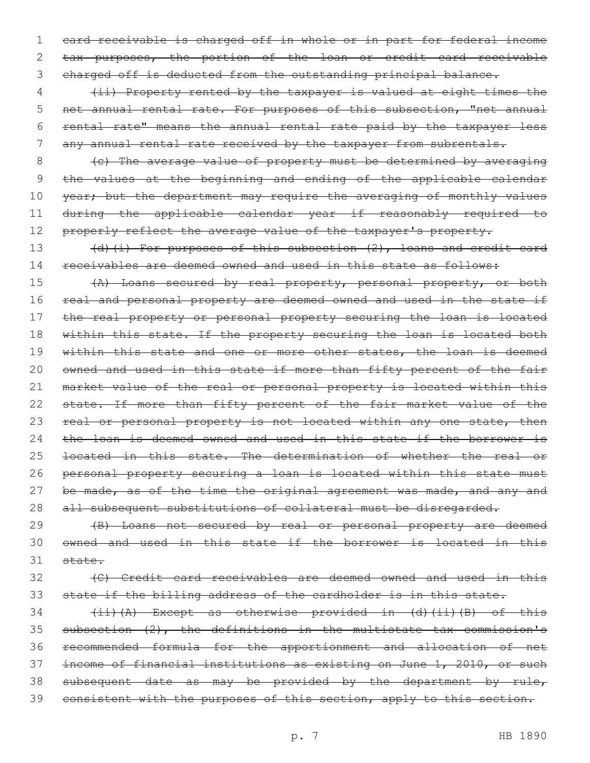~~card receivable is charged off in whole or in part for federal income tax purposes, the portion of the loan or credit card receivable charged off is deducted from the outstanding principal balance.~~

~~(ii) Property rented by the taxpayer is valued at eight times the net annual rental rate. For purposes of this subsection, "net annual rental rate" means the annual rental rate paid by the taxpayer less any annual rental rate received by the taxpayer from subrentals.~~

~~(c) The average value of property must be determined by averaging the values at the beginning and ending of the applicable calendar year; but the department may require the averaging of monthly values during the applicable calendar year if reasonably required to properly reflect the average value of the taxpayer's property.~~

~~(d)(i) For purposes of this subsection (2), loans and credit card receivables are deemed owned and used in this state as follows:~~

~~(A) Loans secured by real property, personal property, or both real and personal property are deemed owned and used in the state if the real property or personal property securing the loan is located within this state. If the property securing the loan is located both within this state and one or more other states, the loan is deemed owned and used in this state if more than fifty percent of the fair market value of the real or personal property is located within this state. If more than fifty percent of the fair market value of the real or personal property is not located within any one state, then the loan is deemed owned and used in this state if the borrower is located in this state. The determination of whether the real or personal property securing a loan is located within this state must be made, as of the time the original agreement was made, and any and all subsequent substitutions of collateral must be disregarded.~~

~~(B) Loans not secured by real or personal property are deemed owned and used in this state if the borrower is located in this state.~~

~~(C) Credit card receivables are deemed owned and used in this state if the billing address of the cardholder is in this state.~~

~~(ii)(A) Except as otherwise provided in (d)(ii)(B) of this subsection (2), the definitions in the multistate tax commission's recommended formula for the apportionment and allocation of net income of financial institutions as existing on June 1, 2010, or such subsequent date as may be provided by the department by rule, consistent with the purposes of this section, apply to this section.~~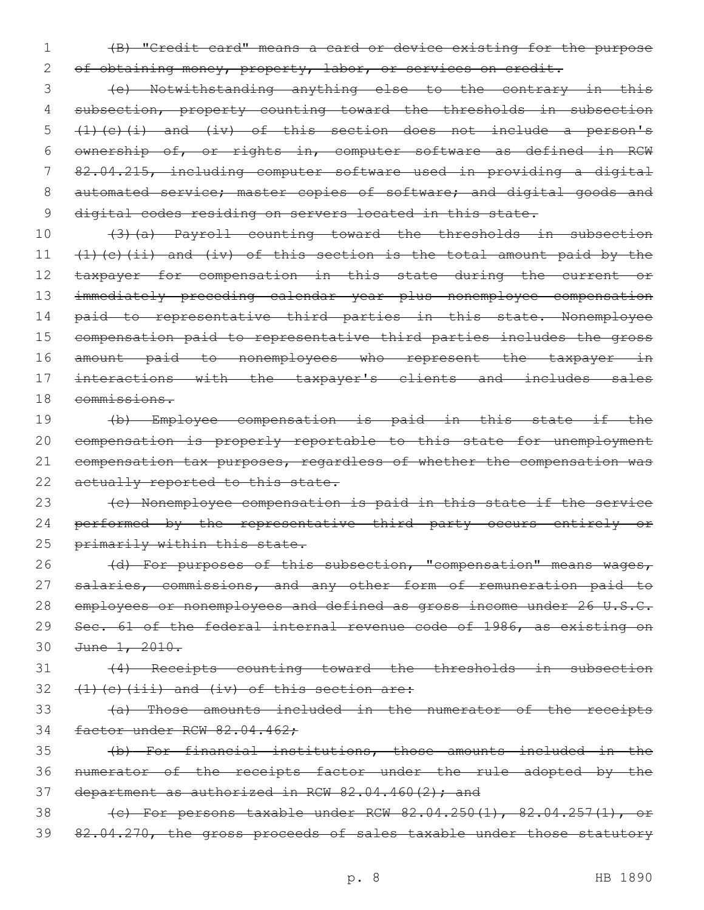~~(B) "Credit card" means a card or device existing for the purpose of obtaining money, property, labor, or services on credit.~~

~~(e) Notwithstanding anything else to the contrary in this subsection, property counting toward the thresholds in subsection (1)(c)(i) and (iv) of this section does not include a person's ownership of, or rights in, computer software as defined in RCW 82.04.215, including computer software used in providing a digital automated service; master copies of software; and digital goods and digital codes residing on servers located in this state.~~

~~(3)(a) Payroll counting toward the thresholds in subsection (1)(c)(ii) and (iv) of this section is the total amount paid by the taxpayer for compensation in this state during the current or immediately preceding calendar year plus nonemployee compensation paid to representative third parties in this state. Nonemployee compensation paid to representative third parties includes the gross amount paid to nonemployees who represent the taxpayer in interactions with the taxpayer's clients and includes sales commissions.~~

~~(b) Employee compensation is paid in this state if the compensation is properly reportable to this state for unemployment compensation tax purposes, regardless of whether the compensation was actually reported to this state.~~

~~(c) Nonemployee compensation is paid in this state if the service performed by the representative third party occurs entirely or primarily within this state.~~

~~(d) For purposes of this subsection, "compensation" means wages, salaries, commissions, and any other form of remuneration paid to employees or nonemployees and defined as gross income under 26 U.S.C. Sec. 61 of the federal internal revenue code of 1986, as existing on June 1, 2010.~~

~~(4) Receipts counting toward the thresholds in subsection (1)(c)(iii) and (iv) of this section are:~~

~~(a) Those amounts included in the numerator of the receipts factor under RCW 82.04.462;~~

~~(b) For financial institutions, those amounts included in the numerator of the receipts factor under the rule adopted by the department as authorized in RCW 82.04.460(2); and~~

~~(c) For persons taxable under RCW 82.04.250(1), 82.04.257(1), or 82.04.270, the gross proceeds of sales taxable under those statutory~~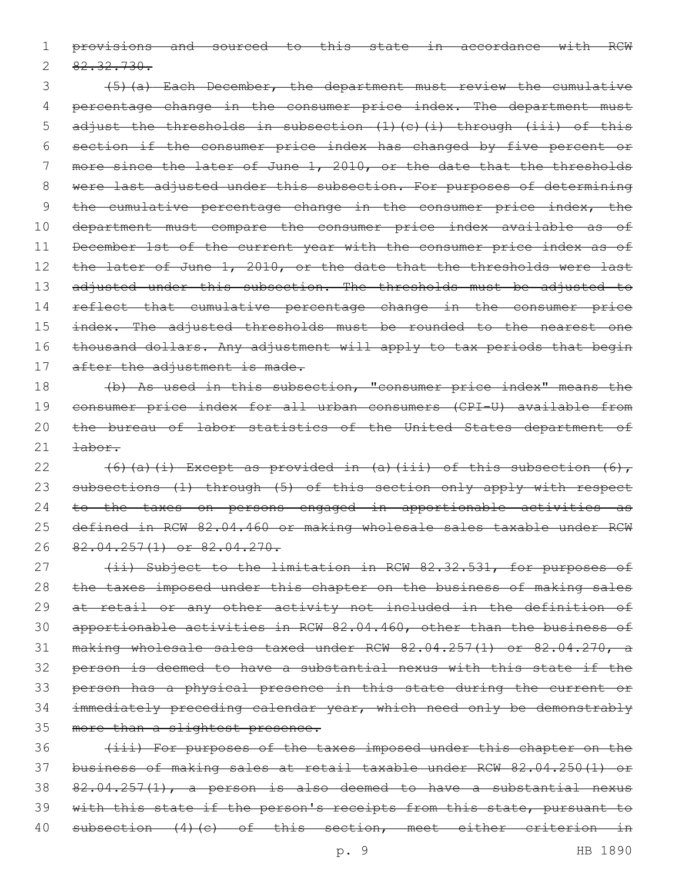~~provisions and sourced to this state in accordance with RCW 82.32.730.~~

~~(5)(a) Each December, the department must review the cumulative percentage change in the consumer price index. The department must adjust the thresholds in subsection (1)(c)(i) through (iii) of this section if the consumer price index has changed by five percent or more since the later of June 1, 2010, or the date that the thresholds were last adjusted under this subsection. For purposes of determining the cumulative percentage change in the consumer price index, the department must compare the consumer price index available as of December 1st of the current year with the consumer price index as of the later of June 1, 2010, or the date that the thresholds were last adjusted under this subsection. The thresholds must be adjusted to reflect that cumulative percentage change in the consumer price index. The adjusted thresholds must be rounded to the nearest one thousand dollars. Any adjustment will apply to tax periods that begin after the adjustment is made.~~

~~(b) As used in this subsection, "consumer price index" means the consumer price index for all urban consumers (CPI-U) available from the bureau of labor statistics of the United States department of labor.~~

~~(6)(a)(i) Except as provided in (a)(iii) of this subsection (6), subsections (1) through (5) of this section only apply with respect to the taxes on persons engaged in apportionable activities as defined in RCW 82.04.460 or making wholesale sales taxable under RCW 82.04.257(1) or 82.04.270.~~

~~(ii) Subject to the limitation in RCW 82.32.531, for purposes of the taxes imposed under this chapter on the business of making sales at retail or any other activity not included in the definition of apportionable activities in RCW 82.04.460, other than the business of making wholesale sales taxed under RCW 82.04.257(1) or 82.04.270, a person is deemed to have a substantial nexus with this state if the person has a physical presence in this state during the current or immediately preceding calendar year, which need only be demonstrably more than a slightest presence.~~

~~(iii) For purposes of the taxes imposed under this chapter on the business of making sales at retail taxable under RCW 82.04.250(1) or 82.04.257(1), a person is also deemed to have a substantial nexus with this state if the person's receipts from this state, pursuant to subsection (4)(c) of this section, meet either criterion in~~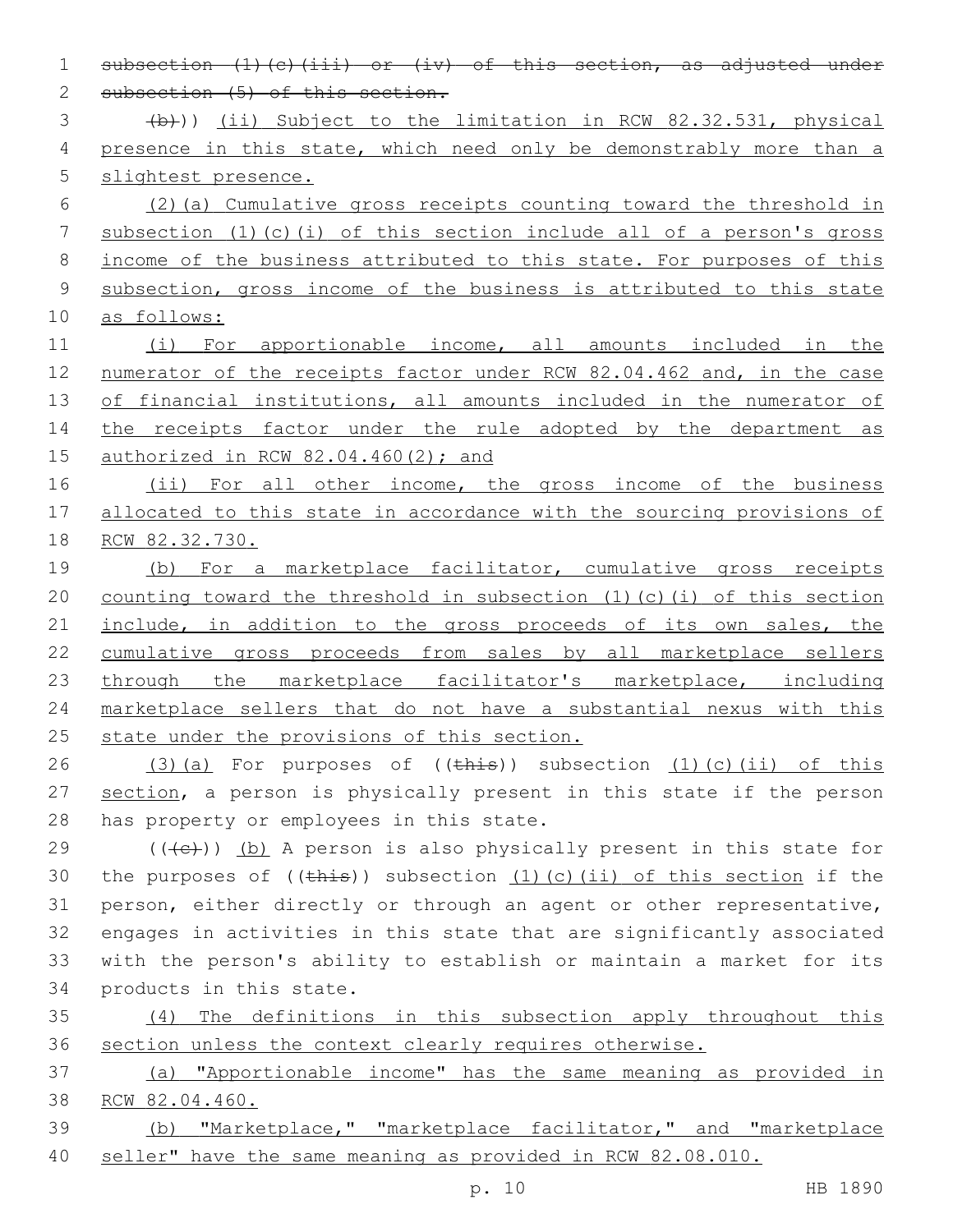~~subsection (1)(c)(iii) or (iv) of this section, as adjusted under subsection (5) of this section.~~

~~(b)~~)) (ii) Subject to the limitation in RCW 82.32.531, physical presence in this state, which need only be demonstrably more than a slightest presence.

(2)(a) Cumulative gross receipts counting toward the threshold in subsection (1)(c)(i) of this section include all of a person's gross income of the business attributed to this state. For purposes of this subsection, gross income of the business is attributed to this state as follows:

(i) For apportionable income, all amounts included in the numerator of the receipts factor under RCW 82.04.462 and, in the case of financial institutions, all amounts included in the numerator of the receipts factor under the rule adopted by the department as authorized in RCW 82.04.460(2); and

(ii) For all other income, the gross income of the business allocated to this state in accordance with the sourcing provisions of RCW 82.32.730.

(b) For a marketplace facilitator, cumulative gross receipts counting toward the threshold in subsection (1)(c)(i) of this section include, in addition to the gross proceeds of its own sales, the cumulative gross proceeds from sales by all marketplace sellers through the marketplace facilitator's marketplace, including marketplace sellers that do not have a substantial nexus with this state under the provisions of this section.

(3)(a) For purposes of ((~~this~~)) subsection (1)(c)(ii) of this section, a person is physically present in this state if the person has property or employees in this state.

((~~(c)~~)) (b) A person is also physically present in this state for the purposes of ((~~this~~)) subsection (1)(c)(ii) of this section if the person, either directly or through an agent or other representative, engages in activities in this state that are significantly associated with the person's ability to establish or maintain a market for its products in this state.

(4) The definitions in this subsection apply throughout this section unless the context clearly requires otherwise.

(a) "Apportionable income" has the same meaning as provided in RCW 82.04.460.

(b) "Marketplace," "marketplace facilitator," and "marketplace seller" have the same meaning as provided in RCW 82.08.010.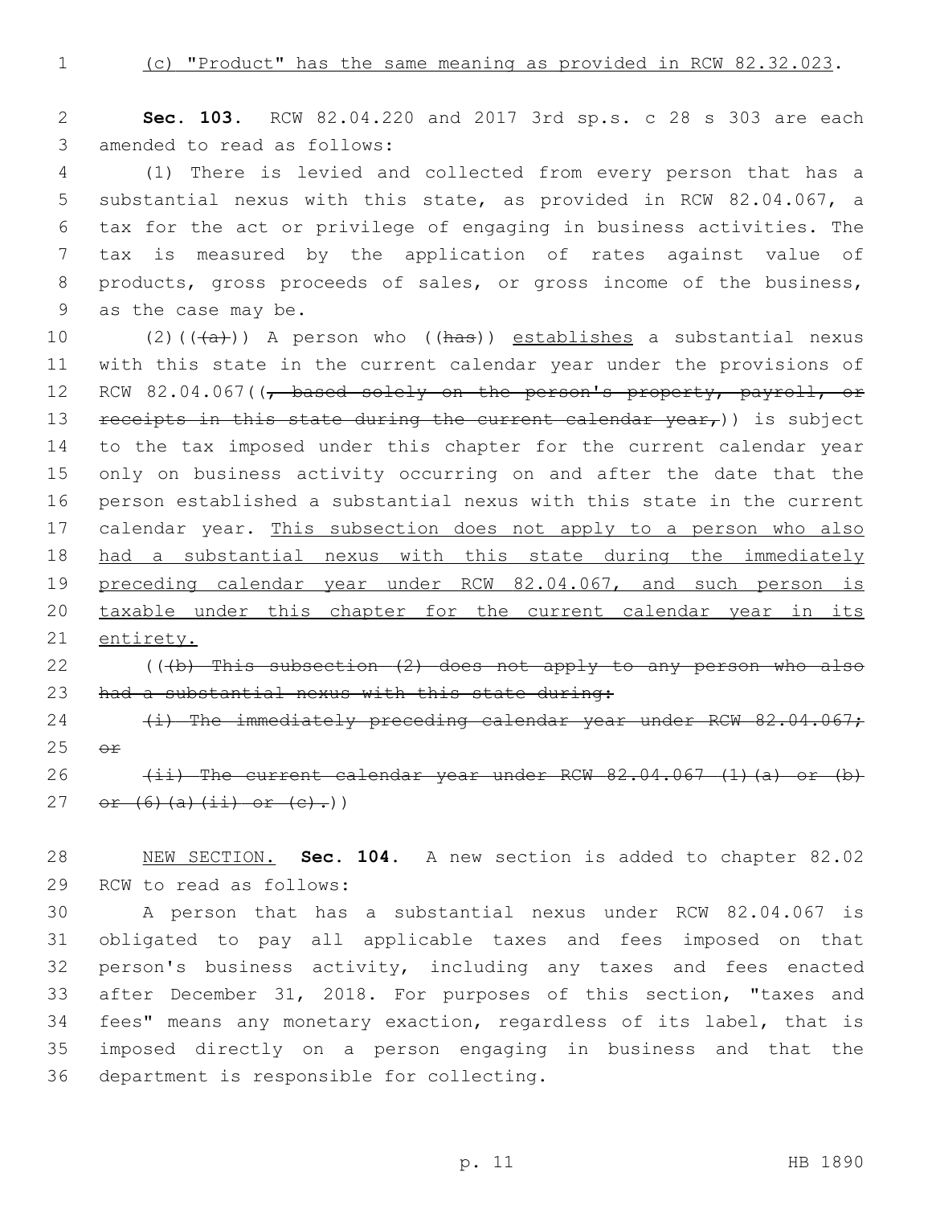(c) "Product" has the same meaning as provided in RCW 82.32.023.

**Sec. 103.** RCW 82.04.220 and 2017 3rd sp.s. c 28 s 303 are each amended to read as follows:

(1) There is levied and collected from every person that has a substantial nexus with this state, as provided in RCW 82.04.067, a tax for the act or privilege of engaging in business activities. The tax is measured by the application of rates against value of products, gross proceeds of sales, or gross income of the business, as the case may be.

(2)((~~(a)~~)) A person who ((~~has~~)) establishes a substantial nexus with this state in the current calendar year under the provisions of RCW 82.04.067((~~, based solely on the person's property, payroll, or receipts in this state during the current calendar year,~~)) is subject to the tax imposed under this chapter for the current calendar year only on business activity occurring on and after the date that the person established a substantial nexus with this state in the current calendar year. This subsection does not apply to a person who also had a substantial nexus with this state during the immediately preceding calendar year under RCW 82.04.067, and such person is taxable under this chapter for the current calendar year in its entirety.

((~~(b) This subsection (2) does not apply to any person who also had a substantial nexus with this state during:~~

~~(i) The immediately preceding calendar year under RCW 82.04.067; or~~

~~(ii) The current calendar year under RCW 82.04.067 (1)(a) or (b) or (6)(a)(ii) or (c).~~))

NEW SECTION. **Sec. 104.** A new section is added to chapter 82.02 RCW to read as follows:

A person that has a substantial nexus under RCW 82.04.067 is obligated to pay all applicable taxes and fees imposed on that person's business activity, including any taxes and fees enacted after December 31, 2018. For purposes of this section, "taxes and fees" means any monetary exaction, regardless of its label, that is imposed directly on a person engaging in business and that the department is responsible for collecting.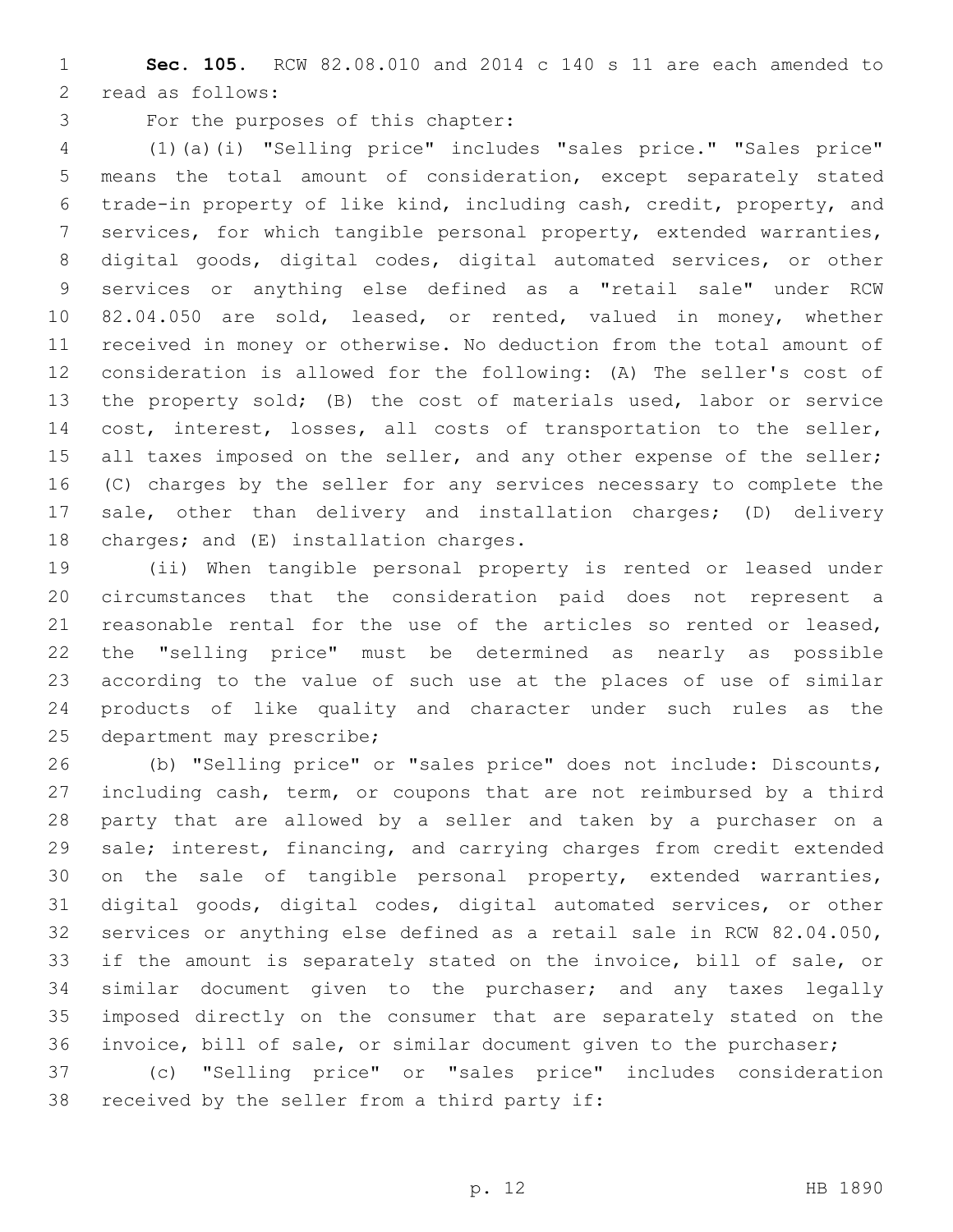**Sec. 105.** RCW 82.08.010 and 2014 c 140 s 11 are each amended to read as follows:

For the purposes of this chapter:

(1)(a)(i) "Selling price" includes "sales price." "Sales price" means the total amount of consideration, except separately stated trade-in property of like kind, including cash, credit, property, and services, for which tangible personal property, extended warranties, digital goods, digital codes, digital automated services, or other services or anything else defined as a "retail sale" under RCW 82.04.050 are sold, leased, or rented, valued in money, whether received in money or otherwise. No deduction from the total amount of consideration is allowed for the following: (A) The seller's cost of the property sold; (B) the cost of materials used, labor or service cost, interest, losses, all costs of transportation to the seller, all taxes imposed on the seller, and any other expense of the seller; (C) charges by the seller for any services necessary to complete the sale, other than delivery and installation charges; (D) delivery charges; and (E) installation charges.

(ii) When tangible personal property is rented or leased under circumstances that the consideration paid does not represent a reasonable rental for the use of the articles so rented or leased, the "selling price" must be determined as nearly as possible according to the value of such use at the places of use of similar products of like quality and character under such rules as the department may prescribe;

(b) "Selling price" or "sales price" does not include: Discounts, including cash, term, or coupons that are not reimbursed by a third party that are allowed by a seller and taken by a purchaser on a sale; interest, financing, and carrying charges from credit extended on the sale of tangible personal property, extended warranties, digital goods, digital codes, digital automated services, or other services or anything else defined as a retail sale in RCW 82.04.050, if the amount is separately stated on the invoice, bill of sale, or similar document given to the purchaser; and any taxes legally imposed directly on the consumer that are separately stated on the invoice, bill of sale, or similar document given to the purchaser;

(c) "Selling price" or "sales price" includes consideration received by the seller from a third party if: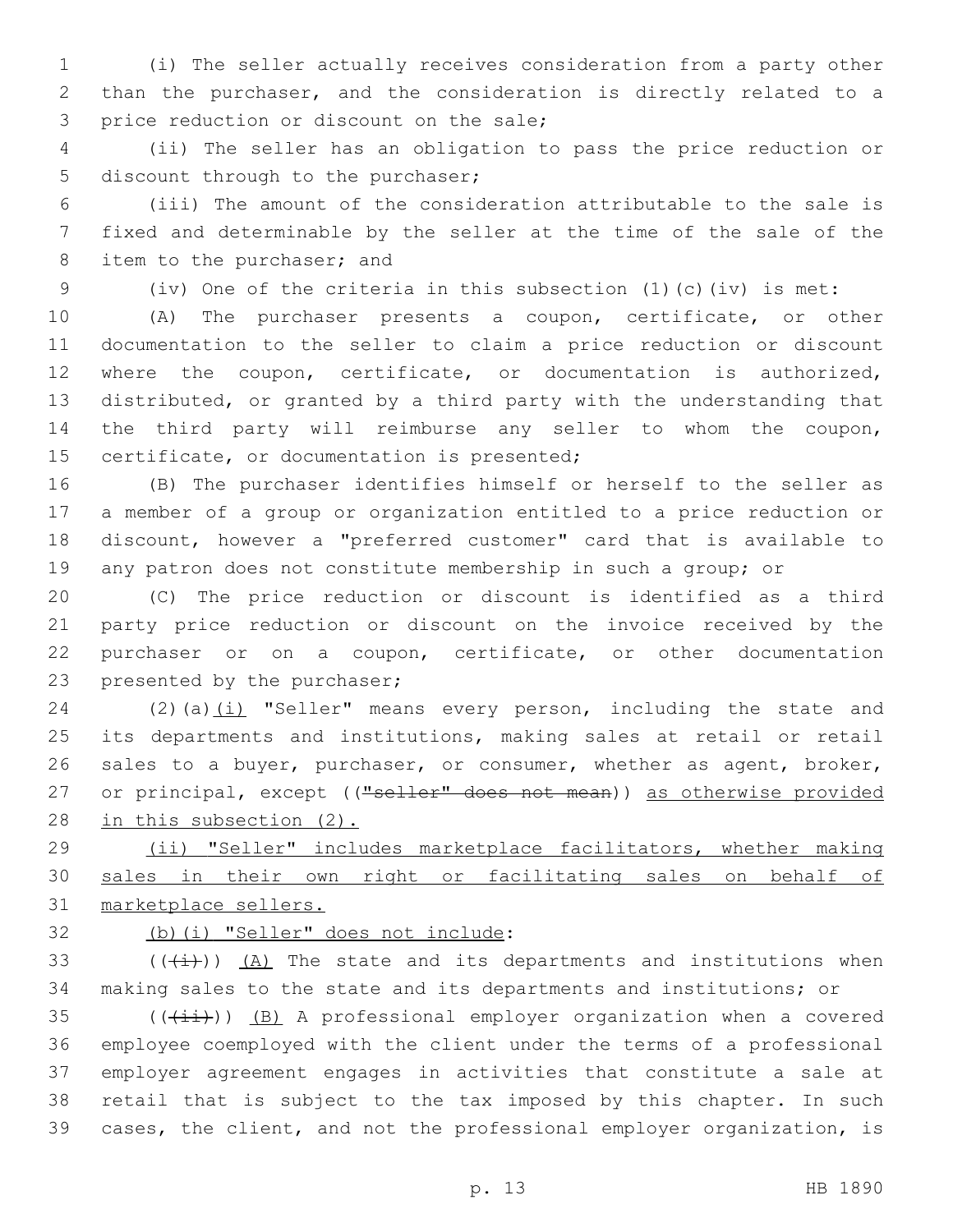(i) The seller actually receives consideration from a party other than the purchaser, and the consideration is directly related to a price reduction or discount on the sale;

(ii) The seller has an obligation to pass the price reduction or discount through to the purchaser;

(iii) The amount of the consideration attributable to the sale is fixed and determinable by the seller at the time of the sale of the item to the purchaser; and

(iv) One of the criteria in this subsection (1)(c)(iv) is met:

(A) The purchaser presents a coupon, certificate, or other documentation to the seller to claim a price reduction or discount where the coupon, certificate, or documentation is authorized, distributed, or granted by a third party with the understanding that the third party will reimburse any seller to whom the coupon, certificate, or documentation is presented;

(B) The purchaser identifies himself or herself to the seller as a member of a group or organization entitled to a price reduction or discount, however a "preferred customer" card that is available to any patron does not constitute membership in such a group; or

(C) The price reduction or discount is identified as a third party price reduction or discount on the invoice received by the purchaser or on a coupon, certificate, or other documentation presented by the purchaser;

(2)(a)<u>(i)</u> "Seller" means every person, including the state and its departments and institutions, making sales at retail or retail sales to a buyer, purchaser, or consumer, whether as agent, broker, or principal, except ((~~"seller" does not mean~~)) <u>as otherwise provided in this subsection (2).</u>

<u>(ii) "Seller" includes marketplace facilitators, whether making sales in their own right or facilitating sales on behalf of marketplace sellers.</u>

<u>(b)(i) "Seller" does not include</u>:

((~~(i)~~)) <u>(A)</u> The state and its departments and institutions when making sales to the state and its departments and institutions; or

((~~(ii)~~)) <u>(B)</u> A professional employer organization when a covered employee coemployed with the client under the terms of a professional employer agreement engages in activities that constitute a sale at retail that is subject to the tax imposed by this chapter. In such cases, the client, and not the professional employer organization, is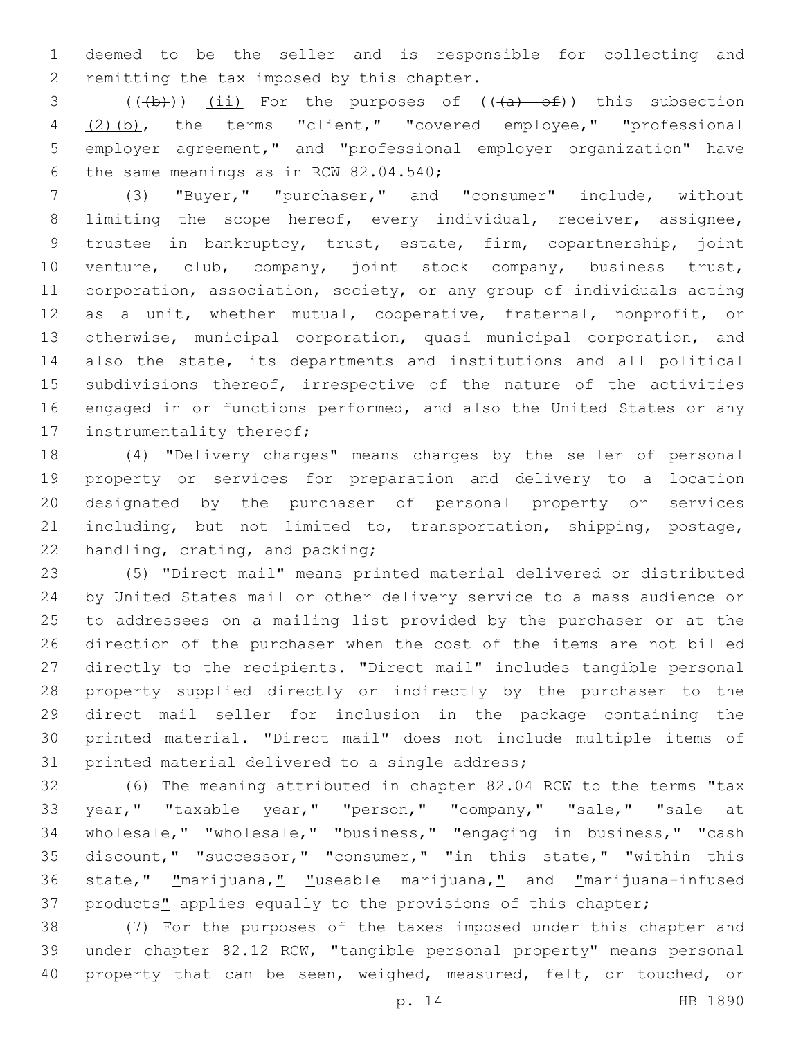deemed to be the seller and is responsible for collecting and remitting the tax imposed by this chapter.

((~~(b)~~)) (ii) For the purposes of ((~~(a) of~~)) this subsection (2)(b), the terms "client," "covered employee," "professional employer agreement," and "professional employer organization" have the same meanings as in RCW 82.04.540;

(3) "Buyer," "purchaser," and "consumer" include, without limiting the scope hereof, every individual, receiver, assignee, trustee in bankruptcy, trust, estate, firm, copartnership, joint venture, club, company, joint stock company, business trust, corporation, association, society, or any group of individuals acting as a unit, whether mutual, cooperative, fraternal, nonprofit, or otherwise, municipal corporation, quasi municipal corporation, and also the state, its departments and institutions and all political subdivisions thereof, irrespective of the nature of the activities engaged in or functions performed, and also the United States or any instrumentality thereof;

(4) "Delivery charges" means charges by the seller of personal property or services for preparation and delivery to a location designated by the purchaser of personal property or services including, but not limited to, transportation, shipping, postage, handling, crating, and packing;

(5) "Direct mail" means printed material delivered or distributed by United States mail or other delivery service to a mass audience or to addressees on a mailing list provided by the purchaser or at the direction of the purchaser when the cost of the items are not billed directly to the recipients. "Direct mail" includes tangible personal property supplied directly or indirectly by the purchaser to the direct mail seller for inclusion in the package containing the printed material. "Direct mail" does not include multiple items of printed material delivered to a single address;

(6) The meaning attributed in chapter 82.04 RCW to the terms "tax year," "taxable year," "person," "company," "sale," "sale at wholesale," "wholesale," "business," "engaging in business," "cash discount," "successor," "consumer," "in this state," "within this state," "marijuana," "useable marijuana," and "marijuana-infused products" applies equally to the provisions of this chapter;

(7) For the purposes of the taxes imposed under this chapter and under chapter 82.12 RCW, "tangible personal property" means personal property that can be seen, weighed, measured, felt, or touched, or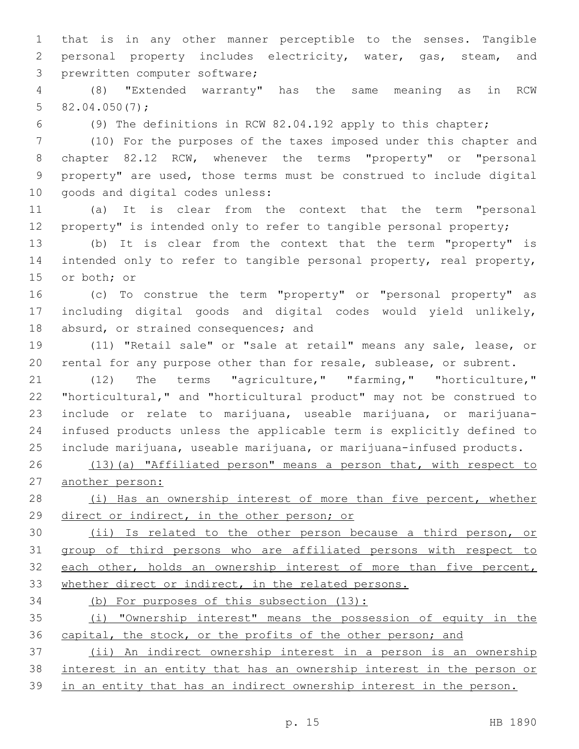that is in any other manner perceptible to the senses. Tangible personal property includes electricity, water, gas, steam, and prewritten computer software;

(8) "Extended warranty" has the same meaning as in RCW 82.04.050(7);

(9) The definitions in RCW 82.04.192 apply to this chapter;

(10) For the purposes of the taxes imposed under this chapter and chapter 82.12 RCW, whenever the terms "property" or "personal property" are used, those terms must be construed to include digital goods and digital codes unless:

(a) It is clear from the context that the term "personal property" is intended only to refer to tangible personal property;

(b) It is clear from the context that the term "property" is intended only to refer to tangible personal property, real property, or both; or

(c) To construe the term "property" or "personal property" as including digital goods and digital codes would yield unlikely, absurd, or strained consequences; and

(11) "Retail sale" or "sale at retail" means any sale, lease, or rental for any purpose other than for resale, sublease, or subrent.

(12) The terms "agriculture," "farming," "horticulture," "horticultural," and "horticultural product" may not be construed to include or relate to marijuana, useable marijuana, or marijuana-infused products unless the applicable term is explicitly defined to include marijuana, useable marijuana, or marijuana-infused products.

<u>(13)(a) "Affiliated person" means a person that, with respect to another person:</u>

<u>(i) Has an ownership interest of more than five percent, whether direct or indirect, in the other person; or</u>

<u>(ii) Is related to the other person because a third person, or group of third persons who are affiliated persons with respect to each other, holds an ownership interest of more than five percent, whether direct or indirect, in the related persons.</u>

<u>(b) For purposes of this subsection (13):</u>

<u>(i) "Ownership interest" means the possession of equity in the capital, the stock, or the profits of the other person; and</u>

<u>(ii) An indirect ownership interest in a person is an ownership interest in an entity that has an ownership interest in the person or in an entity that has an indirect ownership interest in the person.</u>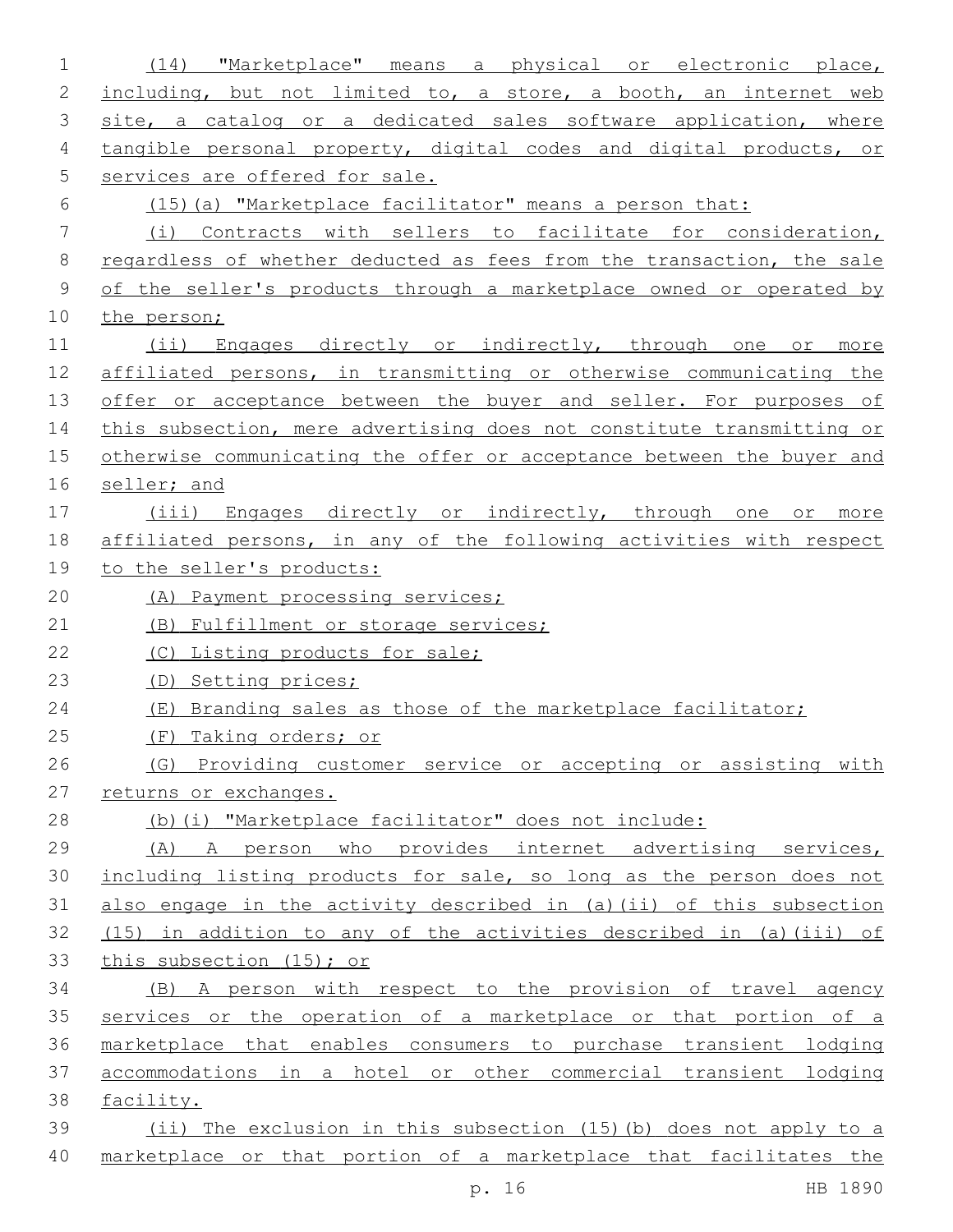(14) "Marketplace" means a physical or electronic place, including, but not limited to, a store, a booth, an internet web site, a catalog or a dedicated sales software application, where tangible personal property, digital codes and digital products, or services are offered for sale.

(15)(a) "Marketplace facilitator" means a person that:

(i) Contracts with sellers to facilitate for consideration, regardless of whether deducted as fees from the transaction, the sale of the seller's products through a marketplace owned or operated by the person;

(ii) Engages directly or indirectly, through one or more affiliated persons, in transmitting or otherwise communicating the offer or acceptance between the buyer and seller. For purposes of this subsection, mere advertising does not constitute transmitting or otherwise communicating the offer or acceptance between the buyer and seller; and

(iii) Engages directly or indirectly, through one or more affiliated persons, in any of the following activities with respect to the seller's products:

(A) Payment processing services;

(B) Fulfillment or storage services;

(C) Listing products for sale;

(D) Setting prices;

(E) Branding sales as those of the marketplace facilitator;

(F) Taking orders; or

(G) Providing customer service or accepting or assisting with returns or exchanges.

(b)(i) "Marketplace facilitator" does not include:

(A) A person who provides internet advertising services, including listing products for sale, so long as the person does not also engage in the activity described in (a)(ii) of this subsection (15) in addition to any of the activities described in (a)(iii) of this subsection (15); or

(B) A person with respect to the provision of travel agency services or the operation of a marketplace or that portion of a marketplace that enables consumers to purchase transient lodging accommodations in a hotel or other commercial transient lodging facility.

(ii) The exclusion in this subsection (15)(b) does not apply to a marketplace or that portion of a marketplace that facilitates the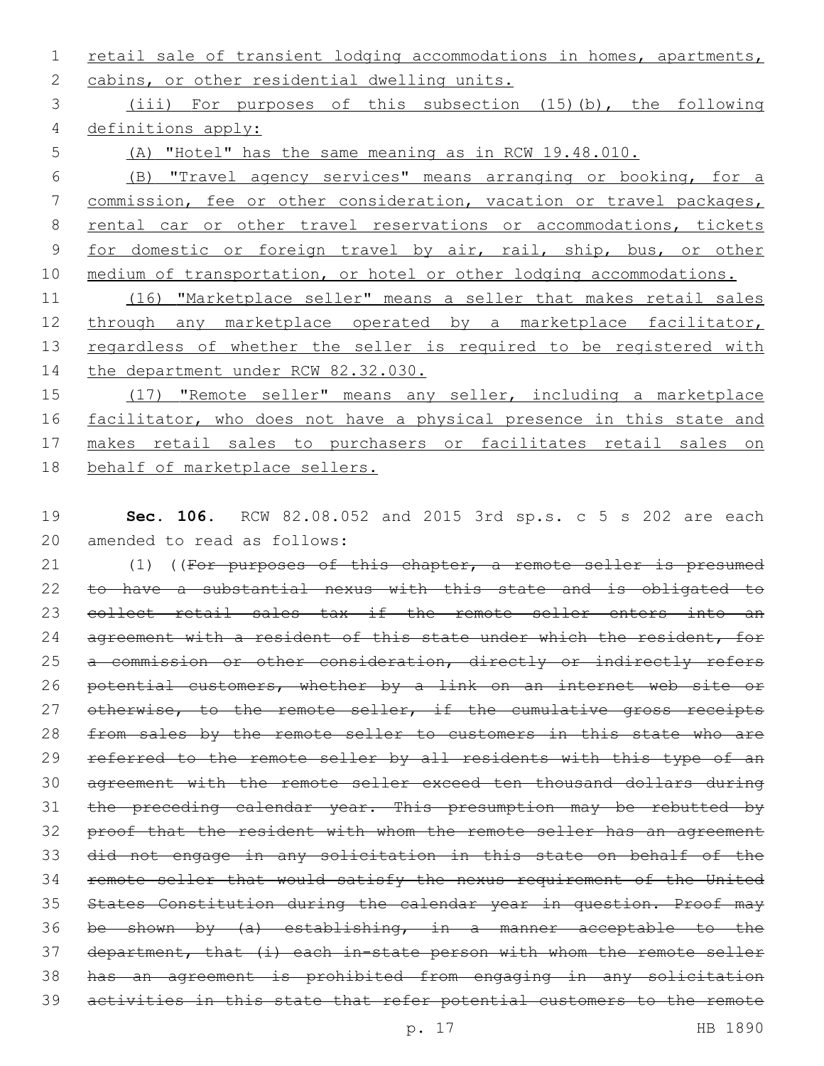retail sale of transient lodging accommodations in homes, apartments, cabins, or other residential dwelling units.

(iii) For purposes of this subsection (15)(b), the following definitions apply:

(A) "Hotel" has the same meaning as in RCW 19.48.010.

(B) "Travel agency services" means arranging or booking, for a commission, fee or other consideration, vacation or travel packages, rental car or other travel reservations or accommodations, tickets for domestic or foreign travel by air, rail, ship, bus, or other medium of transportation, or hotel or other lodging accommodations.

(16) "Marketplace seller" means a seller that makes retail sales through any marketplace operated by a marketplace facilitator, regardless of whether the seller is required to be registered with the department under RCW 82.32.030.

(17) "Remote seller" means any seller, including a marketplace facilitator, who does not have a physical presence in this state and makes retail sales to purchasers or facilitates retail sales on behalf of marketplace sellers.

**Sec. 106.** RCW 82.08.052 and 2015 3rd sp.s. c 5 s 202 are each amended to read as follows:

(1) ((~~For purposes of this chapter, a remote seller is presumed to have a substantial nexus with this state and is obligated to collect retail sales tax if the remote seller enters into an agreement with a resident of this state under which the resident, for a commission or other consideration, directly or indirectly refers potential customers, whether by a link on an internet web site or otherwise, to the remote seller, if the cumulative gross receipts from sales by the remote seller to customers in this state who are referred to the remote seller by all residents with this type of an agreement with the remote seller exceed ten thousand dollars during the preceding calendar year. This presumption may be rebutted by proof that the resident with whom the remote seller has an agreement did not engage in any solicitation in this state on behalf of the remote seller that would satisfy the nexus requirement of the United States Constitution during the calendar year in question. Proof may be shown by (a) establishing, in a manner acceptable to the department, that (i) each in-state person with whom the remote seller has an agreement is prohibited from engaging in any solicitation activities in this state that refer potential customers to the remote~~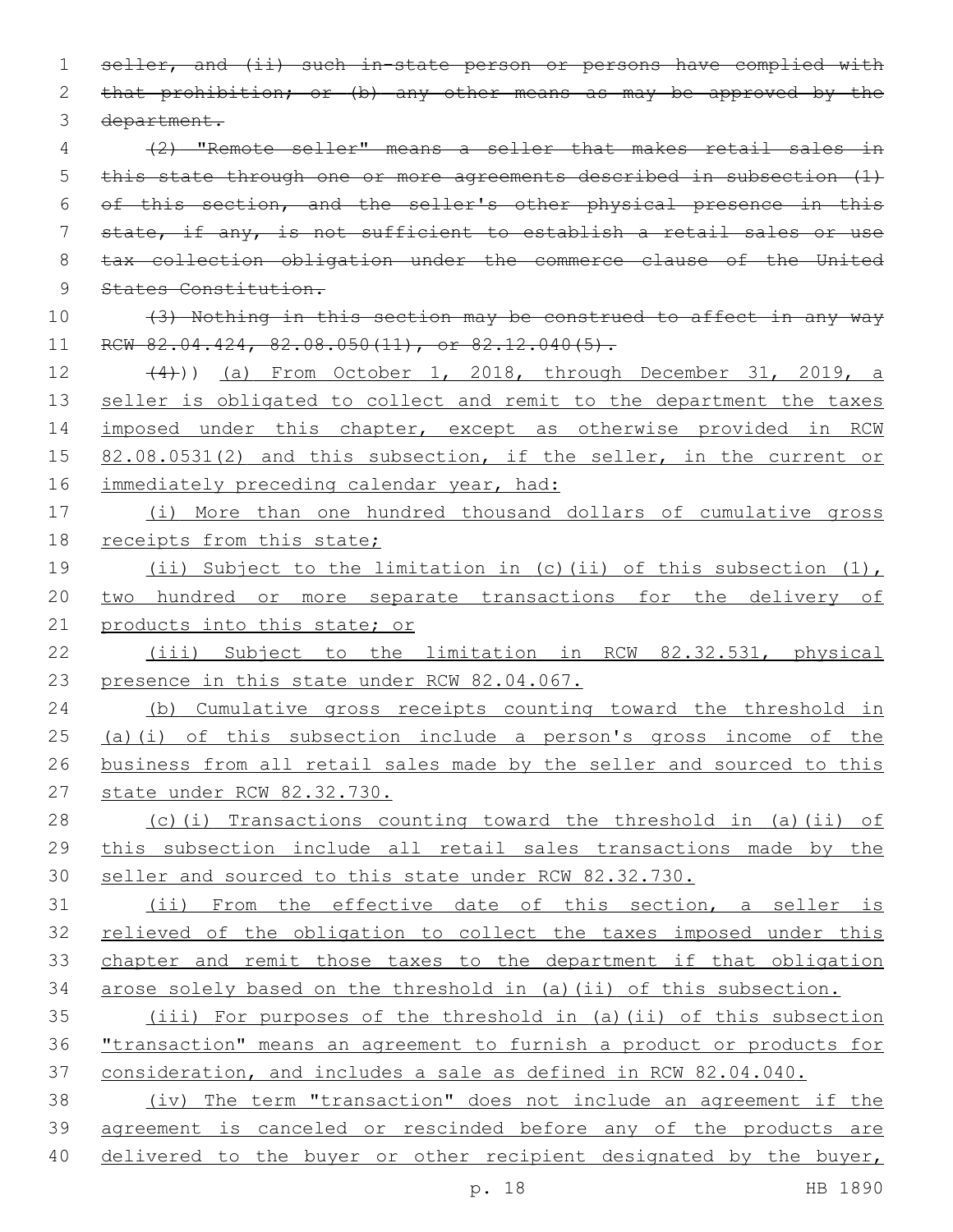~~seller, and (ii) such in-state person or persons have complied with that prohibition; or (b) any other means as may be approved by the department.~~

~~(2) "Remote seller" means a seller that makes retail sales in this state through one or more agreements described in subsection (1) of this section, and the seller's other physical presence in this state, if any, is not sufficient to establish a retail sales or use tax collection obligation under the commerce clause of the United States Constitution.~~

~~(3) Nothing in this section may be construed to affect in any way RCW 82.04.424, 82.08.050(11), or 82.12.040(5).~~

~~(4)~~)) (a) From October 1, 2018, through December 31, 2019, a seller is obligated to collect and remit to the department the taxes imposed under this chapter, except as otherwise provided in RCW 82.08.0531(2) and this subsection, if the seller, in the current or immediately preceding calendar year, had:

(i) More than one hundred thousand dollars of cumulative gross receipts from this state;

(ii) Subject to the limitation in (c)(ii) of this subsection (1), two hundred or more separate transactions for the delivery of products into this state; or

(iii) Subject to the limitation in RCW 82.32.531, physical presence in this state under RCW 82.04.067.

(b) Cumulative gross receipts counting toward the threshold in (a)(i) of this subsection include a person's gross income of the business from all retail sales made by the seller and sourced to this state under RCW 82.32.730.

(c)(i) Transactions counting toward the threshold in (a)(ii) of this subsection include all retail sales transactions made by the seller and sourced to this state under RCW 82.32.730.

(ii) From the effective date of this section, a seller is relieved of the obligation to collect the taxes imposed under this chapter and remit those taxes to the department if that obligation arose solely based on the threshold in (a)(ii) of this subsection.

(iii) For purposes of the threshold in (a)(ii) of this subsection "transaction" means an agreement to furnish a product or products for consideration, and includes a sale as defined in RCW 82.04.040.

(iv) The term "transaction" does not include an agreement if the agreement is canceled or rescinded before any of the products are delivered to the buyer or other recipient designated by the buyer,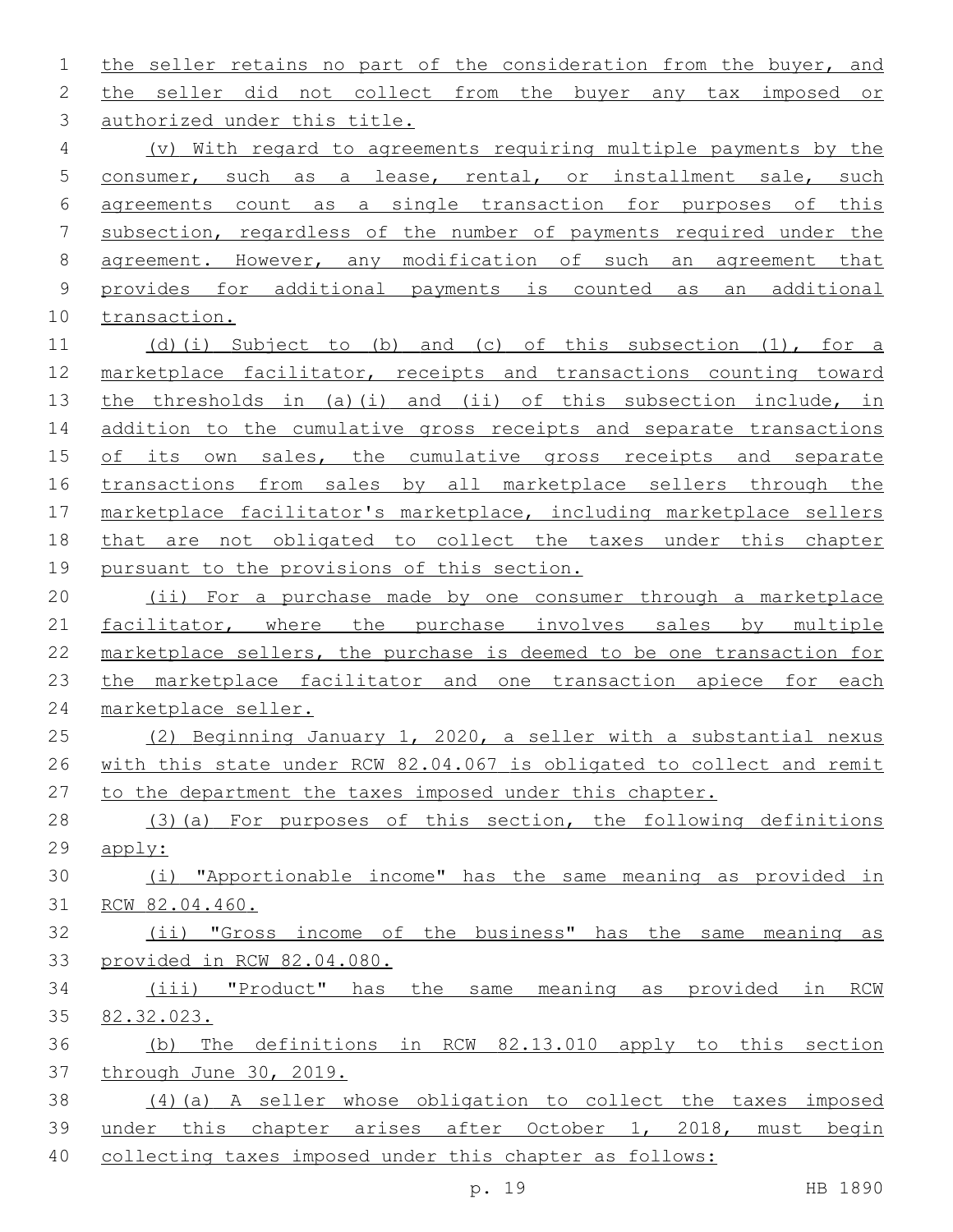the seller retains no part of the consideration from the buyer, and the seller did not collect from the buyer any tax imposed or authorized under this title.

(v) With regard to agreements requiring multiple payments by the consumer, such as a lease, rental, or installment sale, such agreements count as a single transaction for purposes of this subsection, regardless of the number of payments required under the agreement. However, any modification of such an agreement that provides for additional payments is counted as an additional transaction.

(d)(i) Subject to (b) and (c) of this subsection (1), for a marketplace facilitator, receipts and transactions counting toward the thresholds in (a)(i) and (ii) of this subsection include, in addition to the cumulative gross receipts and separate transactions of its own sales, the cumulative gross receipts and separate transactions from sales by all marketplace sellers through the marketplace facilitator's marketplace, including marketplace sellers that are not obligated to collect the taxes under this chapter pursuant to the provisions of this section.

(ii) For a purchase made by one consumer through a marketplace facilitator, where the purchase involves sales by multiple marketplace sellers, the purchase is deemed to be one transaction for the marketplace facilitator and one transaction apiece for each marketplace seller.

(2) Beginning January 1, 2020, a seller with a substantial nexus with this state under RCW 82.04.067 is obligated to collect and remit to the department the taxes imposed under this chapter.

(3)(a) For purposes of this section, the following definitions apply:

(i) "Apportionable income" has the same meaning as provided in RCW 82.04.460.

(ii) "Gross income of the business" has the same meaning as provided in RCW 82.04.080.

(iii) "Product" has the same meaning as provided in RCW 82.32.023.

(b) The definitions in RCW 82.13.010 apply to this section through June 30, 2019.

(4)(a) A seller whose obligation to collect the taxes imposed under this chapter arises after October 1, 2018, must begin collecting taxes imposed under this chapter as follows: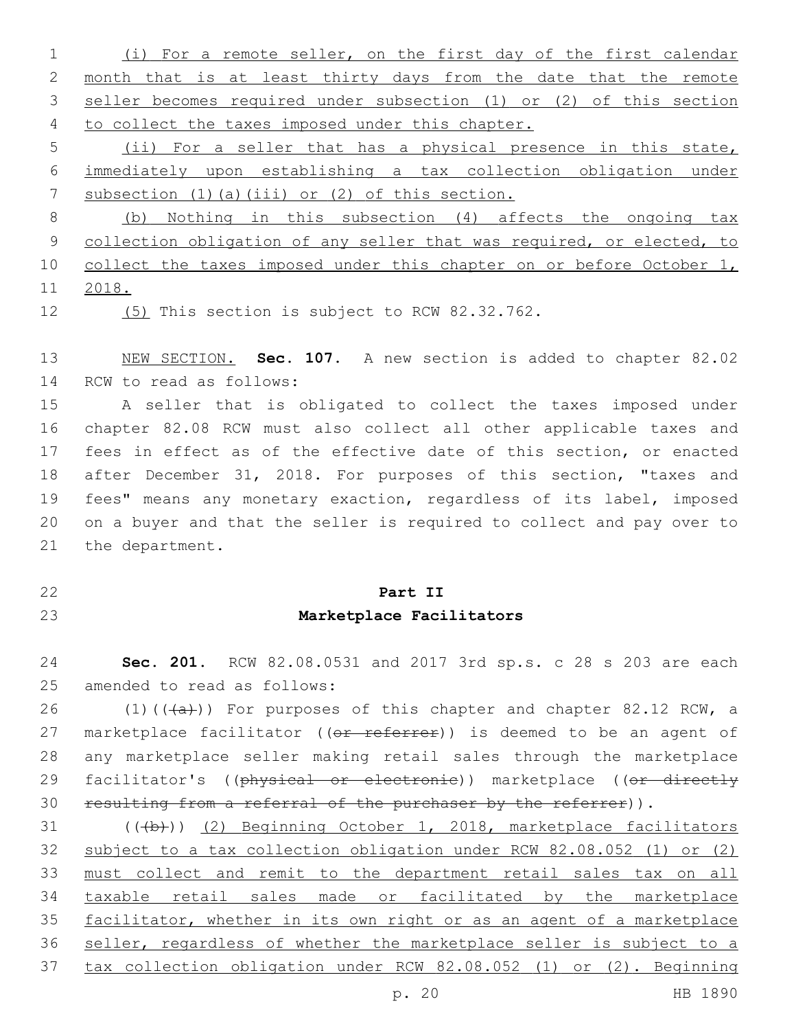(i) For a remote seller, on the first day of the first calendar month that is at least thirty days from the date that the remote seller becomes required under subsection (1) or (2) of this section to collect the taxes imposed under this chapter.

(ii) For a seller that has a physical presence in this state, immediately upon establishing a tax collection obligation under subsection (1)(a)(iii) or (2) of this section.

(b) Nothing in this subsection (4) affects the ongoing tax collection obligation of any seller that was required, or elected, to collect the taxes imposed under this chapter on or before October 1, 2018.

(5) This section is subject to RCW 82.32.762.

NEW SECTION. **Sec. 107.** A new section is added to chapter 82.02 RCW to read as follows:

A seller that is obligated to collect the taxes imposed under chapter 82.08 RCW must also collect all other applicable taxes and fees in effect as of the effective date of this section, or enacted after December 31, 2018. For purposes of this section, "taxes and fees" means any monetary exaction, regardless of its label, imposed on a buyer and that the seller is required to collect and pay over to the department.

## Part II
## Marketplace Facilitators

**Sec. 201.** RCW 82.08.0531 and 2017 3rd sp.s. c 28 s 203 are each amended to read as follows:

(1)((~~(a)~~)) For purposes of this chapter and chapter 82.12 RCW, a marketplace facilitator ((~~or referrer~~)) is deemed to be an agent of any marketplace seller making retail sales through the marketplace facilitator's ((~~physical or electronic~~)) marketplace ((~~or directly resulting from a referral of the purchaser by the referrer~~)).

((~~(b)~~)) (2) Beginning October 1, 2018, marketplace facilitators subject to a tax collection obligation under RCW 82.08.052 (1) or (2) must collect and remit to the department retail sales tax on all taxable retail sales made or facilitated by the marketplace facilitator, whether in its own right or as an agent of a marketplace seller, regardless of whether the marketplace seller is subject to a tax collection obligation under RCW 82.08.052 (1) or (2). Beginning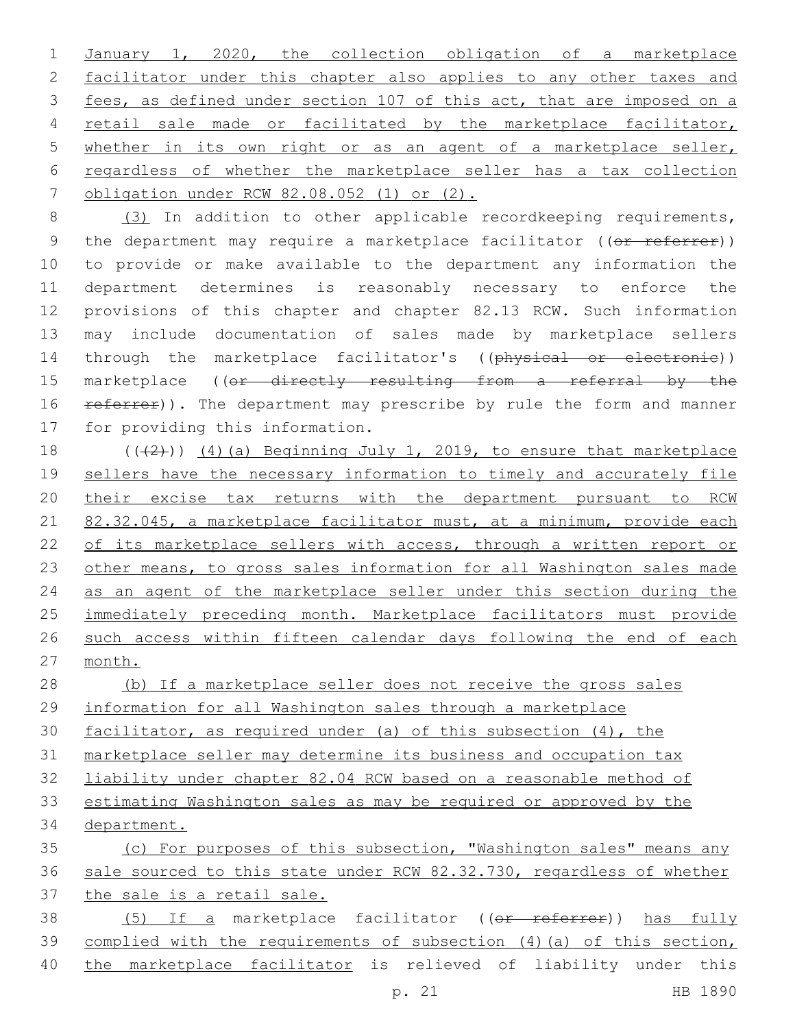January 1, 2020, the collection obligation of a marketplace facilitator under this chapter also applies to any other taxes and fees, as defined under section 107 of this act, that are imposed on a retail sale made or facilitated by the marketplace facilitator, whether in its own right or as an agent of a marketplace seller, regardless of whether the marketplace seller has a tax collection obligation under RCW 82.08.052 (1) or (2).

(3) In addition to other applicable recordkeeping requirements, the department may require a marketplace facilitator ((~~or referrer~~)) to provide or make available to the department any information the department determines is reasonably necessary to enforce the provisions of this chapter and chapter 82.13 RCW. Such information may include documentation of sales made by marketplace sellers through the marketplace facilitator's ((~~physical or electronic~~)) marketplace ((~~or directly resulting from a referral by the referrer~~)). The department may prescribe by rule the form and manner for providing this information.

((~~(2)~~)) (4)(a) Beginning July 1, 2019, to ensure that marketplace sellers have the necessary information to timely and accurately file their excise tax returns with the department pursuant to RCW 82.32.045, a marketplace facilitator must, at a minimum, provide each of its marketplace sellers with access, through a written report or other means, to gross sales information for all Washington sales made as an agent of the marketplace seller under this section during the immediately preceding month. Marketplace facilitators must provide such access within fifteen calendar days following the end of each month.

(b) If a marketplace seller does not receive the gross sales information for all Washington sales through a marketplace facilitator, as required under (a) of this subsection (4), the marketplace seller may determine its business and occupation tax liability under chapter 82.04 RCW based on a reasonable method of estimating Washington sales as may be required or approved by the department.

(c) For purposes of this subsection, "Washington sales" means any sale sourced to this state under RCW 82.32.730, regardless of whether the sale is a retail sale.

(5) If a marketplace facilitator ((~~or referrer~~)) has fully complied with the requirements of subsection (4)(a) of this section, the marketplace facilitator is relieved of liability under this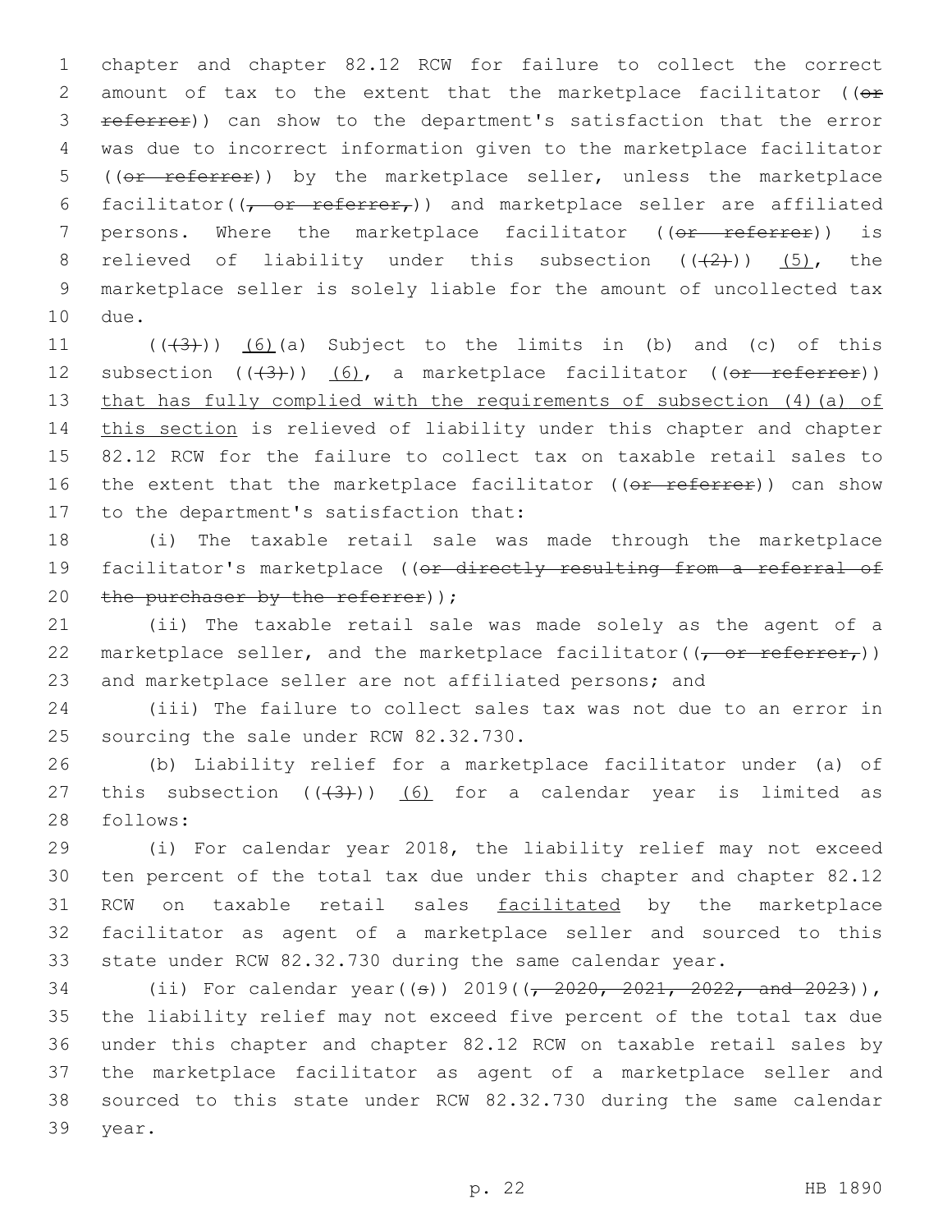chapter and chapter 82.12 RCW for failure to collect the correct amount of tax to the extent that the marketplace facilitator ((~~or referrer~~)) can show to the department's satisfaction that the error was due to incorrect information given to the marketplace facilitator ((~~or referrer~~)) by the marketplace seller, unless the marketplace facilitator((~~, or referrer,~~)) and marketplace seller are affiliated persons. Where the marketplace facilitator ((~~or referrer~~)) is relieved of liability under this subsection ((~~(2)~~)) <u>(5)</u>, the marketplace seller is solely liable for the amount of uncollected tax due.

((~~(3)~~)) <u>(6)</u>(a) Subject to the limits in (b) and (c) of this subsection ((~~(3)~~)) <u>(6)</u>, a marketplace facilitator ((~~or referrer~~)) <u>that has fully complied with the requirements of subsection (4)(a) of this section</u> is relieved of liability under this chapter and chapter 82.12 RCW for the failure to collect tax on taxable retail sales to the extent that the marketplace facilitator ((~~or referrer~~)) can show to the department's satisfaction that:

(i) The taxable retail sale was made through the marketplace facilitator's marketplace ((~~or directly resulting from a referral of the purchaser by the referrer~~));

(ii) The taxable retail sale was made solely as the agent of a marketplace seller, and the marketplace facilitator((~~, or referrer,~~)) and marketplace seller are not affiliated persons; and

(iii) The failure to collect sales tax was not due to an error in sourcing the sale under RCW 82.32.730.

(b) Liability relief for a marketplace facilitator under (a) of this subsection ((~~(3)~~)) <u>(6)</u> for a calendar year is limited as follows:

(i) For calendar year 2018, the liability relief may not exceed ten percent of the total tax due under this chapter and chapter 82.12 RCW on taxable retail sales <u>facilitated</u> by the marketplace facilitator as agent of a marketplace seller and sourced to this state under RCW 82.32.730 during the same calendar year.

(ii) For calendar year((~~s~~)) 2019((~~, 2020, 2021, 2022, and 2023~~)), the liability relief may not exceed five percent of the total tax due under this chapter and chapter 82.12 RCW on taxable retail sales by the marketplace facilitator as agent of a marketplace seller and sourced to this state under RCW 82.32.730 during the same calendar year.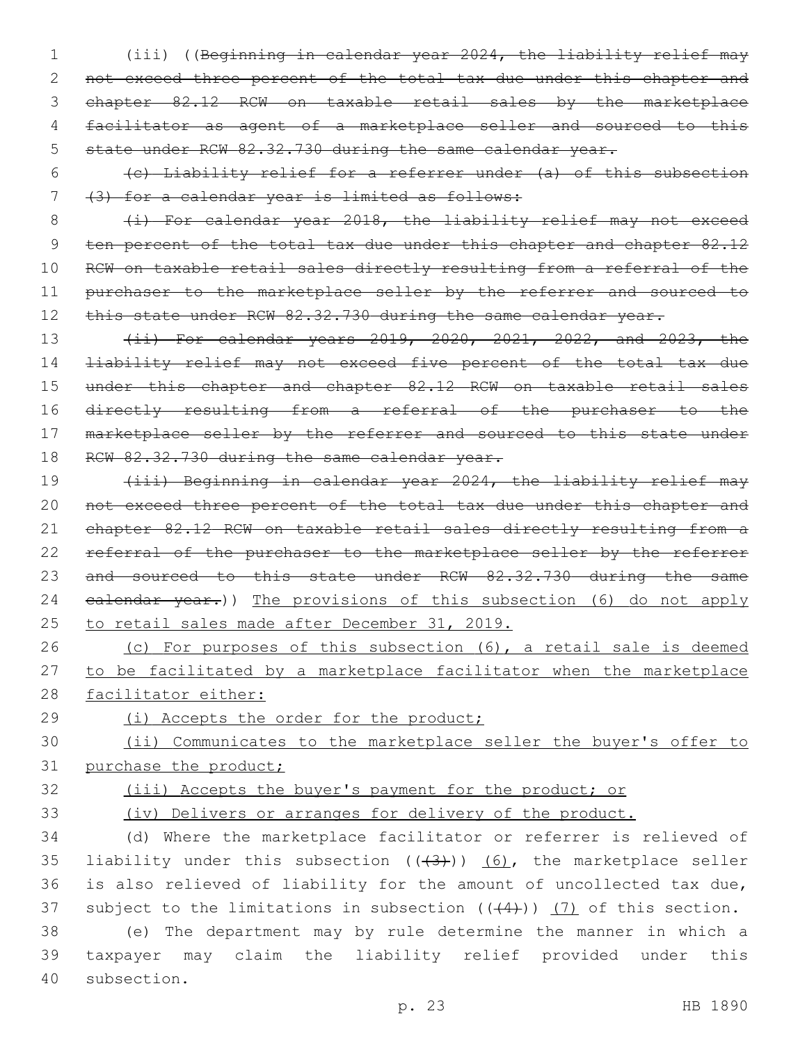(iii) ((~~Beginning in calendar year 2024, the liability relief may not exceed three percent of the total tax due under this chapter and chapter 82.12 RCW on taxable retail sales by the marketplace facilitator as agent of a marketplace seller and sourced to this state under RCW 82.32.730 during the same calendar year.~~

~~(c) Liability relief for a referrer under (a) of this subsection (3) for a calendar year is limited as follows:~~

~~(i) For calendar year 2018, the liability relief may not exceed ten percent of the total tax due under this chapter and chapter 82.12 RCW on taxable retail sales directly resulting from a referral of the purchaser to the marketplace seller by the referrer and sourced to this state under RCW 82.32.730 during the same calendar year.~~

~~(ii) For calendar years 2019, 2020, 2021, 2022, and 2023, the liability relief may not exceed five percent of the total tax due under this chapter and chapter 82.12 RCW on taxable retail sales directly resulting from a referral of the purchaser to the marketplace seller by the referrer and sourced to this state under RCW 82.32.730 during the same calendar year.~~

~~(iii) Beginning in calendar year 2024, the liability relief may not exceed three percent of the total tax due under this chapter and chapter 82.12 RCW on taxable retail sales directly resulting from a referral of the purchaser to the marketplace seller by the referrer and sourced to this state under RCW 82.32.730 during the same calendar year.~~)) <u>The provisions of this subsection (6) do not apply to retail sales made after December 31, 2019.</u>

<u>(c) For purposes of this subsection (6), a retail sale is deemed to be facilitated by a marketplace facilitator when the marketplace facilitator either:</u>

<u>(i) Accepts the order for the product;</u>

<u>(ii) Communicates to the marketplace seller the buyer's offer to purchase the product;</u>

<u>(iii) Accepts the buyer's payment for the product; or</u>

<u>(iv) Delivers or arranges for delivery of the product.</u>

(d) Where the marketplace facilitator or referrer is relieved of liability under this subsection ((~~(3)~~)) <u>(6)</u>, the marketplace seller is also relieved of liability for the amount of uncollected tax due, subject to the limitations in subsection ((~~(4)~~)) <u>(7)</u> of this section.

(e) The department may by rule determine the manner in which a taxpayer may claim the liability relief provided under this subsection.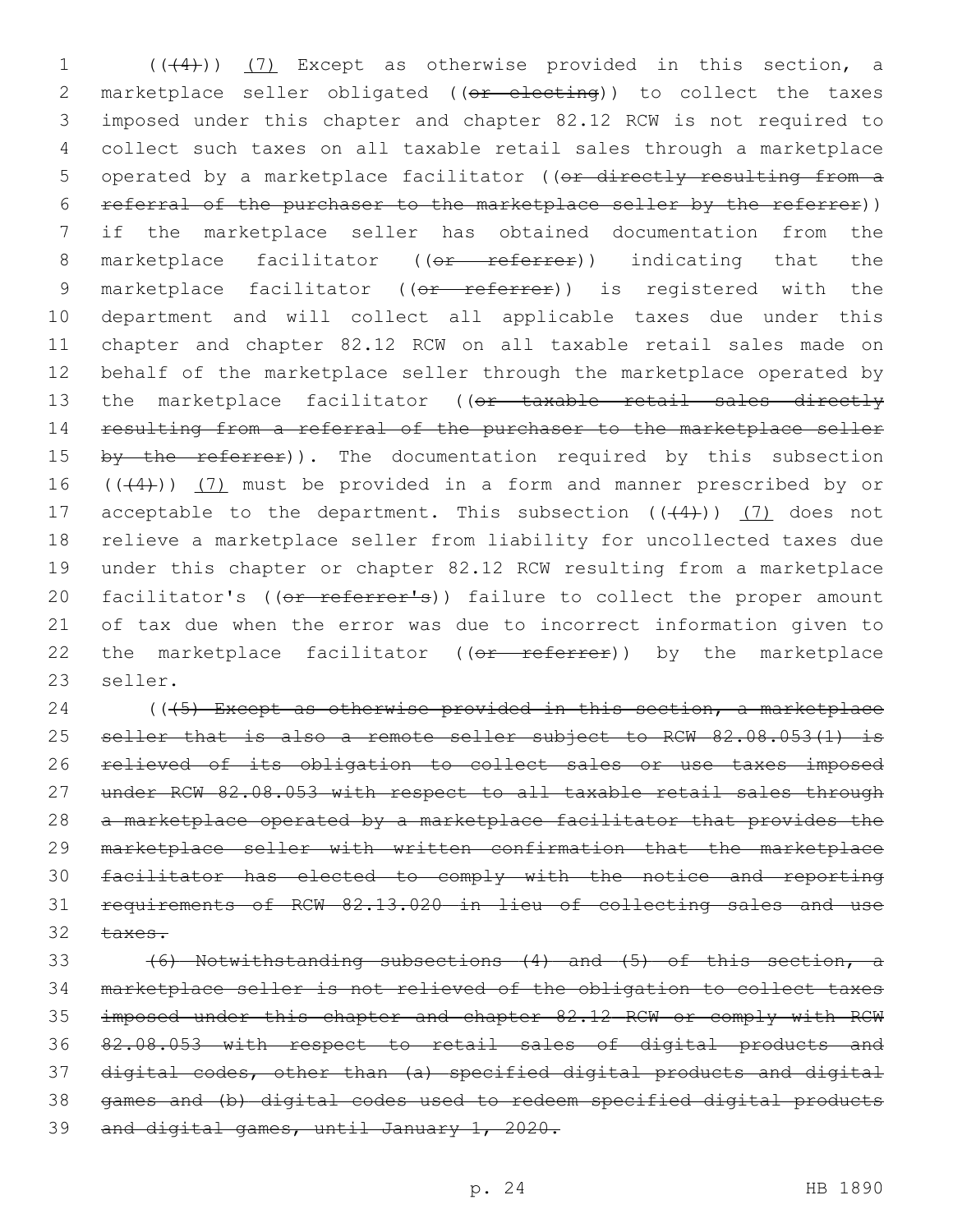(((4))) (7) Except as otherwise provided in this section, a marketplace seller obligated ((or electing)) to collect the taxes imposed under this chapter and chapter 82.12 RCW is not required to collect such taxes on all taxable retail sales through a marketplace operated by a marketplace facilitator ((or directly resulting from a referral of the purchaser to the marketplace seller by the referrer)) if the marketplace seller has obtained documentation from the marketplace facilitator ((or referrer)) indicating that the marketplace facilitator ((or referrer)) is registered with the department and will collect all applicable taxes due under this chapter and chapter 82.12 RCW on all taxable retail sales made on behalf of the marketplace seller through the marketplace operated by the marketplace facilitator ((or taxable retail sales directly resulting from a referral of the purchaser to the marketplace seller by the referrer)). The documentation required by this subsection (((4))) (7) must be provided in a form and manner prescribed by or acceptable to the department. This subsection (((4))) (7) does not relieve a marketplace seller from liability for uncollected taxes due under this chapter or chapter 82.12 RCW resulting from a marketplace facilitator's ((or referrer's)) failure to collect the proper amount of tax due when the error was due to incorrect information given to the marketplace facilitator ((or referrer)) by the marketplace seller.

(((5) Except as otherwise provided in this section, a marketplace seller that is also a remote seller subject to RCW 82.08.053(1) is relieved of its obligation to collect sales or use taxes imposed under RCW 82.08.053 with respect to all taxable retail sales through a marketplace operated by a marketplace facilitator that provides the marketplace seller with written confirmation that the marketplace facilitator has elected to comply with the notice and reporting requirements of RCW 82.13.020 in lieu of collecting sales and use taxes.

(6) Notwithstanding subsections (4) and (5) of this section, a marketplace seller is not relieved of the obligation to collect taxes imposed under this chapter and chapter 82.12 RCW or comply with RCW 82.08.053 with respect to retail sales of digital products and digital codes, other than (a) specified digital products and digital games and (b) digital codes used to redeem specified digital products and digital games, until January 1, 2020.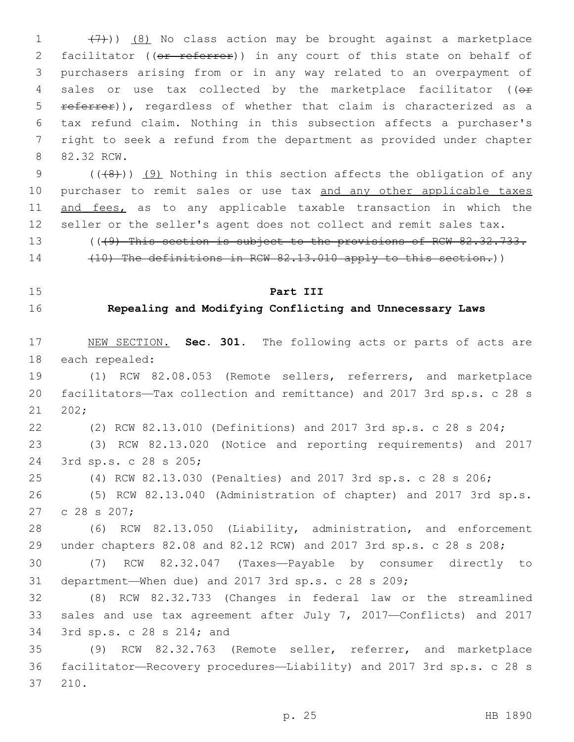((~~(7)~~)) (8) No class action may be brought against a marketplace facilitator ((~~or referrer~~)) in any court of this state on behalf of purchasers arising from or in any way related to an overpayment of sales or use tax collected by the marketplace facilitator ((~~or referrer~~)), regardless of whether that claim is characterized as a tax refund claim. Nothing in this subsection affects a purchaser's right to seek a refund from the department as provided under chapter 82.32 RCW.

((~~(8)~~)) (9) Nothing in this section affects the obligation of any purchaser to remit sales or use tax and any other applicable taxes and fees, as to any applicable taxable transaction in which the seller or the seller's agent does not collect and remit sales tax.

((~~(9) This section is subject to the provisions of RCW 82.32.733.~~

~~(10) The definitions in RCW 82.13.010 apply to this section.~~))

## Part III

## Repealing and Modifying Conflicting and Unnecessary Laws

NEW SECTION. **Sec. 301.** The following acts or parts of acts are each repealed:

(1) RCW 82.08.053 (Remote sellers, referrers, and marketplace facilitators—Tax collection and remittance) and 2017 3rd sp.s. c 28 s 202;

(2) RCW 82.13.010 (Definitions) and 2017 3rd sp.s. c 28 s 204;

(3) RCW 82.13.020 (Notice and reporting requirements) and 2017 3rd sp.s. c 28 s 205;

(4) RCW 82.13.030 (Penalties) and 2017 3rd sp.s. c 28 s 206;

(5) RCW 82.13.040 (Administration of chapter) and 2017 3rd sp.s. c 28 s 207;

(6) RCW 82.13.050 (Liability, administration, and enforcement under chapters 82.08 and 82.12 RCW) and 2017 3rd sp.s. c 28 s 208;

(7) RCW 82.32.047 (Taxes—Payable by consumer directly to department—When due) and 2017 3rd sp.s. c 28 s 209;

(8) RCW 82.32.733 (Changes in federal law or the streamlined sales and use tax agreement after July 7, 2017—Conflicts) and 2017 3rd sp.s. c 28 s 214; and

(9) RCW 82.32.763 (Remote seller, referrer, and marketplace facilitator—Recovery procedures—Liability) and 2017 3rd sp.s. c 28 s 210.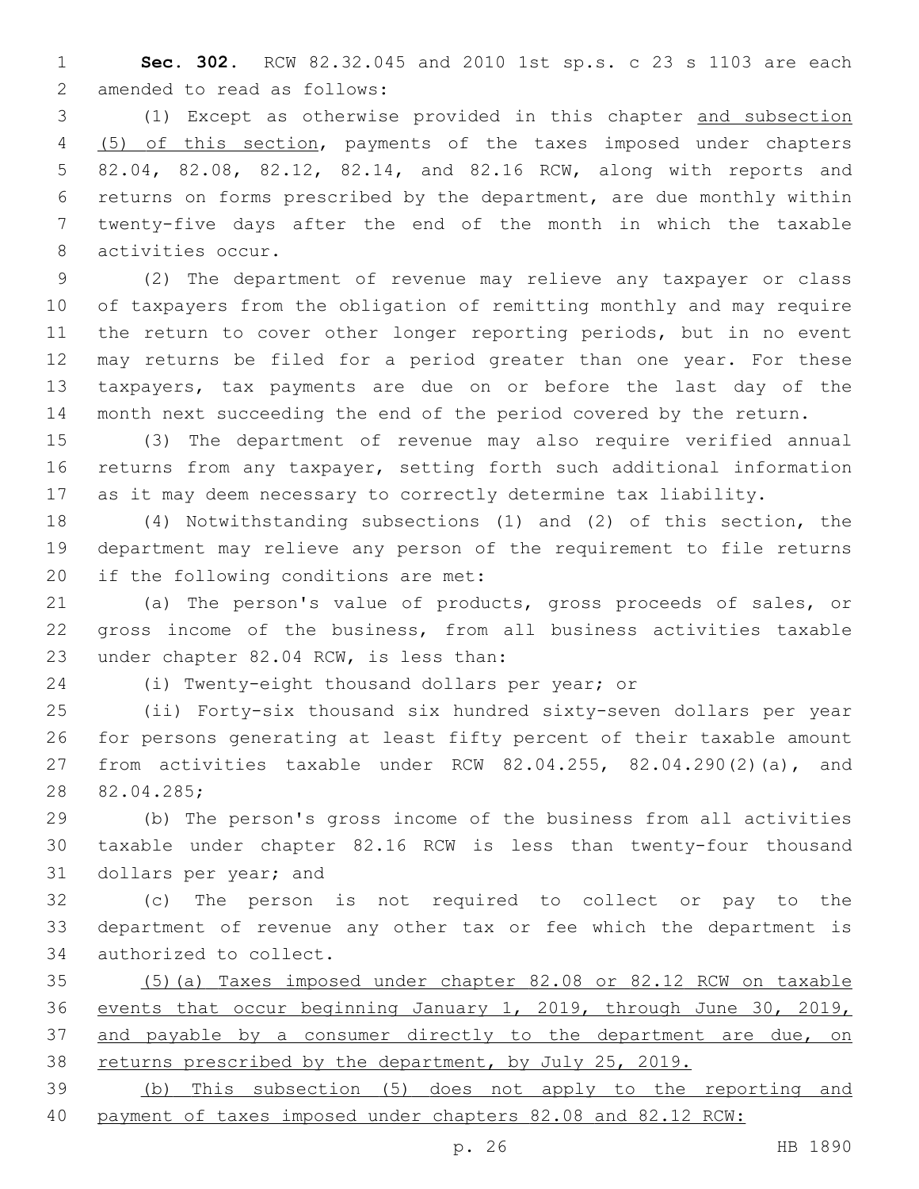**Sec. 302.** RCW 82.32.045 and 2010 1st sp.s. c 23 s 1103 are each amended to read as follows:

(1) Except as otherwise provided in this chapter <u>and subsection (5) of this section</u>, payments of the taxes imposed under chapters 82.04, 82.08, 82.12, 82.14, and 82.16 RCW, along with reports and returns on forms prescribed by the department, are due monthly within twenty-five days after the end of the month in which the taxable activities occur.

(2) The department of revenue may relieve any taxpayer or class of taxpayers from the obligation of remitting monthly and may require the return to cover other longer reporting periods, but in no event may returns be filed for a period greater than one year. For these taxpayers, tax payments are due on or before the last day of the month next succeeding the end of the period covered by the return.

(3) The department of revenue may also require verified annual returns from any taxpayer, setting forth such additional information as it may deem necessary to correctly determine tax liability.

(4) Notwithstanding subsections (1) and (2) of this section, the department may relieve any person of the requirement to file returns if the following conditions are met:

(a) The person's value of products, gross proceeds of sales, or gross income of the business, from all business activities taxable under chapter 82.04 RCW, is less than:

(i) Twenty-eight thousand dollars per year; or

(ii) Forty-six thousand six hundred sixty-seven dollars per year for persons generating at least fifty percent of their taxable amount from activities taxable under RCW 82.04.255, 82.04.290(2)(a), and 82.04.285;

(b) The person's gross income of the business from all activities taxable under chapter 82.16 RCW is less than twenty-four thousand dollars per year; and

(c) The person is not required to collect or pay to the department of revenue any other tax or fee which the department is authorized to collect.

<u>(5)(a) Taxes imposed under chapter 82.08 or 82.12 RCW on taxable events that occur beginning January 1, 2019, through June 30, 2019, and payable by a consumer directly to the department are due, on returns prescribed by the department, by July 25, 2019.</u>

<u>(b) This subsection (5) does not apply to the reporting and payment of taxes imposed under chapters 82.08 and 82.12 RCW:</u>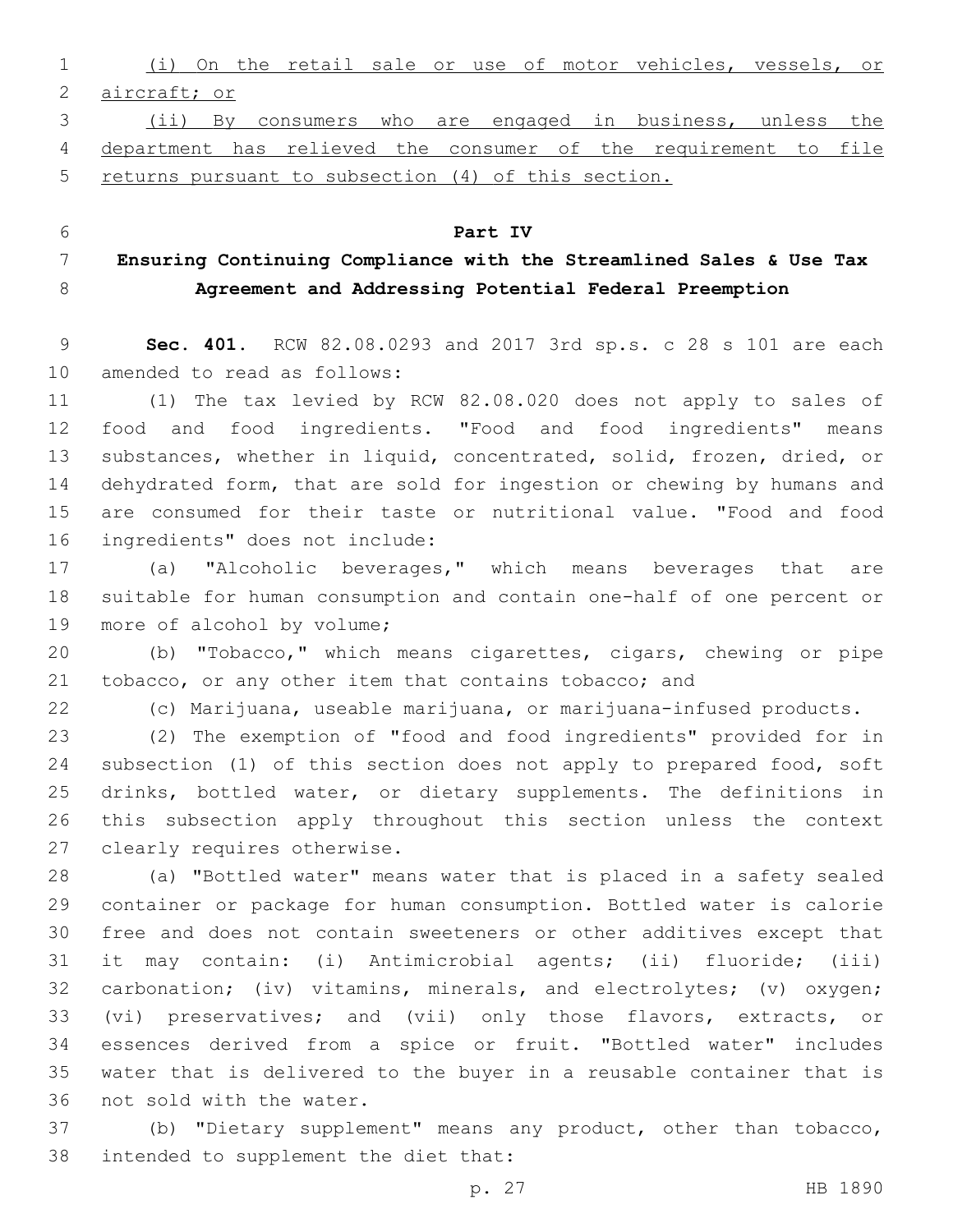(i) On the retail sale or use of motor vehicles, vessels, or aircraft; or

(ii) By consumers who are engaged in business, unless the department has relieved the consumer of the requirement to file returns pursuant to subsection (4) of this section.

## Part IV
## Ensuring Continuing Compliance with the Streamlined Sales & Use Tax Agreement and Addressing Potential Federal Preemption

**Sec. 401.** RCW 82.08.0293 and 2017 3rd sp.s. c 28 s 101 are each amended to read as follows:

(1) The tax levied by RCW 82.08.020 does not apply to sales of food and food ingredients. "Food and food ingredients" means substances, whether in liquid, concentrated, solid, frozen, dried, or dehydrated form, that are sold for ingestion or chewing by humans and are consumed for their taste or nutritional value. "Food and food ingredients" does not include:

(a) "Alcoholic beverages," which means beverages that are suitable for human consumption and contain one-half of one percent or more of alcohol by volume;

(b) "Tobacco," which means cigarettes, cigars, chewing or pipe tobacco, or any other item that contains tobacco; and

(c) Marijuana, useable marijuana, or marijuana-infused products.

(2) The exemption of "food and food ingredients" provided for in subsection (1) of this section does not apply to prepared food, soft drinks, bottled water, or dietary supplements. The definitions in this subsection apply throughout this section unless the context clearly requires otherwise.

(a) "Bottled water" means water that is placed in a safety sealed container or package for human consumption. Bottled water is calorie free and does not contain sweeteners or other additives except that it may contain: (i) Antimicrobial agents; (ii) fluoride; (iii) carbonation; (iv) vitamins, minerals, and electrolytes; (v) oxygen; (vi) preservatives; and (vii) only those flavors, extracts, or essences derived from a spice or fruit. "Bottled water" includes water that is delivered to the buyer in a reusable container that is not sold with the water.

(b) "Dietary supplement" means any product, other than tobacco, intended to supplement the diet that: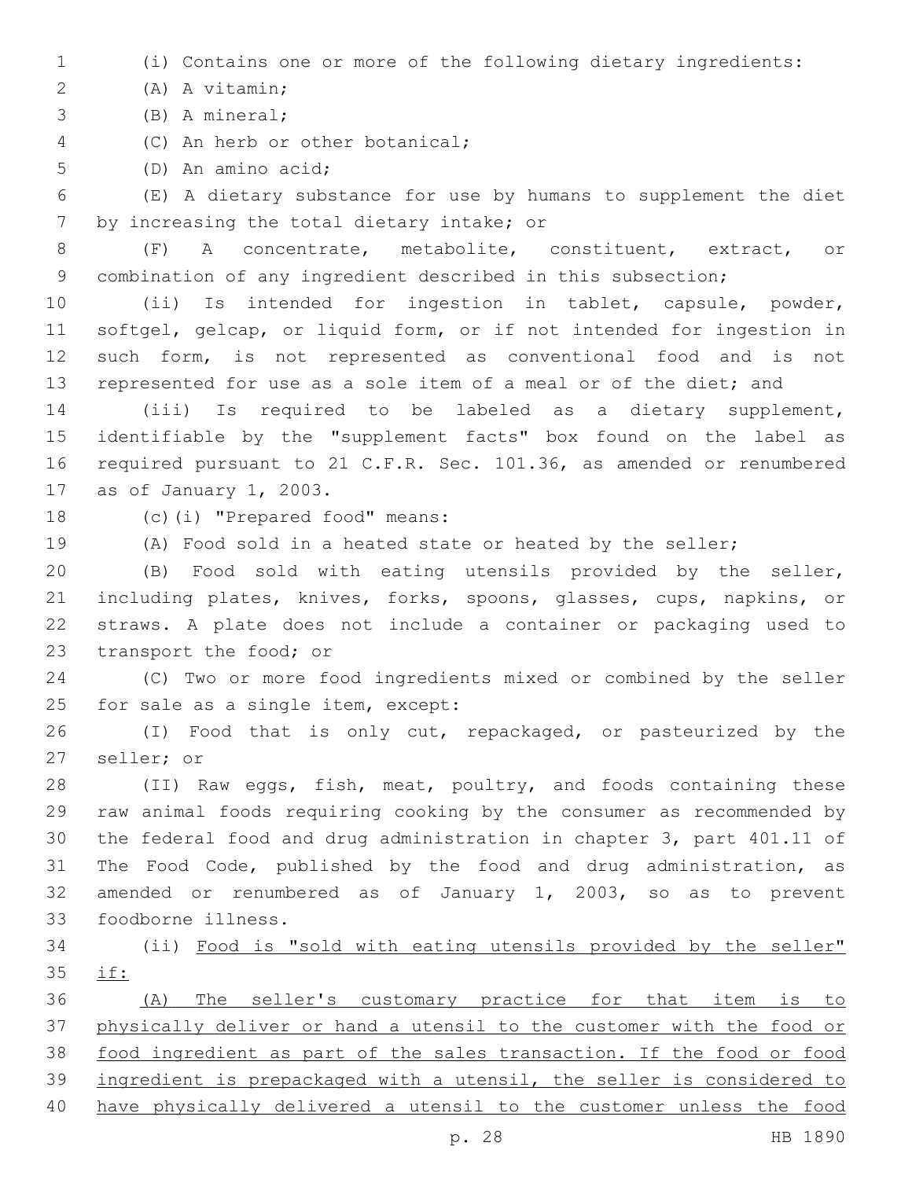(i) Contains one or more of the following dietary ingredients:

(A) A vitamin;

(B) A mineral;

(C) An herb or other botanical;

(D) An amino acid;

(E) A dietary substance for use by humans to supplement the diet by increasing the total dietary intake; or

(F) A concentrate, metabolite, constituent, extract, or combination of any ingredient described in this subsection;

(ii) Is intended for ingestion in tablet, capsule, powder, softgel, gelcap, or liquid form, or if not intended for ingestion in such form, is not represented as conventional food and is not represented for use as a sole item of a meal or of the diet; and

(iii) Is required to be labeled as a dietary supplement, identifiable by the "supplement facts" box found on the label as required pursuant to 21 C.F.R. Sec. 101.36, as amended or renumbered as of January 1, 2003.

(c)(i) "Prepared food" means:

(A) Food sold in a heated state or heated by the seller;

(B) Food sold with eating utensils provided by the seller, including plates, knives, forks, spoons, glasses, cups, napkins, or straws. A plate does not include a container or packaging used to transport the food; or

(C) Two or more food ingredients mixed or combined by the seller for sale as a single item, except:

(I) Food that is only cut, repackaged, or pasteurized by the seller; or

(II) Raw eggs, fish, meat, poultry, and foods containing these raw animal foods requiring cooking by the consumer as recommended by the federal food and drug administration in chapter 3, part 401.11 of The Food Code, published by the food and drug administration, as amended or renumbered as of January 1, 2003, so as to prevent foodborne illness.

(ii) Food is "sold with eating utensils provided by the seller" if:

(A) The seller's customary practice for that item is to physically deliver or hand a utensil to the customer with the food or food ingredient as part of the sales transaction. If the food or food ingredient is prepackaged with a utensil, the seller is considered to have physically delivered a utensil to the customer unless the food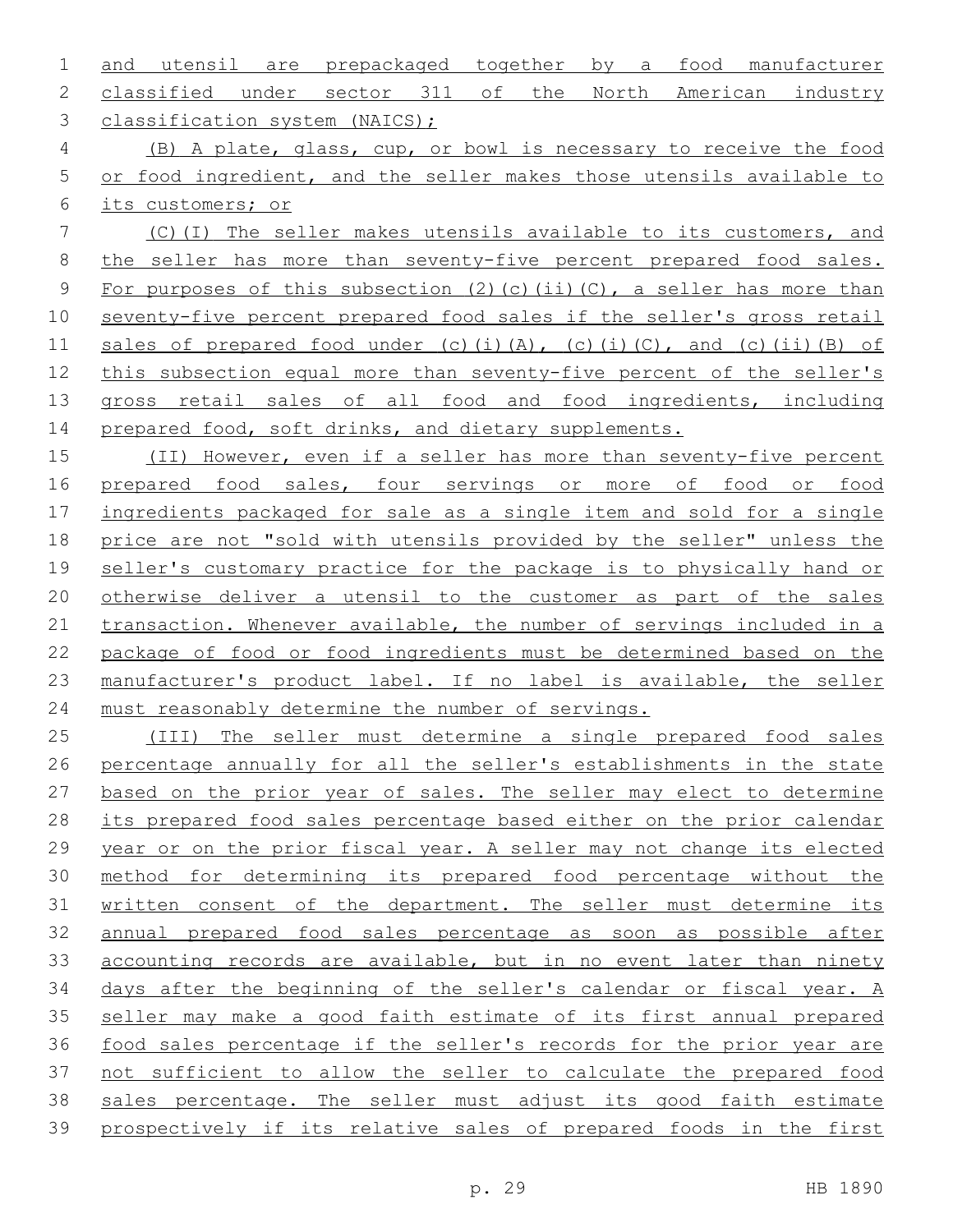and utensil are prepackaged together by a food manufacturer classified under sector 311 of the North American industry classification system (NAICS);

(B) A plate, glass, cup, or bowl is necessary to receive the food or food ingredient, and the seller makes those utensils available to its customers; or

(C)(I) The seller makes utensils available to its customers, and the seller has more than seventy-five percent prepared food sales. For purposes of this subsection (2)(c)(ii)(C), a seller has more than seventy-five percent prepared food sales if the seller's gross retail sales of prepared food under (c)(i)(A), (c)(i)(C), and (c)(ii)(B) of this subsection equal more than seventy-five percent of the seller's gross retail sales of all food and food ingredients, including prepared food, soft drinks, and dietary supplements.

(II) However, even if a seller has more than seventy-five percent prepared food sales, four servings or more of food or food ingredients packaged for sale as a single item and sold for a single price are not "sold with utensils provided by the seller" unless the seller's customary practice for the package is to physically hand or otherwise deliver a utensil to the customer as part of the sales transaction. Whenever available, the number of servings included in a package of food or food ingredients must be determined based on the manufacturer's product label. If no label is available, the seller must reasonably determine the number of servings.

(III) The seller must determine a single prepared food sales percentage annually for all the seller's establishments in the state based on the prior year of sales. The seller may elect to determine its prepared food sales percentage based either on the prior calendar year or on the prior fiscal year. A seller may not change its elected method for determining its prepared food percentage without the written consent of the department. The seller must determine its annual prepared food sales percentage as soon as possible after accounting records are available, but in no event later than ninety days after the beginning of the seller's calendar or fiscal year. A seller may make a good faith estimate of its first annual prepared food sales percentage if the seller's records for the prior year are not sufficient to allow the seller to calculate the prepared food sales percentage. The seller must adjust its good faith estimate prospectively if its relative sales of prepared foods in the first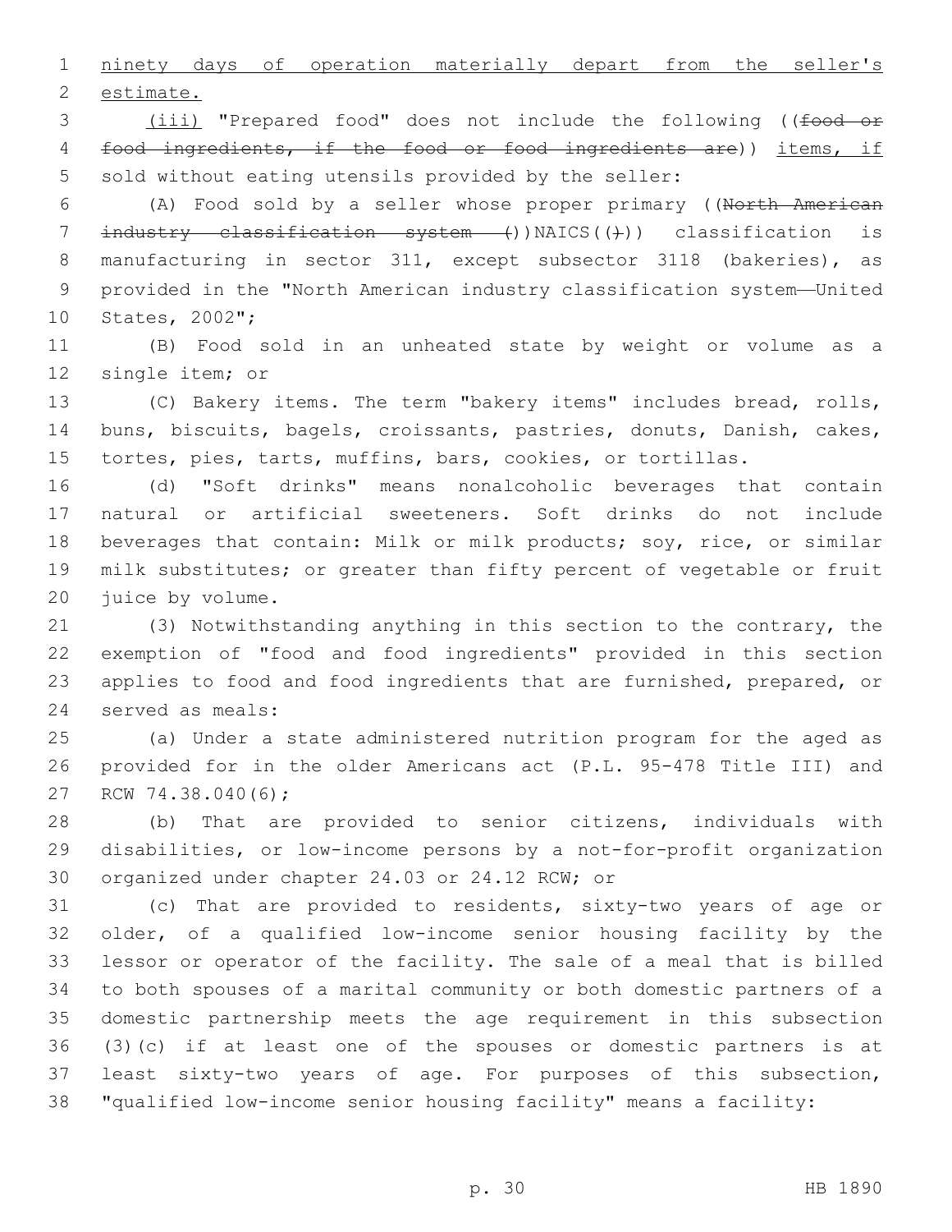ninety days of operation materially depart from the seller's estimate.

(iii) "Prepared food" does not include the following ((~~food or food ingredients, if the food or food ingredients are~~)) items, if sold without eating utensils provided by the seller:

(A) Food sold by a seller whose proper primary ((~~North American industry classification system (~~))NAICS((~~)~~)) classification is manufacturing in sector 311, except subsector 3118 (bakeries), as provided in the "North American industry classification system—United States, 2002";

(B) Food sold in an unheated state by weight or volume as a single item; or

(C) Bakery items. The term "bakery items" includes bread, rolls, buns, biscuits, bagels, croissants, pastries, donuts, Danish, cakes, tortes, pies, tarts, muffins, bars, cookies, or tortillas.

(d) "Soft drinks" means nonalcoholic beverages that contain natural or artificial sweeteners. Soft drinks do not include beverages that contain: Milk or milk products; soy, rice, or similar milk substitutes; or greater than fifty percent of vegetable or fruit juice by volume.

(3) Notwithstanding anything in this section to the contrary, the exemption of "food and food ingredients" provided in this section applies to food and food ingredients that are furnished, prepared, or served as meals:

(a) Under a state administered nutrition program for the aged as provided for in the older Americans act (P.L. 95-478 Title III) and RCW 74.38.040(6);

(b) That are provided to senior citizens, individuals with disabilities, or low-income persons by a not-for-profit organization organized under chapter 24.03 or 24.12 RCW; or

(c) That are provided to residents, sixty-two years of age or older, of a qualified low-income senior housing facility by the lessor or operator of the facility. The sale of a meal that is billed to both spouses of a marital community or both domestic partners of a domestic partnership meets the age requirement in this subsection (3)(c) if at least one of the spouses or domestic partners is at least sixty-two years of age. For purposes of this subsection, "qualified low-income senior housing facility" means a facility: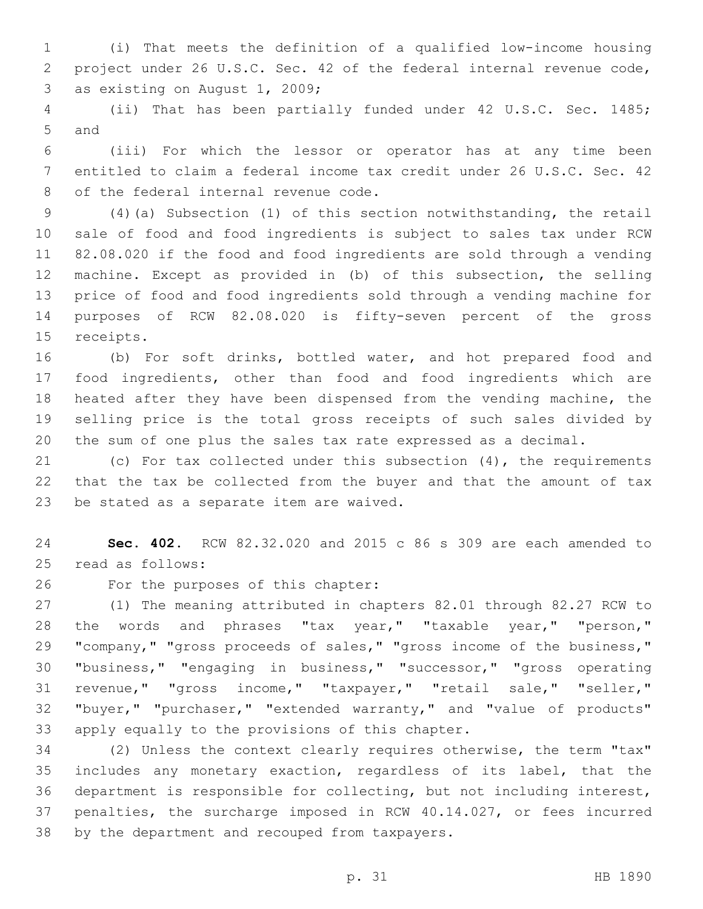(i) That meets the definition of a qualified low-income housing project under 26 U.S.C. Sec. 42 of the federal internal revenue code, as existing on August 1, 2009;

(ii) That has been partially funded under 42 U.S.C. Sec. 1485; and

(iii) For which the lessor or operator has at any time been entitled to claim a federal income tax credit under 26 U.S.C. Sec. 42 of the federal internal revenue code.

(4)(a) Subsection (1) of this section notwithstanding, the retail sale of food and food ingredients is subject to sales tax under RCW 82.08.020 if the food and food ingredients are sold through a vending machine. Except as provided in (b) of this subsection, the selling price of food and food ingredients sold through a vending machine for purposes of RCW 82.08.020 is fifty-seven percent of the gross receipts.

(b) For soft drinks, bottled water, and hot prepared food and food ingredients, other than food and food ingredients which are heated after they have been dispensed from the vending machine, the selling price is the total gross receipts of such sales divided by the sum of one plus the sales tax rate expressed as a decimal.

(c) For tax collected under this subsection (4), the requirements that the tax be collected from the buyer and that the amount of tax be stated as a separate item are waived.

**Sec. 402.** RCW 82.32.020 and 2015 c 86 s 309 are each amended to read as follows:

For the purposes of this chapter:

(1) The meaning attributed in chapters 82.01 through 82.27 RCW to the words and phrases "tax year," "taxable year," "person," "company," "gross proceeds of sales," "gross income of the business," "business," "engaging in business," "successor," "gross operating revenue," "gross income," "taxpayer," "retail sale," "seller," "buyer," "purchaser," "extended warranty," and "value of products" apply equally to the provisions of this chapter.

(2) Unless the context clearly requires otherwise, the term "tax" includes any monetary exaction, regardless of its label, that the department is responsible for collecting, but not including interest, penalties, the surcharge imposed in RCW 40.14.027, or fees incurred by the department and recouped from taxpayers.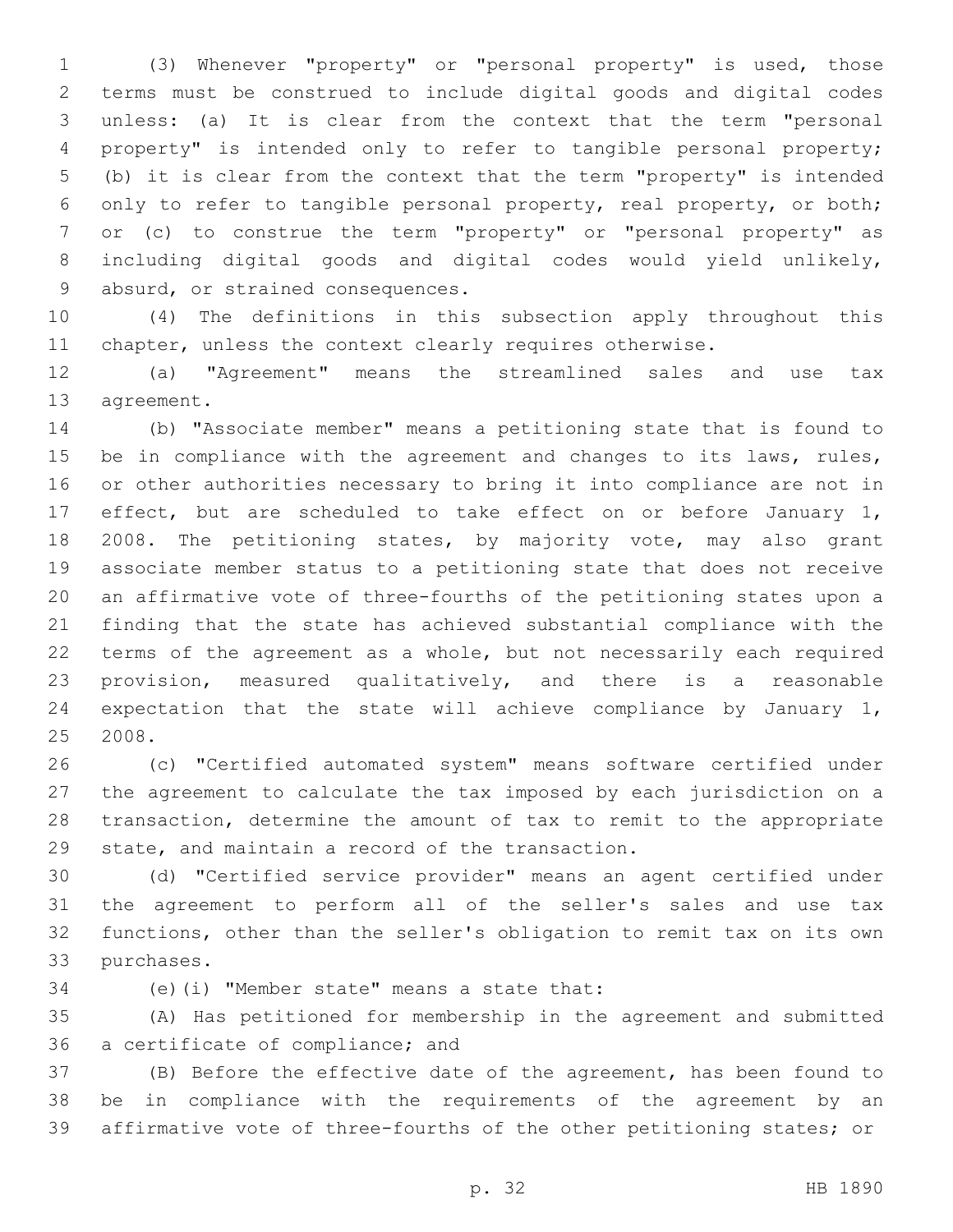(3) Whenever "property" or "personal property" is used, those terms must be construed to include digital goods and digital codes unless: (a) It is clear from the context that the term "personal property" is intended only to refer to tangible personal property; (b) it is clear from the context that the term "property" is intended only to refer to tangible personal property, real property, or both; or (c) to construe the term "property" or "personal property" as including digital goods and digital codes would yield unlikely, absurd, or strained consequences.

(4) The definitions in this subsection apply throughout this chapter, unless the context clearly requires otherwise.

(a) "Agreement" means the streamlined sales and use tax agreement.

(b) "Associate member" means a petitioning state that is found to be in compliance with the agreement and changes to its laws, rules, or other authorities necessary to bring it into compliance are not in effect, but are scheduled to take effect on or before January 1, 2008. The petitioning states, by majority vote, may also grant associate member status to a petitioning state that does not receive an affirmative vote of three-fourths of the petitioning states upon a finding that the state has achieved substantial compliance with the terms of the agreement as a whole, but not necessarily each required provision, measured qualitatively, and there is a reasonable expectation that the state will achieve compliance by January 1, 2008.

(c) "Certified automated system" means software certified under the agreement to calculate the tax imposed by each jurisdiction on a transaction, determine the amount of tax to remit to the appropriate state, and maintain a record of the transaction.

(d) "Certified service provider" means an agent certified under the agreement to perform all of the seller's sales and use tax functions, other than the seller's obligation to remit tax on its own purchases.

(e)(i) "Member state" means a state that:

(A) Has petitioned for membership in the agreement and submitted a certificate of compliance; and

(B) Before the effective date of the agreement, has been found to be in compliance with the requirements of the agreement by an affirmative vote of three-fourths of the other petitioning states; or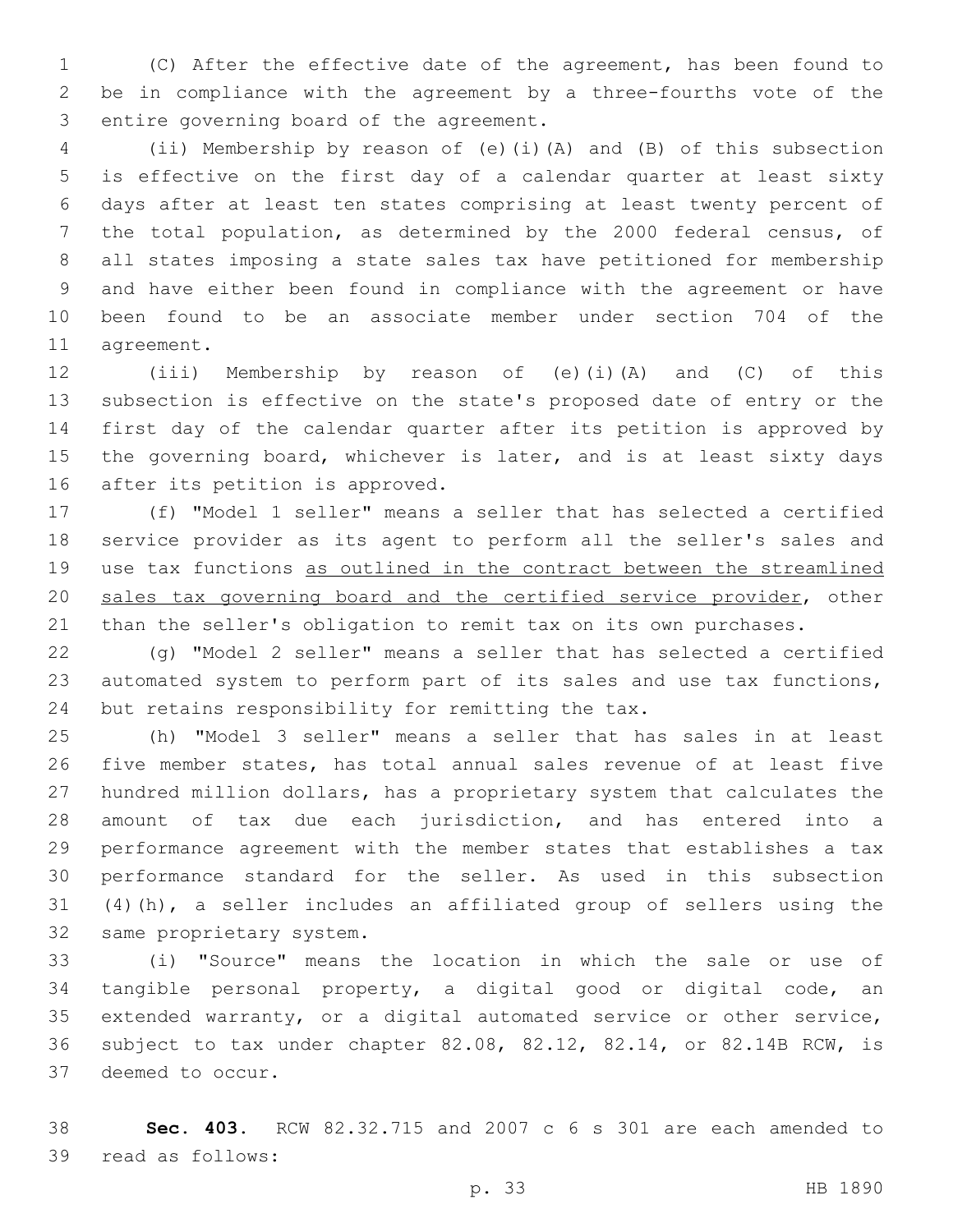(C) After the effective date of the agreement, has been found to be in compliance with the agreement by a three-fourths vote of the entire governing board of the agreement.

(ii) Membership by reason of (e)(i)(A) and (B) of this subsection is effective on the first day of a calendar quarter at least sixty days after at least ten states comprising at least twenty percent of the total population, as determined by the 2000 federal census, of all states imposing a state sales tax have petitioned for membership and have either been found in compliance with the agreement or have been found to be an associate member under section 704 of the agreement.

(iii) Membership by reason of (e)(i)(A) and (C) of this subsection is effective on the state's proposed date of entry or the first day of the calendar quarter after its petition is approved by the governing board, whichever is later, and is at least sixty days after its petition is approved.

(f) "Model 1 seller" means a seller that has selected a certified service provider as its agent to perform all the seller's sales and use tax functions <u>as outlined in the contract between the streamlined sales tax governing board and the certified service provider</u>, other than the seller's obligation to remit tax on its own purchases.

(g) "Model 2 seller" means a seller that has selected a certified automated system to perform part of its sales and use tax functions, but retains responsibility for remitting the tax.

(h) "Model 3 seller" means a seller that has sales in at least five member states, has total annual sales revenue of at least five hundred million dollars, has a proprietary system that calculates the amount of tax due each jurisdiction, and has entered into a performance agreement with the member states that establishes a tax performance standard for the seller. As used in this subsection (4)(h), a seller includes an affiliated group of sellers using the same proprietary system.

(i) "Source" means the location in which the sale or use of tangible personal property, a digital good or digital code, an extended warranty, or a digital automated service or other service, subject to tax under chapter 82.08, 82.12, 82.14, or 82.14B RCW, is deemed to occur.

**Sec. 403.** RCW 82.32.715 and 2007 c 6 s 301 are each amended to read as follows: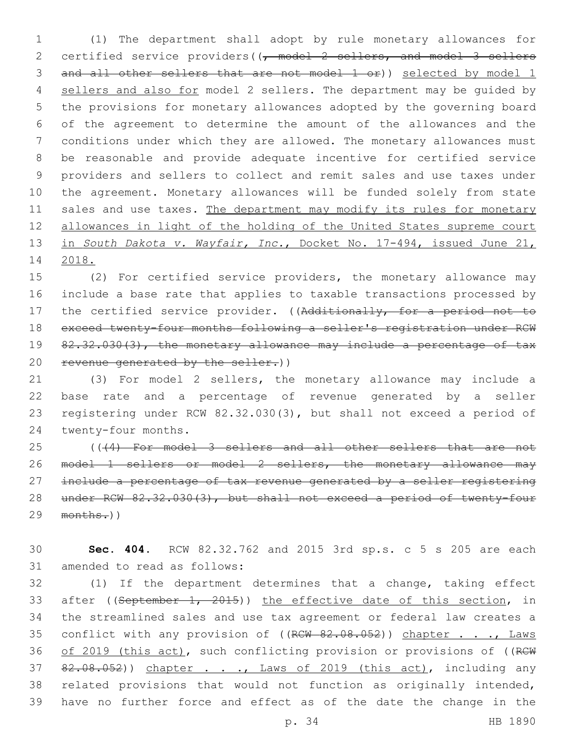(1) The department shall adopt by rule monetary allowances for certified service providers((, model 2 sellers, and model 3 sellers and all other sellers that are not model 1 or)) selected by model 1 sellers and also for model 2 sellers. The department may be guided by the provisions for monetary allowances adopted by the governing board of the agreement to determine the amount of the allowances and the conditions under which they are allowed. The monetary allowances must be reasonable and provide adequate incentive for certified service providers and sellers to collect and remit sales and use taxes under the agreement. Monetary allowances will be funded solely from state sales and use taxes. The department may modify its rules for monetary allowances in light of the holding of the United States supreme court in *South Dakota v. Wayfair, Inc.*, Docket No. 17-494, issued June 21, 2018.

(2) For certified service providers, the monetary allowance may include a base rate that applies to taxable transactions processed by the certified service provider. ((Additionally, for a period not to exceed twenty-four months following a seller's registration under RCW 82.32.030(3), the monetary allowance may include a percentage of tax revenue generated by the seller.))

(3) For model 2 sellers, the monetary allowance may include a base rate and a percentage of revenue generated by a seller registering under RCW 82.32.030(3), but shall not exceed a period of twenty-four months.

(((4) For model 3 sellers and all other sellers that are not model 1 sellers or model 2 sellers, the monetary allowance may include a percentage of tax revenue generated by a seller registering under RCW 82.32.030(3), but shall not exceed a period of twenty-four months.))

**Sec. 404.** RCW 82.32.762 and 2015 3rd sp.s. c 5 s 205 are each amended to read as follows:

(1) If the department determines that a change, taking effect after ((September 1, 2015)) the effective date of this section, in the streamlined sales and use tax agreement or federal law creates a conflict with any provision of ((RCW 82.08.052)) chapter . . ., Laws of 2019 (this act), such conflicting provision or provisions of ((RCW 82.08.052)) chapter . . ., Laws of 2019 (this act), including any related provisions that would not function as originally intended, have no further force and effect as of the date the change in the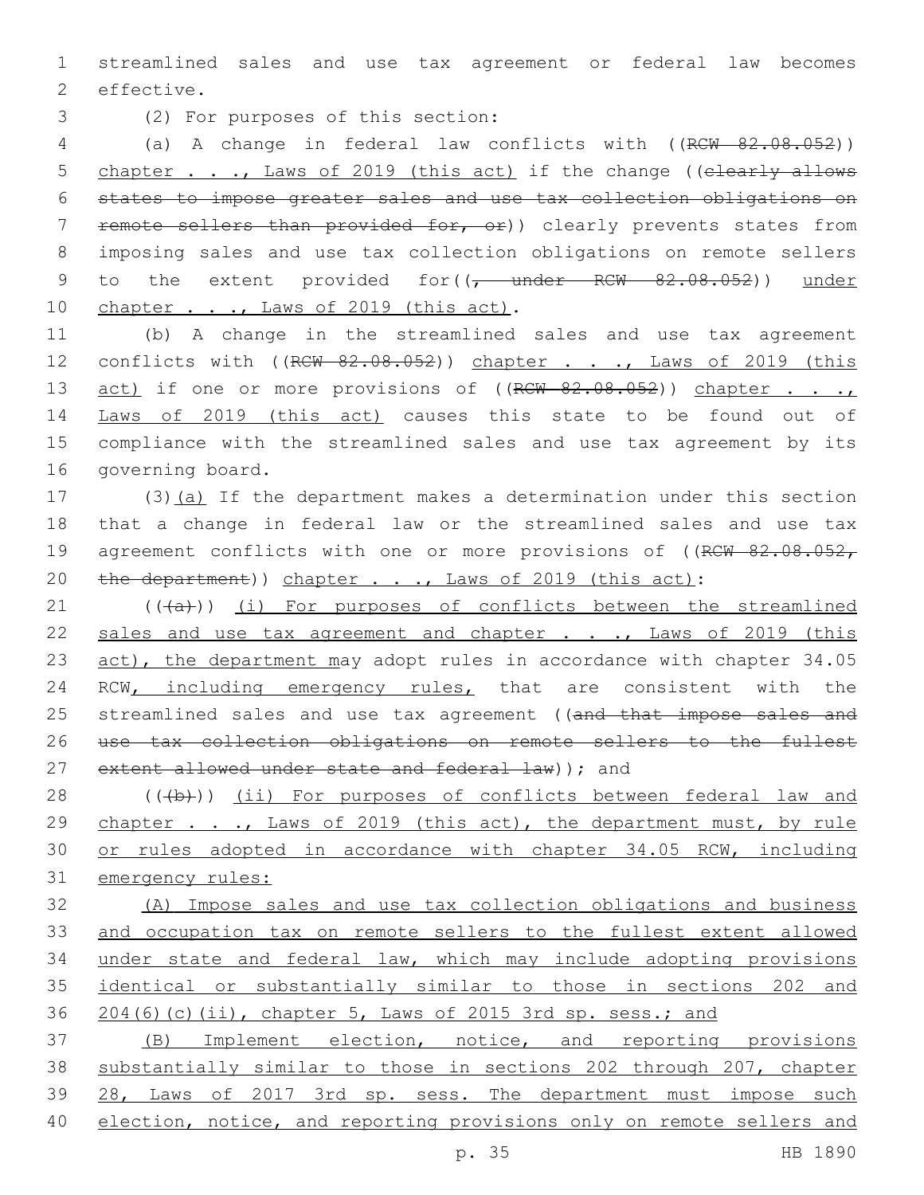streamlined sales and use tax agreement or federal law becomes effective.

(2) For purposes of this section:

(a) A change in federal law conflicts with ((RCW 82.08.052)) chapter . . ., Laws of 2019 (this act) if the change ((clearly allows states to impose greater sales and use tax collection obligations on remote sellers than provided for, or)) clearly prevents states from imposing sales and use tax collection obligations on remote sellers to the extent provided for((, under RCW 82.08.052)) under chapter . . ., Laws of 2019 (this act).

(b) A change in the streamlined sales and use tax agreement conflicts with ((RCW 82.08.052)) chapter . . ., Laws of 2019 (this act) if one or more provisions of ((RCW 82.08.052)) chapter . . ., Laws of 2019 (this act) causes this state to be found out of compliance with the streamlined sales and use tax agreement by its governing board.

(3)(a) If the department makes a determination under this section that a change in federal law or the streamlined sales and use tax agreement conflicts with one or more provisions of ((RCW 82.08.052, the department)) chapter . . ., Laws of 2019 (this act):

(((a))) (i) For purposes of conflicts between the streamlined sales and use tax agreement and chapter . . ., Laws of 2019 (this act), the department may adopt rules in accordance with chapter 34.05 RCW, including emergency rules, that are consistent with the streamlined sales and use tax agreement ((and that impose sales and use tax collection obligations on remote sellers to the fullest extent allowed under state and federal law)); and

(((b))) (ii) For purposes of conflicts between federal law and chapter . . ., Laws of 2019 (this act), the department must, by rule or rules adopted in accordance with chapter 34.05 RCW, including emergency rules:

(A) Impose sales and use tax collection obligations and business and occupation tax on remote sellers to the fullest extent allowed under state and federal law, which may include adopting provisions identical or substantially similar to those in sections 202 and 204(6)(c)(ii), chapter 5, Laws of 2015 3rd sp. sess.; and

(B) Implement election, notice, and reporting provisions substantially similar to those in sections 202 through 207, chapter 28, Laws of 2017 3rd sp. sess. The department must impose such election, notice, and reporting provisions only on remote sellers and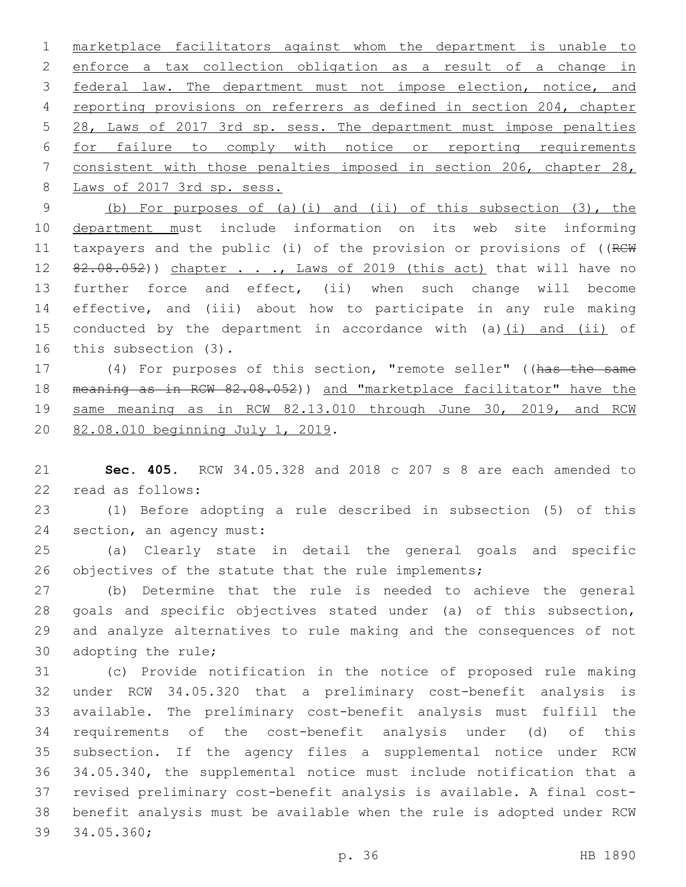marketplace facilitators against whom the department is unable to enforce a tax collection obligation as a result of a change in federal law. The department must not impose election, notice, and reporting provisions on referrers as defined in section 204, chapter 28, Laws of 2017 3rd sp. sess. The department must impose penalties for failure to comply with notice or reporting requirements consistent with those penalties imposed in section 206, chapter 28, Laws of 2017 3rd sp. sess.

(b) For purposes of (a)(i) and (ii) of this subsection (3), the department must include information on its web site informing taxpayers and the public (i) of the provision or provisions of ((RCW 82.08.052)) chapter . . ., Laws of 2019 (this act) that will have no further force and effect, (ii) when such change will become effective, and (iii) about how to participate in any rule making conducted by the department in accordance with (a)(i) and (ii) of this subsection (3).

(4) For purposes of this section, "remote seller" ((has the same meaning as in RCW 82.08.052)) and "marketplace facilitator" have the same meaning as in RCW 82.13.010 through June 30, 2019, and RCW 82.08.010 beginning July 1, 2019.

**Sec. 405.** RCW 34.05.328 and 2018 c 207 s 8 are each amended to read as follows:

(1) Before adopting a rule described in subsection (5) of this section, an agency must:

(a) Clearly state in detail the general goals and specific objectives of the statute that the rule implements;

(b) Determine that the rule is needed to achieve the general goals and specific objectives stated under (a) of this subsection, and analyze alternatives to rule making and the consequences of not adopting the rule;

(c) Provide notification in the notice of proposed rule making under RCW 34.05.320 that a preliminary cost-benefit analysis is available. The preliminary cost-benefit analysis must fulfill the requirements of the cost-benefit analysis under (d) of this subsection. If the agency files a supplemental notice under RCW 34.05.340, the supplemental notice must include notification that a revised preliminary cost-benefit analysis is available. A final cost-benefit analysis must be available when the rule is adopted under RCW 34.05.360;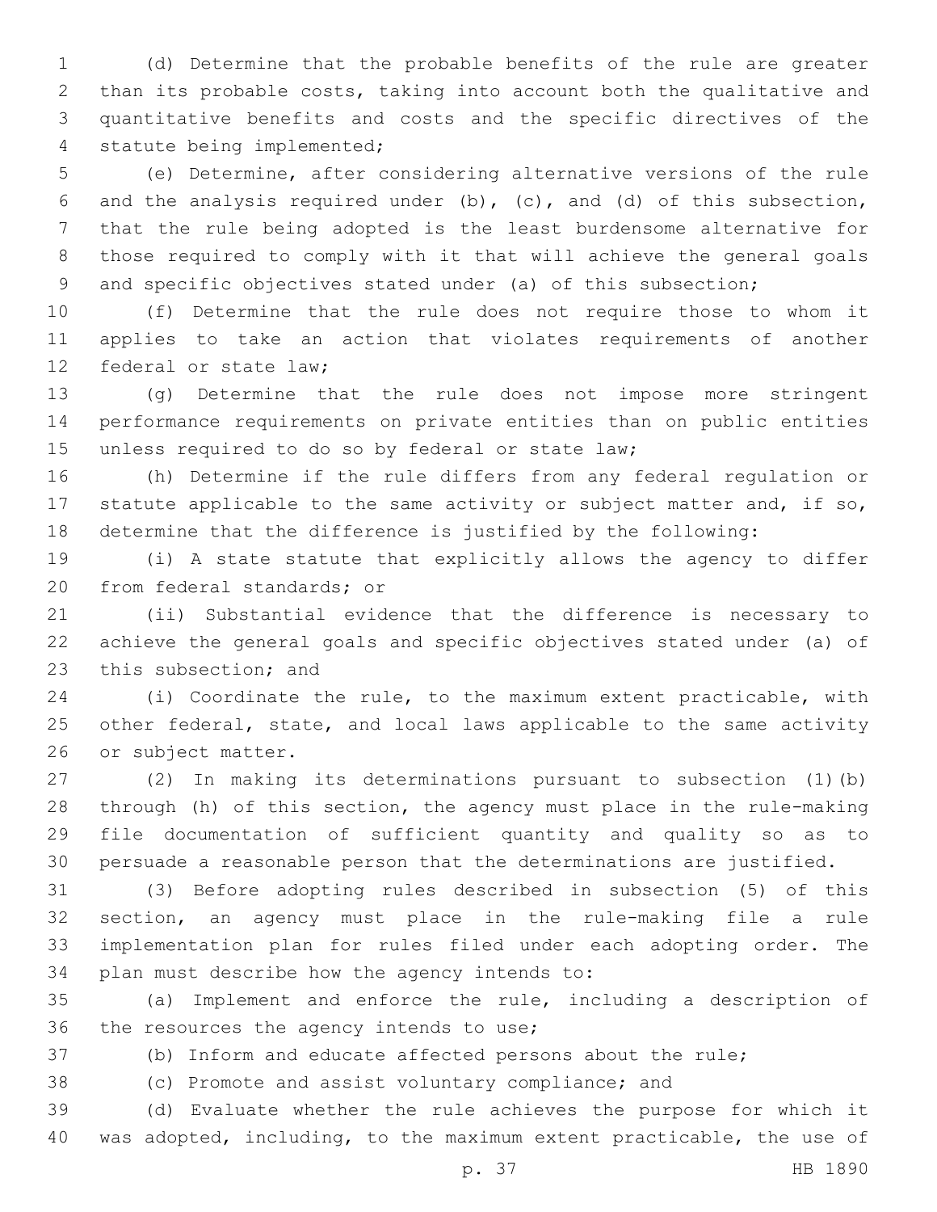(d) Determine that the probable benefits of the rule are greater than its probable costs, taking into account both the qualitative and quantitative benefits and costs and the specific directives of the statute being implemented;

(e) Determine, after considering alternative versions of the rule and the analysis required under (b), (c), and (d) of this subsection, that the rule being adopted is the least burdensome alternative for those required to comply with it that will achieve the general goals and specific objectives stated under (a) of this subsection;

(f) Determine that the rule does not require those to whom it applies to take an action that violates requirements of another federal or state law;

(g) Determine that the rule does not impose more stringent performance requirements on private entities than on public entities unless required to do so by federal or state law;

(h) Determine if the rule differs from any federal regulation or statute applicable to the same activity or subject matter and, if so, determine that the difference is justified by the following:

(i) A state statute that explicitly allows the agency to differ from federal standards; or

(ii) Substantial evidence that the difference is necessary to achieve the general goals and specific objectives stated under (a) of this subsection; and

(i) Coordinate the rule, to the maximum extent practicable, with other federal, state, and local laws applicable to the same activity or subject matter.

(2) In making its determinations pursuant to subsection (1)(b) through (h) of this section, the agency must place in the rule-making file documentation of sufficient quantity and quality so as to persuade a reasonable person that the determinations are justified.

(3) Before adopting rules described in subsection (5) of this section, an agency must place in the rule-making file a rule implementation plan for rules filed under each adopting order. The plan must describe how the agency intends to:

(a) Implement and enforce the rule, including a description of the resources the agency intends to use;

(b) Inform and educate affected persons about the rule;

(c) Promote and assist voluntary compliance; and

(d) Evaluate whether the rule achieves the purpose for which it was adopted, including, to the maximum extent practicable, the use of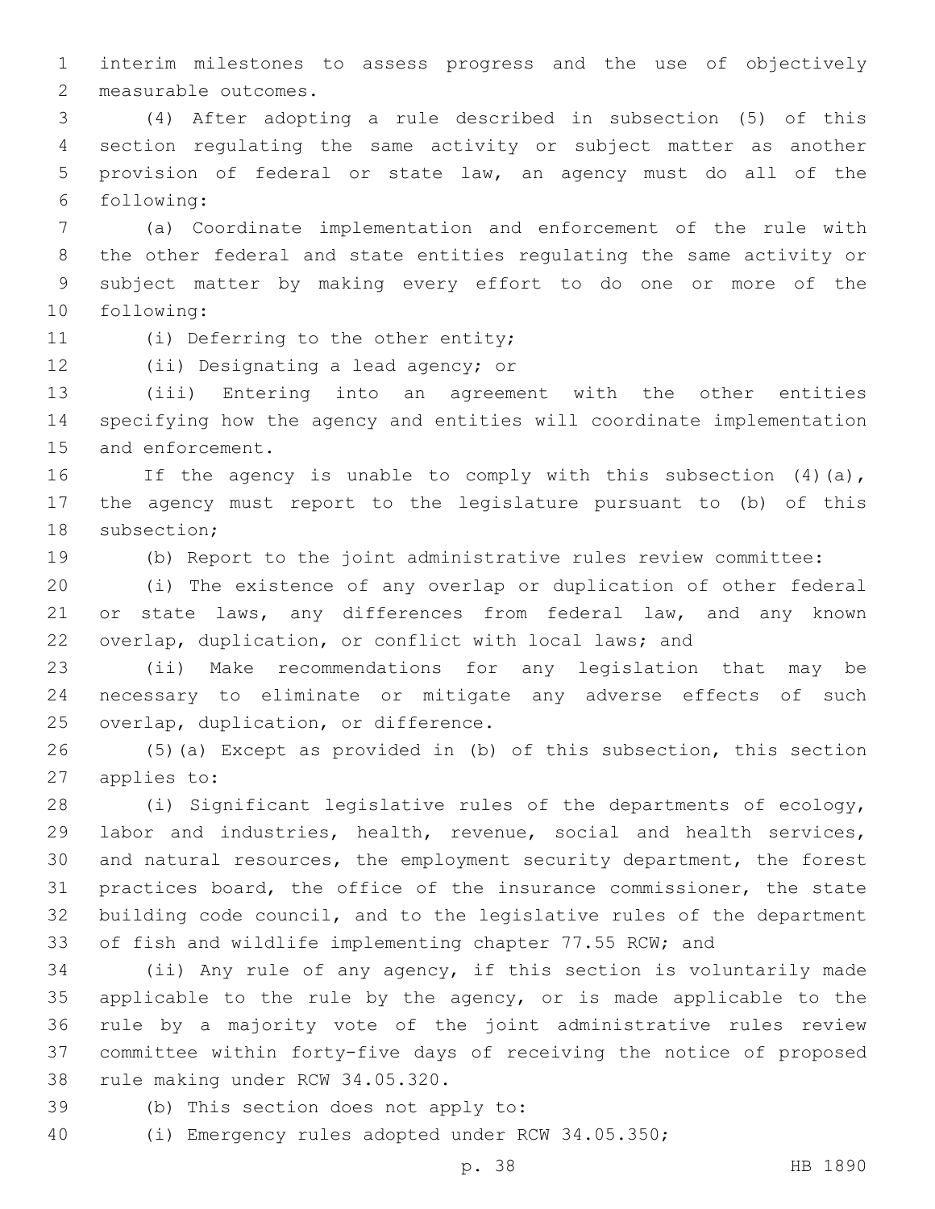interim milestones to assess progress and the use of objectively measurable outcomes.

(4) After adopting a rule described in subsection (5) of this section regulating the same activity or subject matter as another provision of federal or state law, an agency must do all of the following:

(a) Coordinate implementation and enforcement of the rule with the other federal and state entities regulating the same activity or subject matter by making every effort to do one or more of the following:

(i) Deferring to the other entity;

(ii) Designating a lead agency; or

(iii) Entering into an agreement with the other entities specifying how the agency and entities will coordinate implementation and enforcement.

If the agency is unable to comply with this subsection (4)(a), the agency must report to the legislature pursuant to (b) of this subsection;

(b) Report to the joint administrative rules review committee:

(i) The existence of any overlap or duplication of other federal or state laws, any differences from federal law, and any known overlap, duplication, or conflict with local laws; and

(ii) Make recommendations for any legislation that may be necessary to eliminate or mitigate any adverse effects of such overlap, duplication, or difference.

(5)(a) Except as provided in (b) of this subsection, this section applies to:

(i) Significant legislative rules of the departments of ecology, labor and industries, health, revenue, social and health services, and natural resources, the employment security department, the forest practices board, the office of the insurance commissioner, the state building code council, and to the legislative rules of the department of fish and wildlife implementing chapter 77.55 RCW; and

(ii) Any rule of any agency, if this section is voluntarily made applicable to the rule by the agency, or is made applicable to the rule by a majority vote of the joint administrative rules review committee within forty-five days of receiving the notice of proposed rule making under RCW 34.05.320.

(b) This section does not apply to:

(i) Emergency rules adopted under RCW 34.05.350;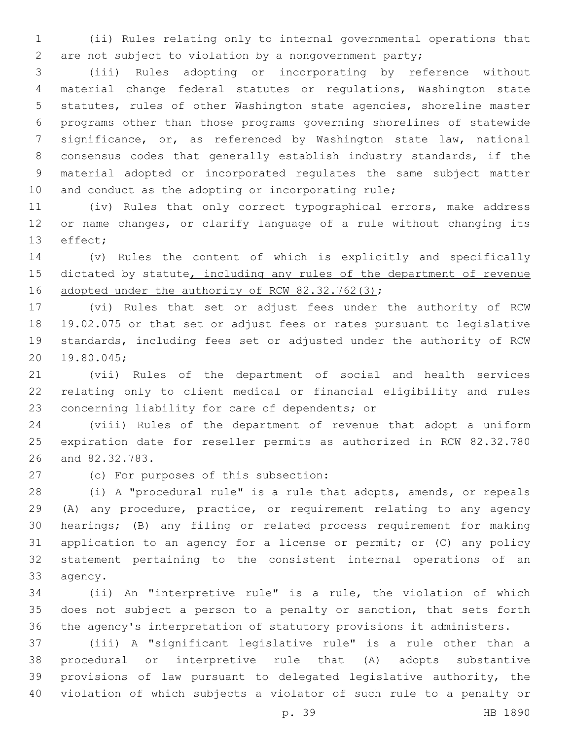(ii) Rules relating only to internal governmental operations that are not subject to violation by a nongovernment party;

(iii) Rules adopting or incorporating by reference without material change federal statutes or regulations, Washington state statutes, rules of other Washington state agencies, shoreline master programs other than those programs governing shorelines of statewide significance, or, as referenced by Washington state law, national consensus codes that generally establish industry standards, if the material adopted or incorporated regulates the same subject matter and conduct as the adopting or incorporating rule;

(iv) Rules that only correct typographical errors, make address or name changes, or clarify language of a rule without changing its effect;

(v) Rules the content of which is explicitly and specifically dictated by statute<u>, including any rules of the department of revenue adopted under the authority of RCW 82.32.762(3)</u>;

(vi) Rules that set or adjust fees under the authority of RCW 19.02.075 or that set or adjust fees or rates pursuant to legislative standards, including fees set or adjusted under the authority of RCW 19.80.045;

(vii) Rules of the department of social and health services relating only to client medical or financial eligibility and rules concerning liability for care of dependents; or

(viii) Rules of the department of revenue that adopt a uniform expiration date for reseller permits as authorized in RCW 82.32.780 and 82.32.783.

(c) For purposes of this subsection:

(i) A "procedural rule" is a rule that adopts, amends, or repeals (A) any procedure, practice, or requirement relating to any agency hearings; (B) any filing or related process requirement for making application to an agency for a license or permit; or (C) any policy statement pertaining to the consistent internal operations of an agency.

(ii) An "interpretive rule" is a rule, the violation of which does not subject a person to a penalty or sanction, that sets forth the agency's interpretation of statutory provisions it administers.

(iii) A "significant legislative rule" is a rule other than a procedural or interpretive rule that (A) adopts substantive provisions of law pursuant to delegated legislative authority, the violation of which subjects a violator of such rule to a penalty or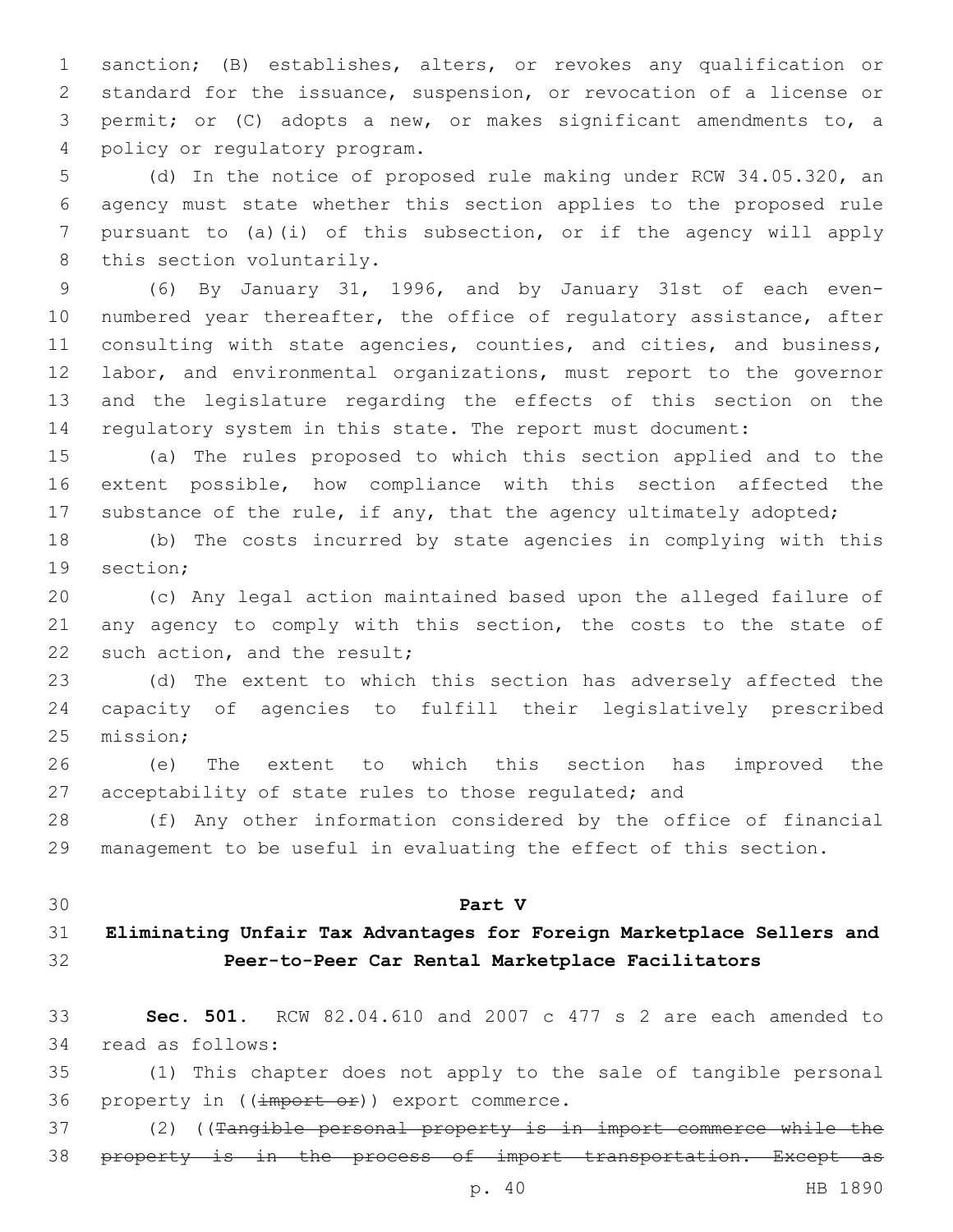sanction; (B) establishes, alters, or revokes any qualification or standard for the issuance, suspension, or revocation of a license or permit; or (C) adopts a new, or makes significant amendments to, a policy or regulatory program.

(d) In the notice of proposed rule making under RCW 34.05.320, an agency must state whether this section applies to the proposed rule pursuant to (a)(i) of this subsection, or if the agency will apply this section voluntarily.

(6) By January 31, 1996, and by January 31st of each even-numbered year thereafter, the office of regulatory assistance, after consulting with state agencies, counties, and cities, and business, labor, and environmental organizations, must report to the governor and the legislature regarding the effects of this section on the regulatory system in this state. The report must document:

(a) The rules proposed to which this section applied and to the extent possible, how compliance with this section affected the substance of the rule, if any, that the agency ultimately adopted;

(b) The costs incurred by state agencies in complying with this section;

(c) Any legal action maintained based upon the alleged failure of any agency to comply with this section, the costs to the state of such action, and the result;

(d) The extent to which this section has adversely affected the capacity of agencies to fulfill their legislatively prescribed mission;

(e) The extent to which this section has improved the acceptability of state rules to those regulated; and

(f) Any other information considered by the office of financial management to be useful in evaluating the effect of this section.

## Part V
## Eliminating Unfair Tax Advantages for Foreign Marketplace Sellers and Peer-to-Peer Car Rental Marketplace Facilitators

**Sec. 501.** RCW 82.04.610 and 2007 c 477 s 2 are each amended to read as follows:

(1) This chapter does not apply to the sale of tangible personal property in ((~~import or~~)) export commerce.

(2) ((~~Tangible personal property is in import commerce while the property is in the process of import transportation. Except as~~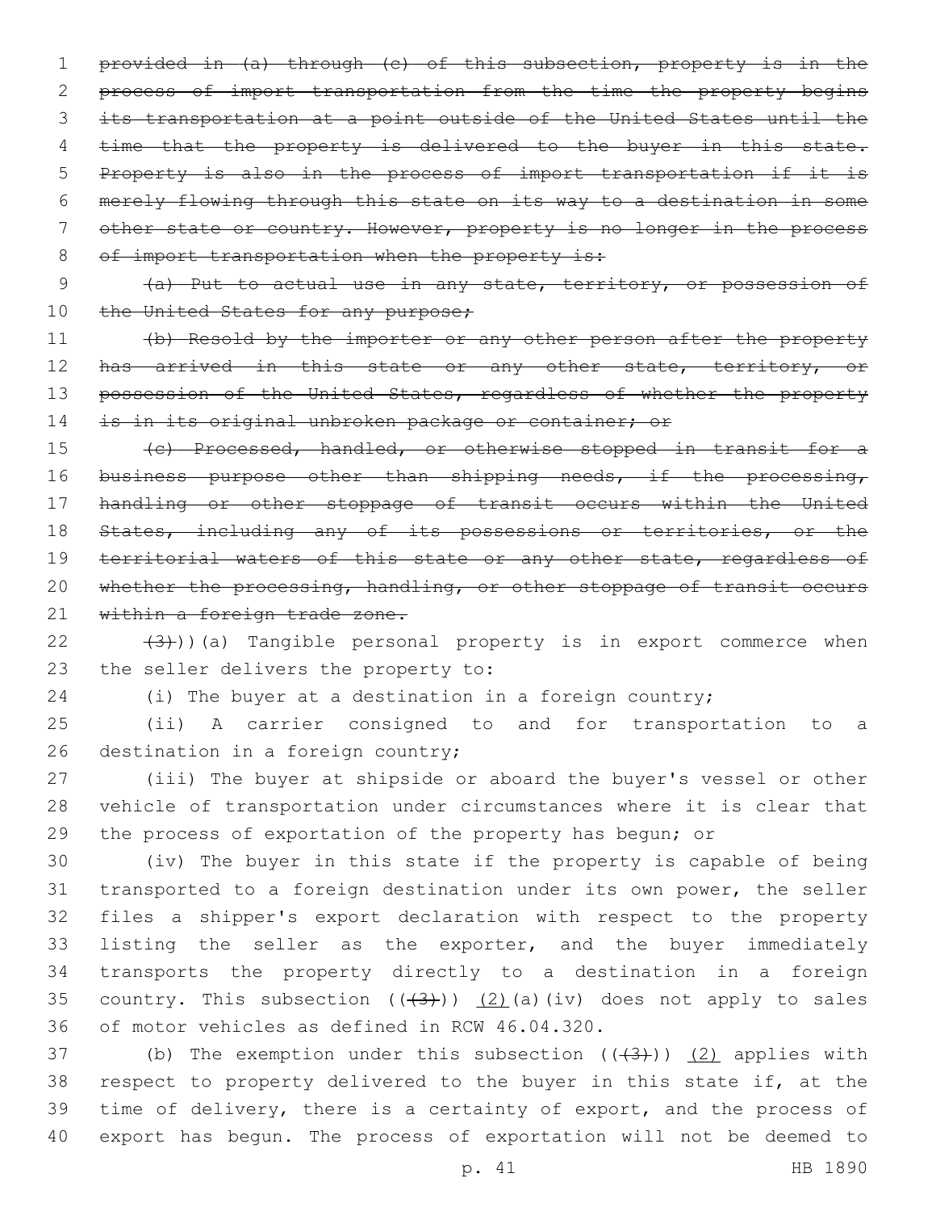~~provided in (a) through (c) of this subsection, property is in the process of import transportation from the time the property begins its transportation at a point outside of the United States until the time that the property is delivered to the buyer in this state. Property is also in the process of import transportation if it is merely flowing through this state on its way to a destination in some other state or country. However, property is no longer in the process of import transportation when the property is:~~

~~(a) Put to actual use in any state, territory, or possession of the United States for any purpose;~~

~~(b) Resold by the importer or any other person after the property has arrived in this state or any other state, territory, or possession of the United States, regardless of whether the property is in its original unbroken package or container; or~~

~~(c) Processed, handled, or otherwise stopped in transit for a business purpose other than shipping needs, if the processing, handling or other stoppage of transit occurs within the United States, including any of its possessions or territories, or the territorial waters of this state or any other state, regardless of whether the processing, handling, or other stoppage of transit occurs within a foreign trade zone.~~

~~(3)~~)) (a) Tangible personal property is in export commerce when the seller delivers the property to:

(i) The buyer at a destination in a foreign country;

(ii) A carrier consigned to and for transportation to a destination in a foreign country;

(iii) The buyer at shipside or aboard the buyer's vessel or other vehicle of transportation under circumstances where it is clear that the process of exportation of the property has begun; or

(iv) The buyer in this state if the property is capable of being transported to a foreign destination under its own power, the seller files a shipper's export declaration with respect to the property listing the seller as the exporter, and the buyer immediately transports the property directly to a destination in a foreign country. This subsection ((~~(3)~~)) <u>(2)</u>(a)(iv) does not apply to sales of motor vehicles as defined in RCW 46.04.320.

(b) The exemption under this subsection ((~~(3)~~)) <u>(2)</u> applies with respect to property delivered to the buyer in this state if, at the time of delivery, there is a certainty of export, and the process of export has begun. The process of exportation will not be deemed to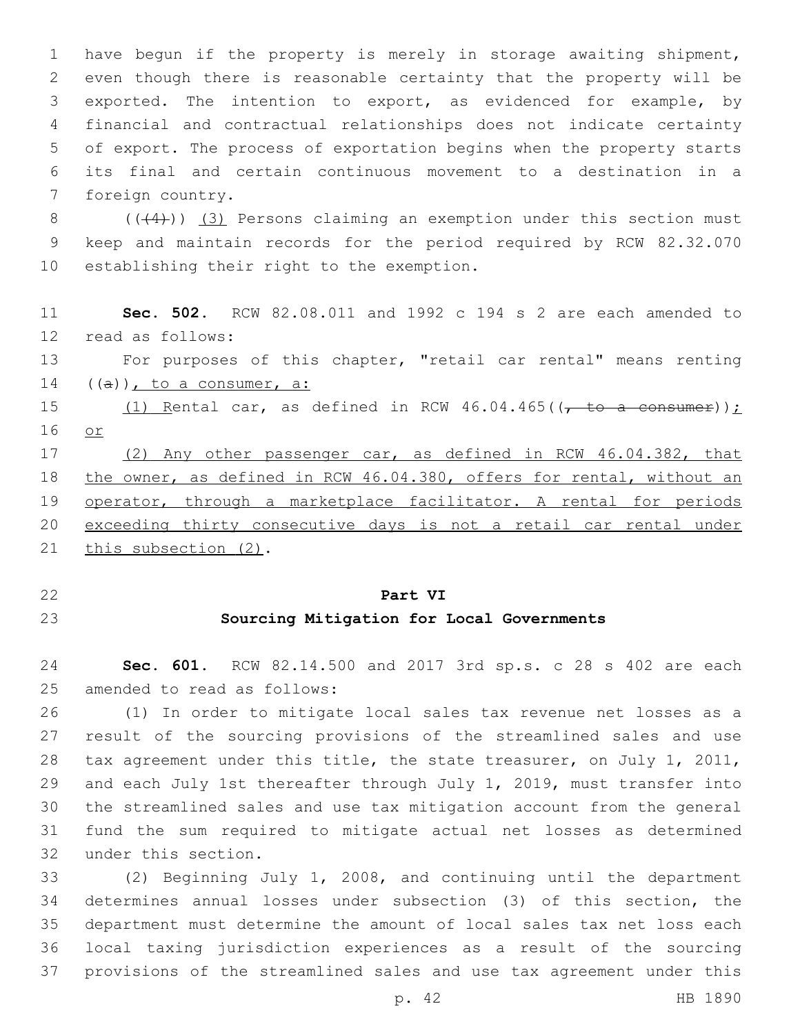have begun if the property is merely in storage awaiting shipment, even though there is reasonable certainty that the property will be exported. The intention to export, as evidenced for example, by financial and contractual relationships does not indicate certainty of export. The process of exportation begins when the property starts its final and certain continuous movement to a destination in a foreign country.

((~~(4)~~)) <u>(3)</u> Persons claiming an exemption under this section must keep and maintain records for the period required by RCW 82.32.070 establishing their right to the exemption.

**Sec. 502.** RCW 82.08.011 and 1992 c 194 s 2 are each amended to read as follows:

For purposes of this chapter, "retail car rental" means renting ((~~a~~))<u>, to a consumer, a:</u>

<u>(1) R</u>ental car, as defined in RCW 46.04.465((~~, to a consumer~~))<u>; or</u>

<u>(2) Any other passenger car, as defined in RCW 46.04.382, that the owner, as defined in RCW 46.04.380, offers for rental, without an operator, through a marketplace facilitator. A rental for periods exceeding thirty consecutive days is not a retail car rental under this subsection (2)</u>.

## Part VI
## Sourcing Mitigation for Local Governments

**Sec. 601.** RCW 82.14.500 and 2017 3rd sp.s. c 28 s 402 are each amended to read as follows:

(1) In order to mitigate local sales tax revenue net losses as a result of the sourcing provisions of the streamlined sales and use tax agreement under this title, the state treasurer, on July 1, 2011, and each July 1st thereafter through July 1, 2019, must transfer into the streamlined sales and use tax mitigation account from the general fund the sum required to mitigate actual net losses as determined under this section.

(2) Beginning July 1, 2008, and continuing until the department determines annual losses under subsection (3) of this section, the department must determine the amount of local sales tax net loss each local taxing jurisdiction experiences as a result of the sourcing provisions of the streamlined sales and use tax agreement under this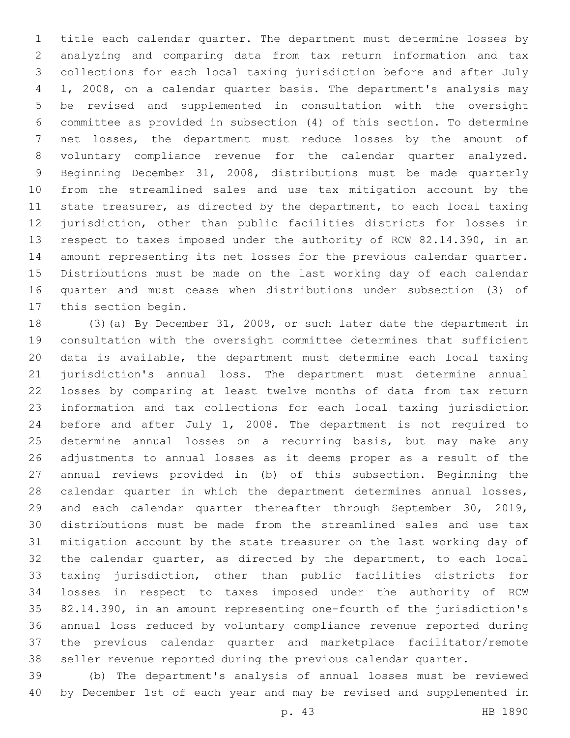title each calendar quarter. The department must determine losses by analyzing and comparing data from tax return information and tax collections for each local taxing jurisdiction before and after July 1, 2008, on a calendar quarter basis. The department's analysis may be revised and supplemented in consultation with the oversight committee as provided in subsection (4) of this section. To determine net losses, the department must reduce losses by the amount of voluntary compliance revenue for the calendar quarter analyzed. Beginning December 31, 2008, distributions must be made quarterly from the streamlined sales and use tax mitigation account by the state treasurer, as directed by the department, to each local taxing jurisdiction, other than public facilities districts for losses in respect to taxes imposed under the authority of RCW 82.14.390, in an amount representing its net losses for the previous calendar quarter. Distributions must be made on the last working day of each calendar quarter and must cease when distributions under subsection (3) of this section begin.

(3)(a) By December 31, 2009, or such later date the department in consultation with the oversight committee determines that sufficient data is available, the department must determine each local taxing jurisdiction's annual loss. The department must determine annual losses by comparing at least twelve months of data from tax return information and tax collections for each local taxing jurisdiction before and after July 1, 2008. The department is not required to determine annual losses on a recurring basis, but may make any adjustments to annual losses as it deems proper as a result of the annual reviews provided in (b) of this subsection. Beginning the calendar quarter in which the department determines annual losses, and each calendar quarter thereafter through September 30, 2019, distributions must be made from the streamlined sales and use tax mitigation account by the state treasurer on the last working day of the calendar quarter, as directed by the department, to each local taxing jurisdiction, other than public facilities districts for losses in respect to taxes imposed under the authority of RCW 82.14.390, in an amount representing one-fourth of the jurisdiction's annual loss reduced by voluntary compliance revenue reported during the previous calendar quarter and marketplace facilitator/remote seller revenue reported during the previous calendar quarter.

(b) The department's analysis of annual losses must be reviewed by December 1st of each year and may be revised and supplemented in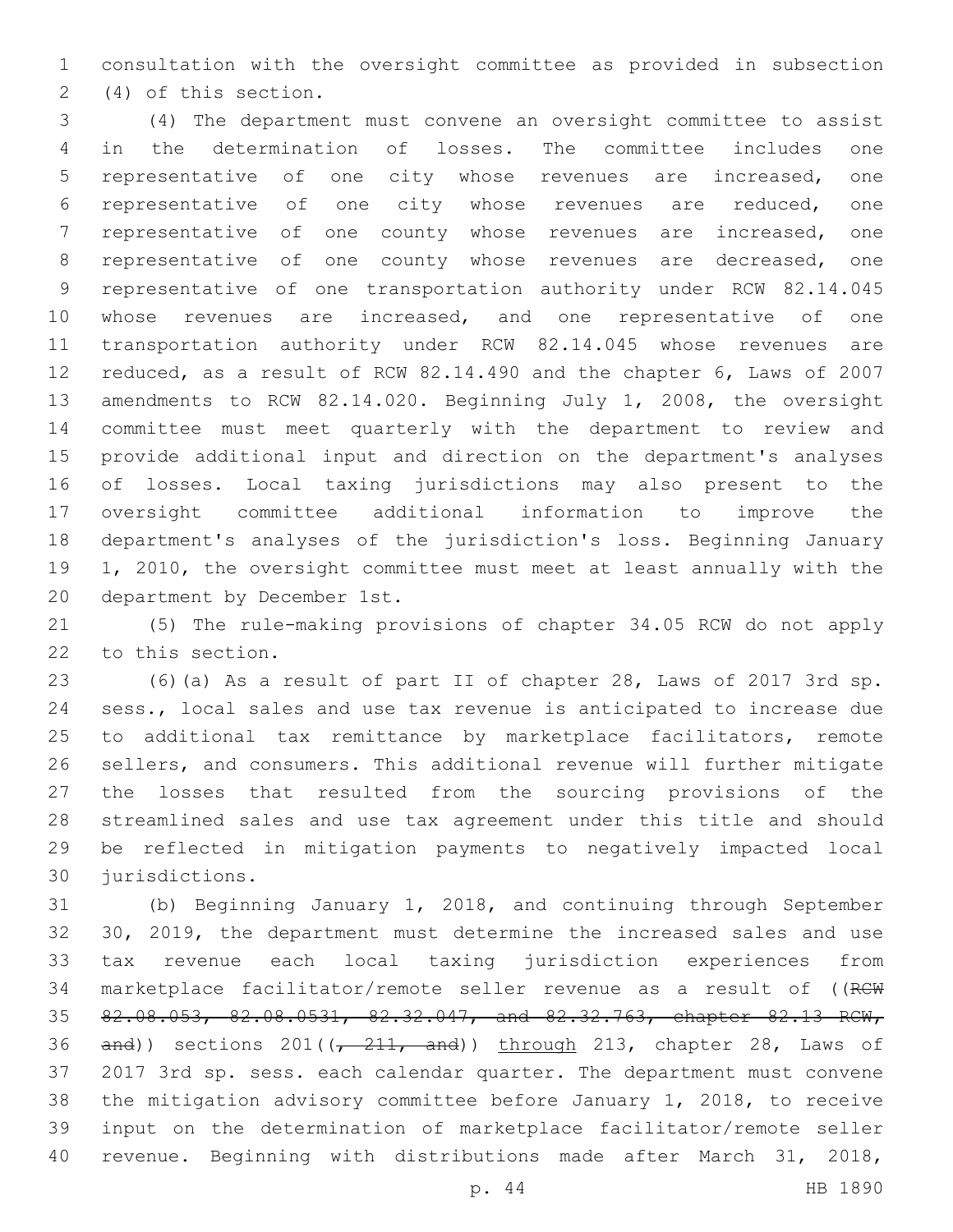consultation with the oversight committee as provided in subsection (4) of this section.

(4) The department must convene an oversight committee to assist in the determination of losses. The committee includes one representative of one city whose revenues are increased, one representative of one city whose revenues are reduced, one representative of one county whose revenues are increased, one representative of one county whose revenues are decreased, one representative of one transportation authority under RCW 82.14.045 whose revenues are increased, and one representative of one transportation authority under RCW 82.14.045 whose revenues are reduced, as a result of RCW 82.14.490 and the chapter 6, Laws of 2007 amendments to RCW 82.14.020. Beginning July 1, 2008, the oversight committee must meet quarterly with the department to review and provide additional input and direction on the department's analyses of losses. Local taxing jurisdictions may also present to the oversight committee additional information to improve the department's analyses of the jurisdiction's loss. Beginning January 1, 2010, the oversight committee must meet at least annually with the department by December 1st.

(5) The rule-making provisions of chapter 34.05 RCW do not apply to this section.

(6)(a) As a result of part II of chapter 28, Laws of 2017 3rd sp. sess., local sales and use tax revenue is anticipated to increase due to additional tax remittance by marketplace facilitators, remote sellers, and consumers. This additional revenue will further mitigate the losses that resulted from the sourcing provisions of the streamlined sales and use tax agreement under this title and should be reflected in mitigation payments to negatively impacted local jurisdictions.

(b) Beginning January 1, 2018, and continuing through September 30, 2019, the department must determine the increased sales and use tax revenue each local taxing jurisdiction experiences from marketplace facilitator/remote seller revenue as a result of ((~~RCW 82.08.053, 82.08.0531, 82.32.047, and 82.32.763, chapter 82.13 RCW, and~~)) sections 201((~~, 211, and~~)) through 213, chapter 28, Laws of 2017 3rd sp. sess. each calendar quarter. The department must convene the mitigation advisory committee before January 1, 2018, to receive input on the determination of marketplace facilitator/remote seller revenue. Beginning with distributions made after March 31, 2018,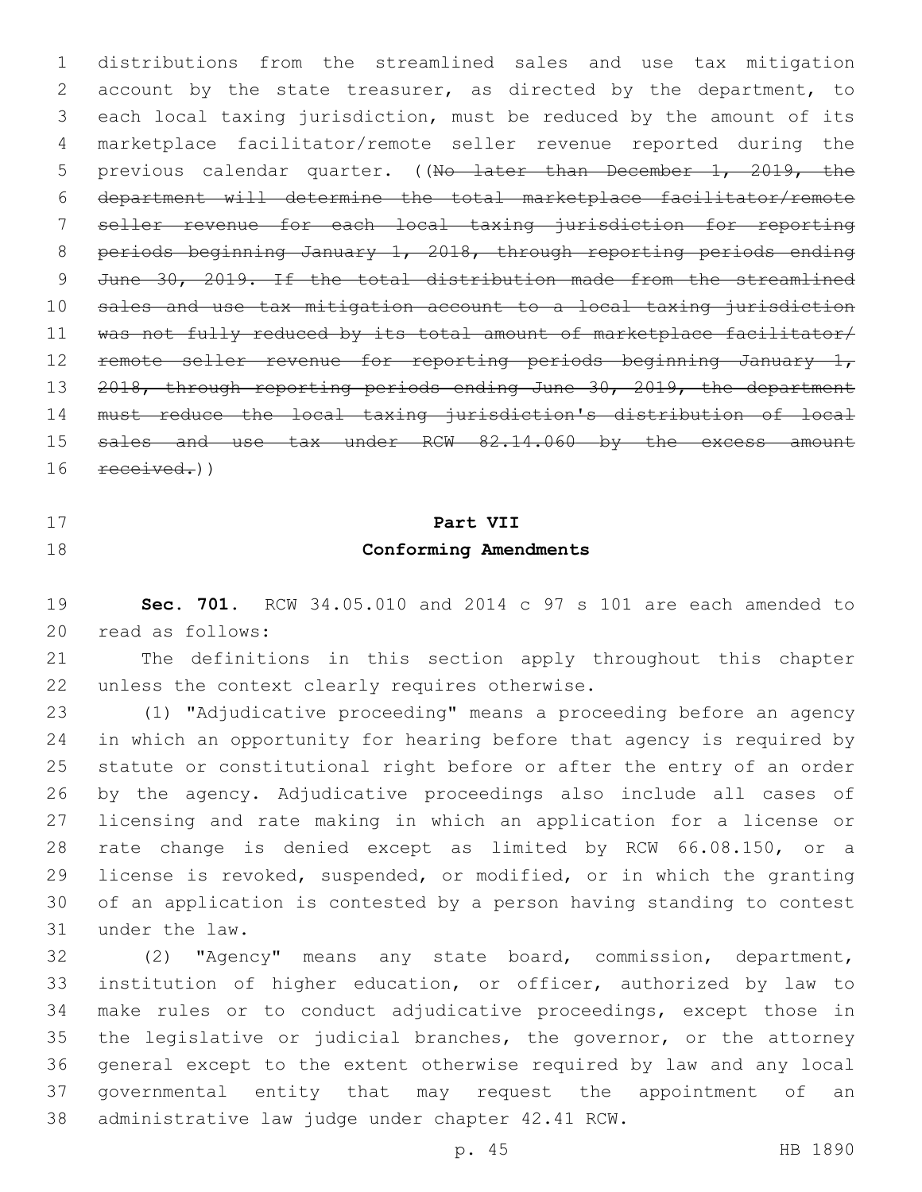distributions from the streamlined sales and use tax mitigation account by the state treasurer, as directed by the department, to each local taxing jurisdiction, must be reduced by the amount of its marketplace facilitator/remote seller revenue reported during the previous calendar quarter. ((~~No later than December 1, 2019, the department will determine the total marketplace facilitator/remote seller revenue for each local taxing jurisdiction for reporting periods beginning January 1, 2018, through reporting periods ending June 30, 2019. If the total distribution made from the streamlined sales and use tax mitigation account to a local taxing jurisdiction was not fully reduced by its total amount of marketplace facilitator/remote seller revenue for reporting periods beginning January 1, 2018, through reporting periods ending June 30, 2019, the department must reduce the local taxing jurisdiction's distribution of local sales and use tax under RCW 82.14.060 by the excess amount received.~~))

## Part VII
## Conforming Amendments

**Sec. 701.** RCW 34.05.010 and 2014 c 97 s 101 are each amended to read as follows:

The definitions in this section apply throughout this chapter unless the context clearly requires otherwise.

(1) "Adjudicative proceeding" means a proceeding before an agency in which an opportunity for hearing before that agency is required by statute or constitutional right before or after the entry of an order by the agency. Adjudicative proceedings also include all cases of licensing and rate making in which an application for a license or rate change is denied except as limited by RCW 66.08.150, or a license is revoked, suspended, or modified, or in which the granting of an application is contested by a person having standing to contest under the law.

(2) "Agency" means any state board, commission, department, institution of higher education, or officer, authorized by law to make rules or to conduct adjudicative proceedings, except those in the legislative or judicial branches, the governor, or the attorney general except to the extent otherwise required by law and any local governmental entity that may request the appointment of an administrative law judge under chapter 42.41 RCW.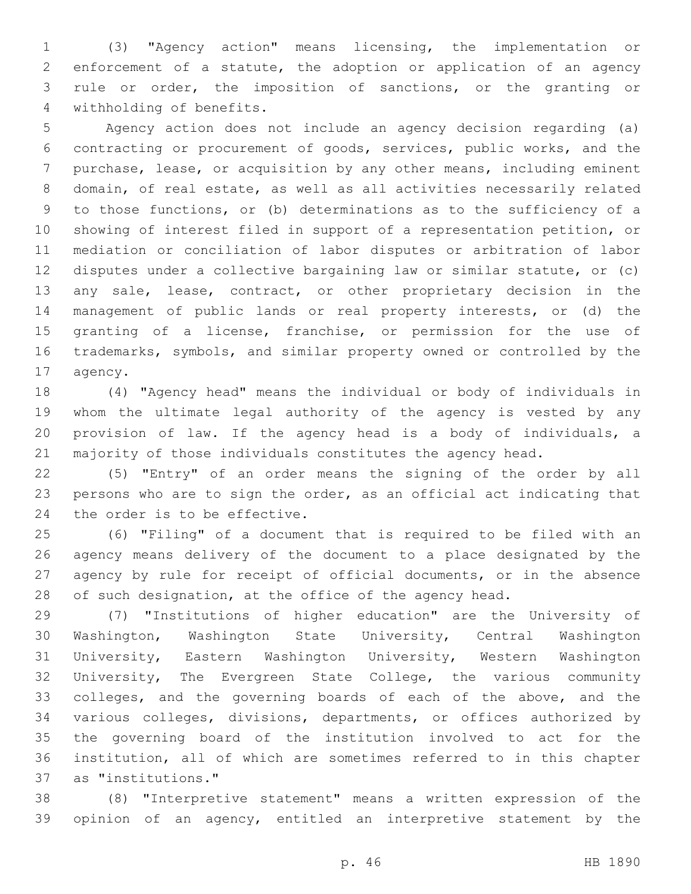(3) "Agency action" means licensing, the implementation or enforcement of a statute, the adoption or application of an agency rule or order, the imposition of sanctions, or the granting or withholding of benefits.

Agency action does not include an agency decision regarding (a) contracting or procurement of goods, services, public works, and the purchase, lease, or acquisition by any other means, including eminent domain, of real estate, as well as all activities necessarily related to those functions, or (b) determinations as to the sufficiency of a showing of interest filed in support of a representation petition, or mediation or conciliation of labor disputes or arbitration of labor disputes under a collective bargaining law or similar statute, or (c) any sale, lease, contract, or other proprietary decision in the management of public lands or real property interests, or (d) the granting of a license, franchise, or permission for the use of trademarks, symbols, and similar property owned or controlled by the agency.

(4) "Agency head" means the individual or body of individuals in whom the ultimate legal authority of the agency is vested by any provision of law. If the agency head is a body of individuals, a majority of those individuals constitutes the agency head.

(5) "Entry" of an order means the signing of the order by all persons who are to sign the order, as an official act indicating that the order is to be effective.

(6) "Filing" of a document that is required to be filed with an agency means delivery of the document to a place designated by the agency by rule for receipt of official documents, or in the absence of such designation, at the office of the agency head.

(7) "Institutions of higher education" are the University of Washington, Washington State University, Central Washington University, Eastern Washington University, Western Washington University, The Evergreen State College, the various community colleges, and the governing boards of each of the above, and the various colleges, divisions, departments, or offices authorized by the governing board of the institution involved to act for the institution, all of which are sometimes referred to in this chapter as "institutions."

(8) "Interpretive statement" means a written expression of the opinion of an agency, entitled an interpretive statement by the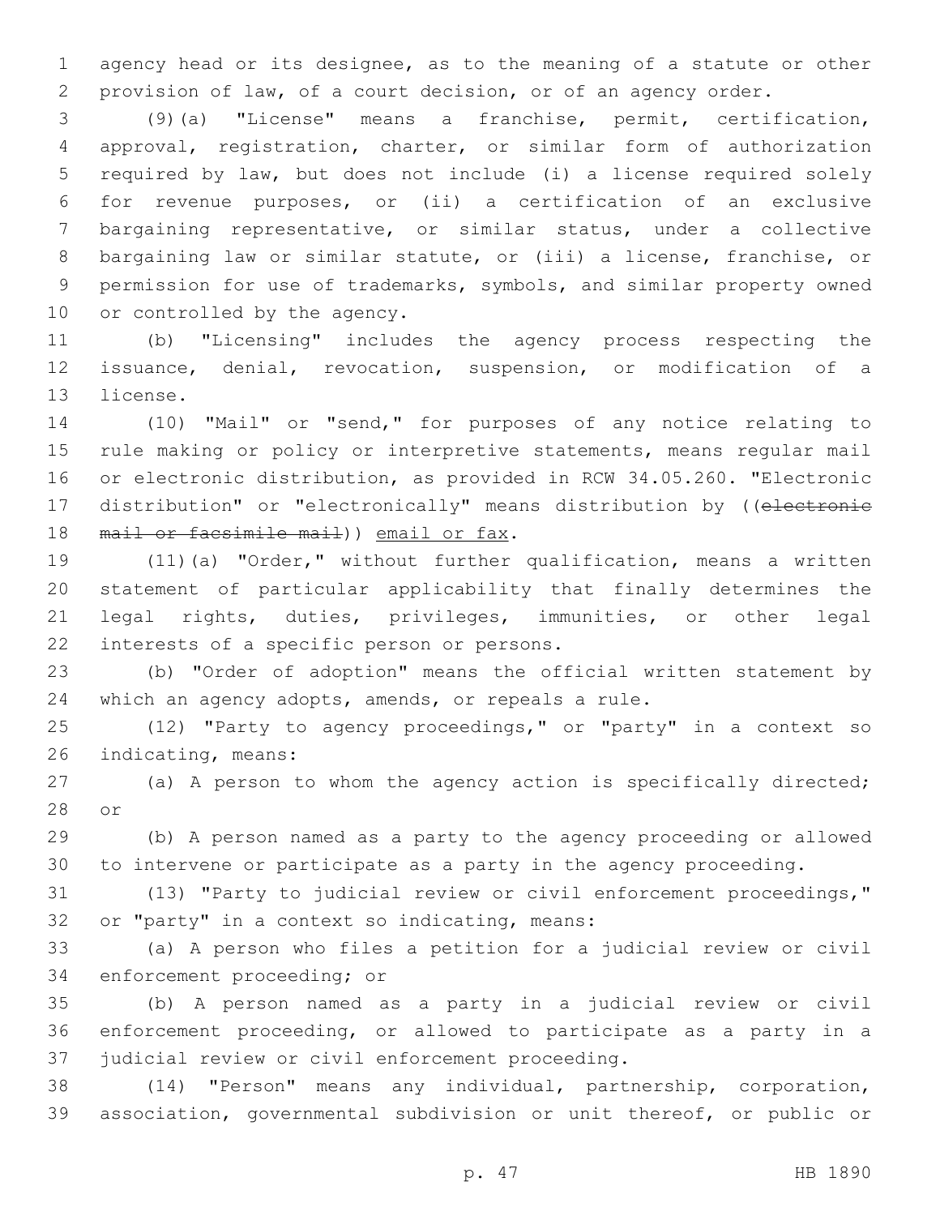agency head or its designee, as to the meaning of a statute or other provision of law, of a court decision, or of an agency order.

(9)(a) "License" means a franchise, permit, certification, approval, registration, charter, or similar form of authorization required by law, but does not include (i) a license required solely for revenue purposes, or (ii) a certification of an exclusive bargaining representative, or similar status, under a collective bargaining law or similar statute, or (iii) a license, franchise, or permission for use of trademarks, symbols, and similar property owned or controlled by the agency.

(b) "Licensing" includes the agency process respecting the issuance, denial, revocation, suspension, or modification of a license.

(10) "Mail" or "send," for purposes of any notice relating to rule making or policy or interpretive statements, means regular mail or electronic distribution, as provided in RCW 34.05.260. "Electronic distribution" or "electronically" means distribution by ((~~electronic mail or facsimile mail~~)) <u>email or fax</u>.

(11)(a) "Order," without further qualification, means a written statement of particular applicability that finally determines the legal rights, duties, privileges, immunities, or other legal interests of a specific person or persons.

(b) "Order of adoption" means the official written statement by which an agency adopts, amends, or repeals a rule.

(12) "Party to agency proceedings," or "party" in a context so indicating, means:

(a) A person to whom the agency action is specifically directed; or

(b) A person named as a party to the agency proceeding or allowed to intervene or participate as a party in the agency proceeding.

(13) "Party to judicial review or civil enforcement proceedings," or "party" in a context so indicating, means:

(a) A person who files a petition for a judicial review or civil enforcement proceeding; or

(b) A person named as a party in a judicial review or civil enforcement proceeding, or allowed to participate as a party in a judicial review or civil enforcement proceeding.

(14) "Person" means any individual, partnership, corporation, association, governmental subdivision or unit thereof, or public or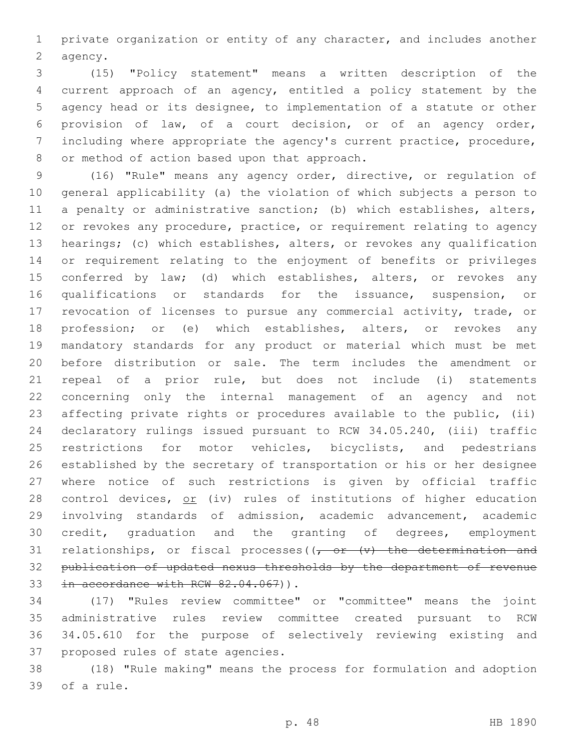private organization or entity of any character, and includes another agency.

(15) "Policy statement" means a written description of the current approach of an agency, entitled a policy statement by the agency head or its designee, to implementation of a statute or other provision of law, of a court decision, or of an agency order, including where appropriate the agency's current practice, procedure, or method of action based upon that approach.

(16) "Rule" means any agency order, directive, or regulation of general applicability (a) the violation of which subjects a person to a penalty or administrative sanction; (b) which establishes, alters, or revokes any procedure, practice, or requirement relating to agency hearings; (c) which establishes, alters, or revokes any qualification or requirement relating to the enjoyment of benefits or privileges conferred by law; (d) which establishes, alters, or revokes any qualifications or standards for the issuance, suspension, or revocation of licenses to pursue any commercial activity, trade, or profession; or (e) which establishes, alters, or revokes any mandatory standards for any product or material which must be met before distribution or sale. The term includes the amendment or repeal of a prior rule, but does not include (i) statements concerning only the internal management of an agency and not affecting private rights or procedures available to the public, (ii) declaratory rulings issued pursuant to RCW 34.05.240, (iii) traffic restrictions for motor vehicles, bicyclists, and pedestrians established by the secretary of transportation or his or her designee where notice of such restrictions is given by official traffic control devices, <u>or</u> (iv) rules of institutions of higher education involving standards of admission, academic advancement, academic credit, graduation and the granting of degrees, employment relationships, or fiscal processes((~~, or (v) the determination and publication of updated nexus thresholds by the department of revenue in accordance with RCW 82.04.067~~)).

(17) "Rules review committee" or "committee" means the joint administrative rules review committee created pursuant to RCW 34.05.610 for the purpose of selectively reviewing existing and proposed rules of state agencies.

(18) "Rule making" means the process for formulation and adoption of a rule.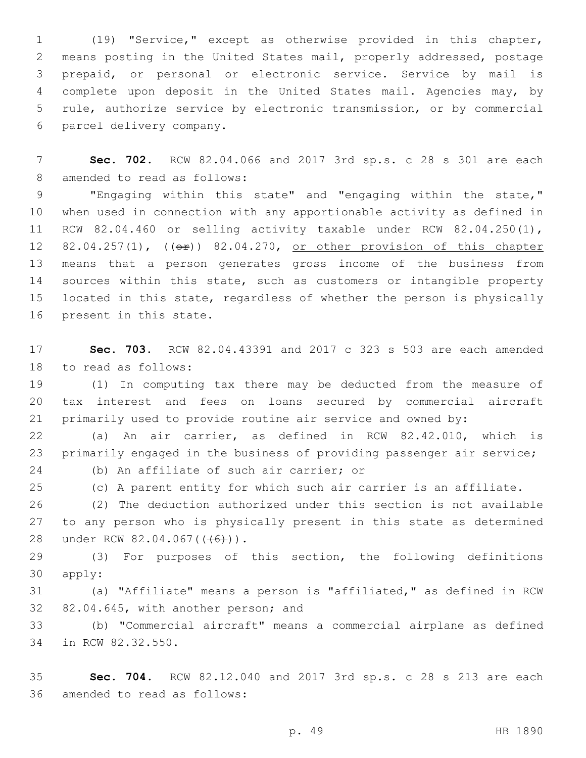(19) "Service," except as otherwise provided in this chapter, means posting in the United States mail, properly addressed, postage prepaid, or personal or electronic service. Service by mail is complete upon deposit in the United States mail. Agencies may, by rule, authorize service by electronic transmission, or by commercial parcel delivery company.

**Sec. 702.** RCW 82.04.066 and 2017 3rd sp.s. c 28 s 301 are each amended to read as follows:

"Engaging within this state" and "engaging within the state," when used in connection with any apportionable activity as defined in RCW 82.04.460 or selling activity taxable under RCW 82.04.250(1), 82.04.257(1), ((~~or~~)) 82.04.270, <u>or other provision of this chapter</u> means that a person generates gross income of the business from sources within this state, such as customers or intangible property located in this state, regardless of whether the person is physically present in this state.

**Sec. 703.** RCW 82.04.43391 and 2017 c 323 s 503 are each amended to read as follows:

(1) In computing tax there may be deducted from the measure of tax interest and fees on loans secured by commercial aircraft primarily used to provide routine air service and owned by:

(a) An air carrier, as defined in RCW 82.42.010, which is primarily engaged in the business of providing passenger air service;

(b) An affiliate of such air carrier; or

(c) A parent entity for which such air carrier is an affiliate.

(2) The deduction authorized under this section is not available to any person who is physically present in this state as determined under RCW 82.04.067((~~(6)~~)).

(3) For purposes of this section, the following definitions apply:

(a) "Affiliate" means a person is "affiliated," as defined in RCW 82.04.645, with another person; and

(b) "Commercial aircraft" means a commercial airplane as defined in RCW 82.32.550.

**Sec. 704.** RCW 82.12.040 and 2017 3rd sp.s. c 28 s 213 are each amended to read as follows: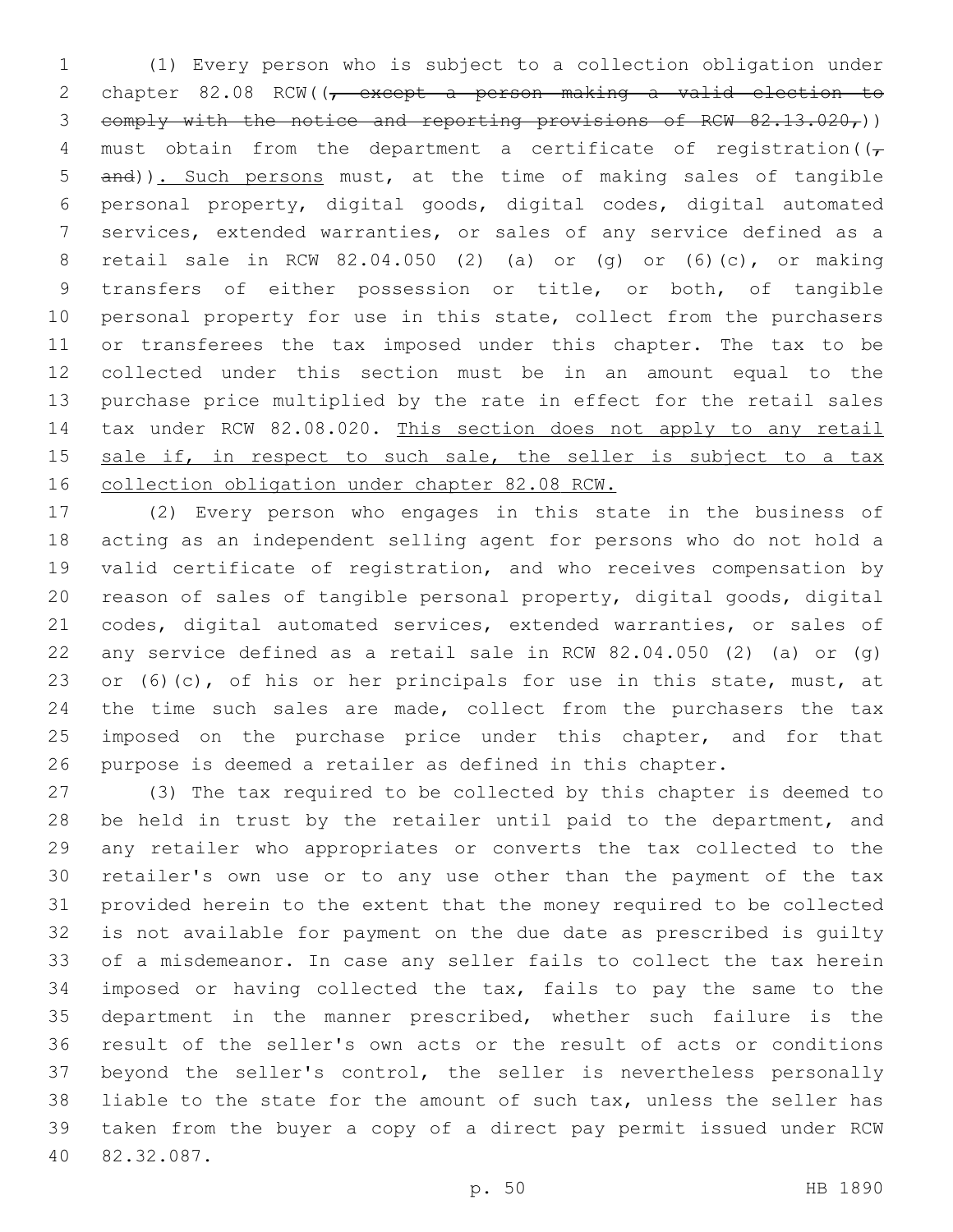(1) Every person who is subject to a collection obligation under chapter 82.08 RCW((~~, except a person making a valid election to comply with the notice and reporting provisions of RCW 82.13.020,~~)) must obtain from the department a certificate of registration((~~, and~~)). Such persons must, at the time of making sales of tangible personal property, digital goods, digital codes, digital automated services, extended warranties, or sales of any service defined as a retail sale in RCW 82.04.050 (2) (a) or (g) or (6)(c), or making transfers of either possession or title, or both, of tangible personal property for use in this state, collect from the purchasers or transferees the tax imposed under this chapter. The tax to be collected under this section must be in an amount equal to the purchase price multiplied by the rate in effect for the retail sales tax under RCW 82.08.020. This section does not apply to any retail sale if, in respect to such sale, the seller is subject to a tax collection obligation under chapter 82.08 RCW.

(2) Every person who engages in this state in the business of acting as an independent selling agent for persons who do not hold a valid certificate of registration, and who receives compensation by reason of sales of tangible personal property, digital goods, digital codes, digital automated services, extended warranties, or sales of any service defined as a retail sale in RCW 82.04.050 (2) (a) or (g) or (6)(c), of his or her principals for use in this state, must, at the time such sales are made, collect from the purchasers the tax imposed on the purchase price under this chapter, and for that purpose is deemed a retailer as defined in this chapter.

(3) The tax required to be collected by this chapter is deemed to be held in trust by the retailer until paid to the department, and any retailer who appropriates or converts the tax collected to the retailer's own use or to any use other than the payment of the tax provided herein to the extent that the money required to be collected is not available for payment on the due date as prescribed is guilty of a misdemeanor. In case any seller fails to collect the tax herein imposed or having collected the tax, fails to pay the same to the department in the manner prescribed, whether such failure is the result of the seller's own acts or the result of acts or conditions beyond the seller's control, the seller is nevertheless personally liable to the state for the amount of such tax, unless the seller has taken from the buyer a copy of a direct pay permit issued under RCW 82.32.087.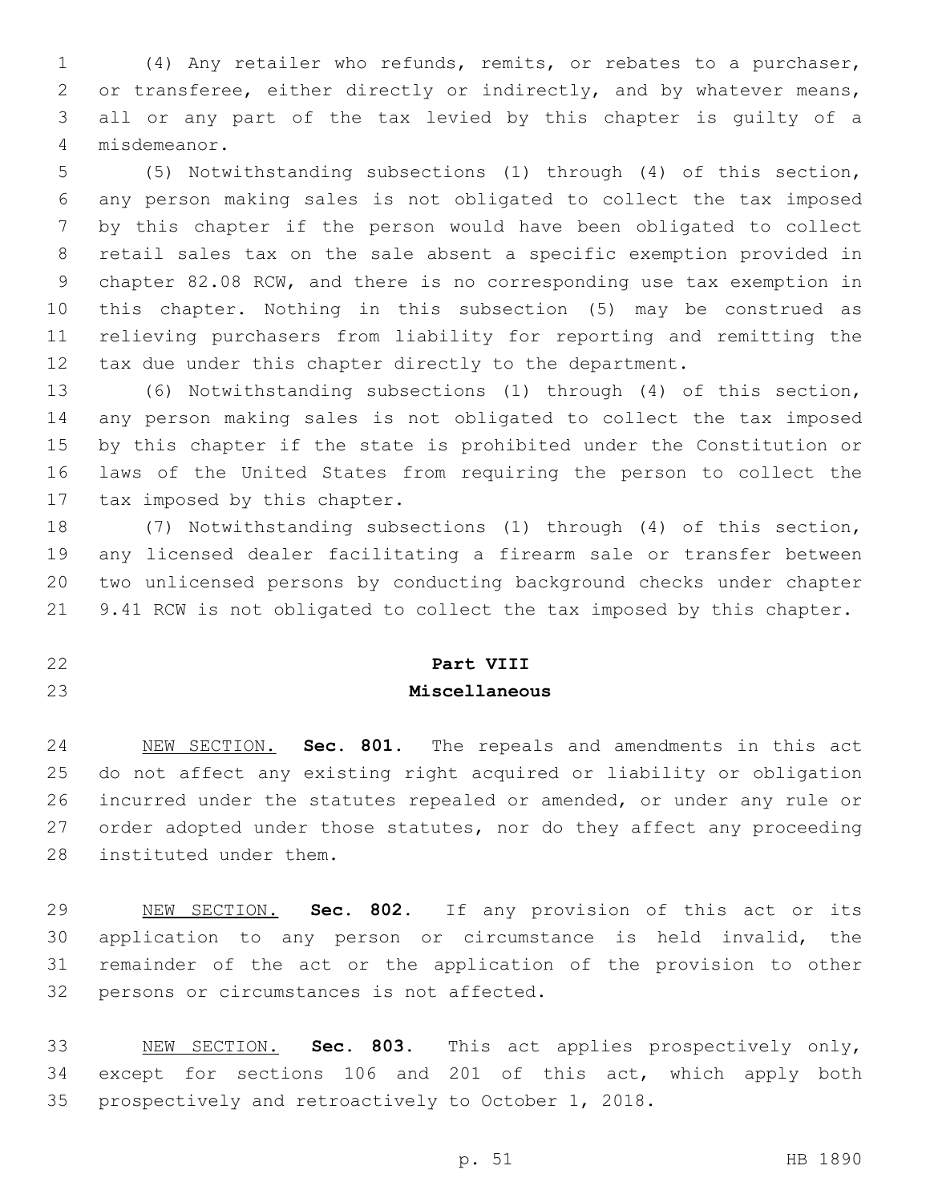(4) Any retailer who refunds, remits, or rebates to a purchaser, or transferee, either directly or indirectly, and by whatever means, all or any part of the tax levied by this chapter is guilty of a misdemeanor.

(5) Notwithstanding subsections (1) through (4) of this section, any person making sales is not obligated to collect the tax imposed by this chapter if the person would have been obligated to collect retail sales tax on the sale absent a specific exemption provided in chapter 82.08 RCW, and there is no corresponding use tax exemption in this chapter. Nothing in this subsection (5) may be construed as relieving purchasers from liability for reporting and remitting the tax due under this chapter directly to the department.

(6) Notwithstanding subsections (1) through (4) of this section, any person making sales is not obligated to collect the tax imposed by this chapter if the state is prohibited under the Constitution or laws of the United States from requiring the person to collect the tax imposed by this chapter.

(7) Notwithstanding subsections (1) through (4) of this section, any licensed dealer facilitating a firearm sale or transfer between two unlicensed persons by conducting background checks under chapter 9.41 RCW is not obligated to collect the tax imposed by this chapter.

## Part VIII
## Miscellaneous

NEW SECTION. **Sec. 801.** The repeals and amendments in this act do not affect any existing right acquired or liability or obligation incurred under the statutes repealed or amended, or under any rule or order adopted under those statutes, nor do they affect any proceeding instituted under them.

NEW SECTION. **Sec. 802.** If any provision of this act or its application to any person or circumstance is held invalid, the remainder of the act or the application of the provision to other persons or circumstances is not affected.

NEW SECTION. **Sec. 803.** This act applies prospectively only, except for sections 106 and 201 of this act, which apply both prospectively and retroactively to October 1, 2018.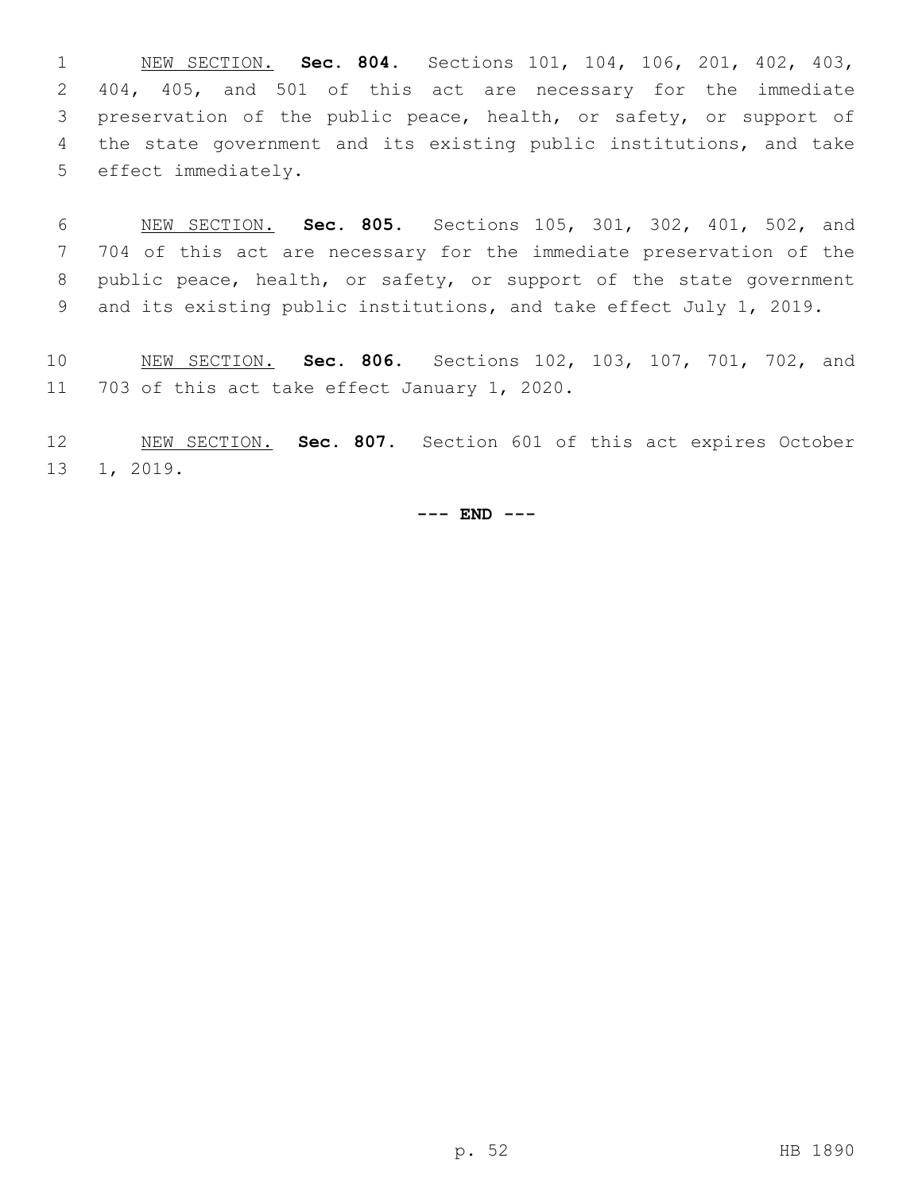NEW SECTION. **Sec. 804.** Sections 101, 104, 106, 201, 402, 403, 404, 405, and 501 of this act are necessary for the immediate preservation of the public peace, health, or safety, or support of the state government and its existing public institutions, and take effect immediately.

NEW SECTION. **Sec. 805.** Sections 105, 301, 302, 401, 502, and 704 of this act are necessary for the immediate preservation of the public peace, health, or safety, or support of the state government and its existing public institutions, and take effect July 1, 2019.

NEW SECTION. **Sec. 806.** Sections 102, 103, 107, 701, 702, and 703 of this act take effect January 1, 2020.

NEW SECTION. **Sec. 807.** Section 601 of this act expires October 1, 2019.

**--- END ---**